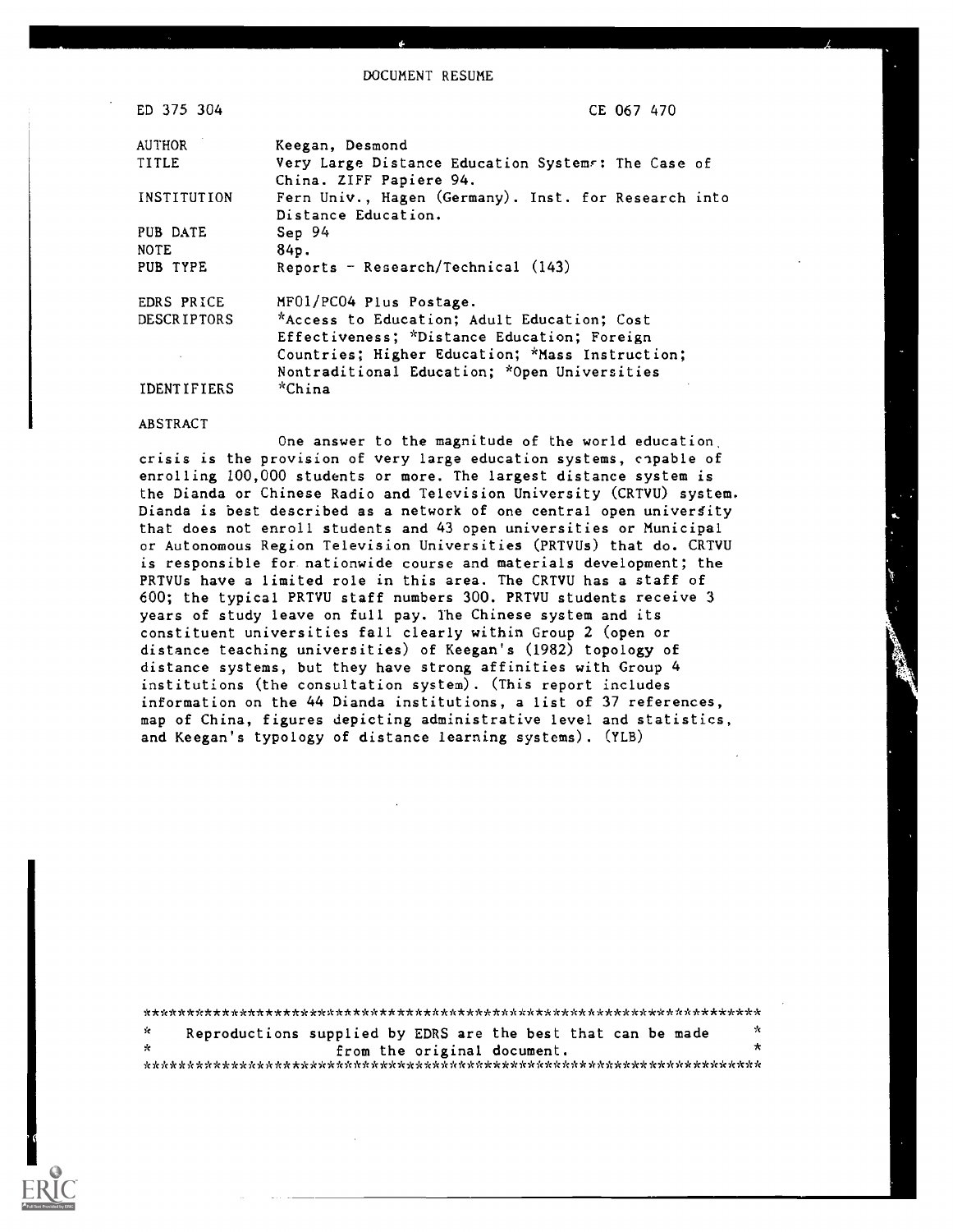DOCUMENT RESUME

| | |
|---|---|
| ED 375 304 | CE 067 470 |
| AUTHOR | Keegan, Desmond |
| TITLE | Very Large Distance Education Systems: The Case of China. ZIFF Papiere 94. |
| INSTITUTION | Fern Univ., Hagen (Germany). Inst. for Research into Distance Education. |
| PUB DATE | Sep 94 |
| NOTE | 84p. |
| PUB TYPE | Reports - Research/Technical (143) |
| EDRS PRICE | MF01/PC04 Plus Postage. |
| DESCRIPTORS | *Access to Education; Adult Education; Cost Effectiveness; *Distance Education; Foreign Countries; Higher Education; *Mass Instruction; Nontraditional Education; *Open Universities |
| IDENTIFIERS | *China |

ABSTRACT

One answer to the magnitude of the world education crisis is the provision of very large education systems, capable of enrolling 100,000 students or more. The largest distance system is the Dianda or Chinese Radio and Television University (CRTVU) system. Dianda is best described as a network of one central open university that does not enroll students and 43 open universities or Municipal or Autonomous Region Television Universities (PRTVUs) that do. CRTVU is responsible for nationwide course and materials development; the PRTVUs have a limited role in this area. The CRTVU has a staff of 600; the typical PRTVU staff numbers 300. PRTVU students receive 3 years of study leave on full pay. The Chinese system and its constituent universities fall clearly within Group 2 (open or distance teaching universities) of Keegan's (1982) topology of distance systems, but they have strong affinities with Group 4 institutions (the consultation system). (This report includes information on the 44 Dianda institutions, a list of 37 references, map of China, figures depicting administrative level and statistics, and Keegan's typology of distance learning systems). (YLB)

***********************************************************************
* Reproductions supplied by EDRS are the best that can be made *
* from the original document. *
***********************************************************************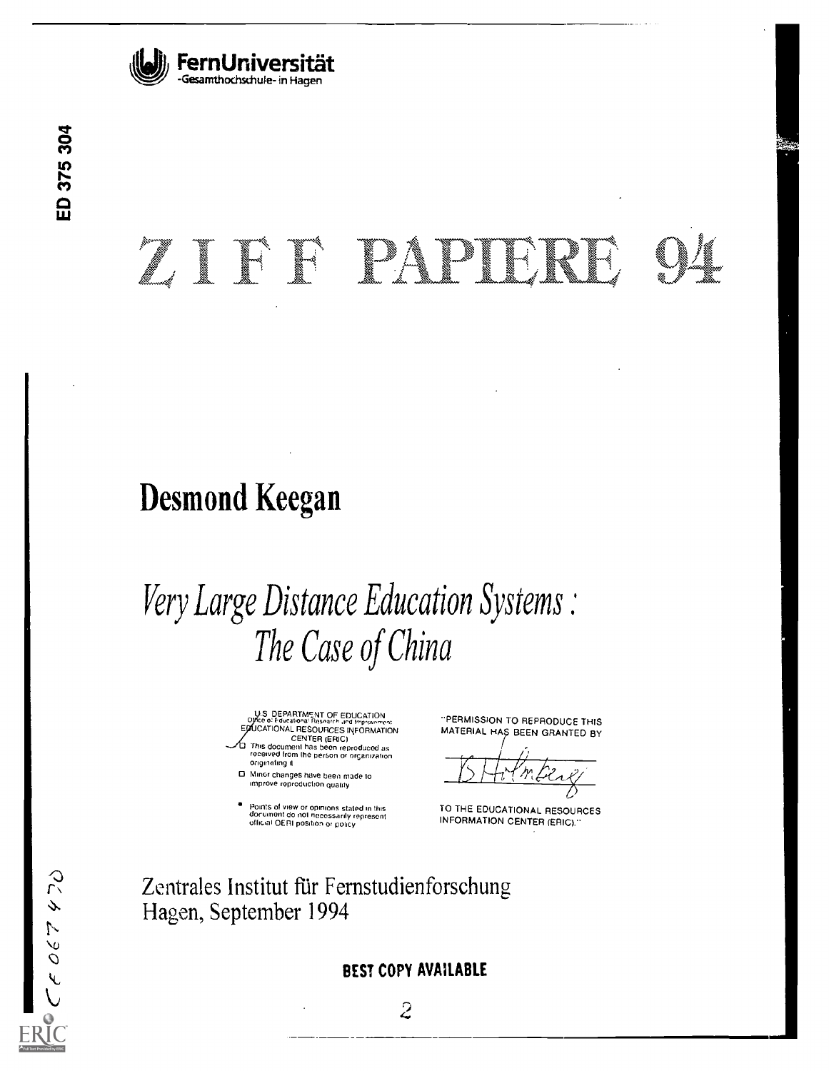FernUniversität
-Gesamthochschule- in Hagen

ED 375 304

# ZIFF PAPIERE 94

## Desmond Keegan

# *Very Large Distance Education Systems: The Case of China*

U.S. DEPARTMENT OF EDUCATION
Office of Educational Research and Improvement
EDUCATIONAL RESOURCES INFORMATION CENTER (ERIC)

- This document has been reproduced as received from the person or organization originating it
- Minor changes have been made to improve reproduction quality
- Points of view or opinions stated in this document do not necessarily represent official OERI position or policy

"PERMISSION TO REPRODUCE THIS MATERIAL HAS BEEN GRANTED BY

B Holmberg

TO THE EDUCATIONAL RESOURCES INFORMATION CENTER (ERIC)."

Zentrales Institut für Fernstudienforschung
Hagen, September 1994

CE 067 470

BEST COPY AVAILABLE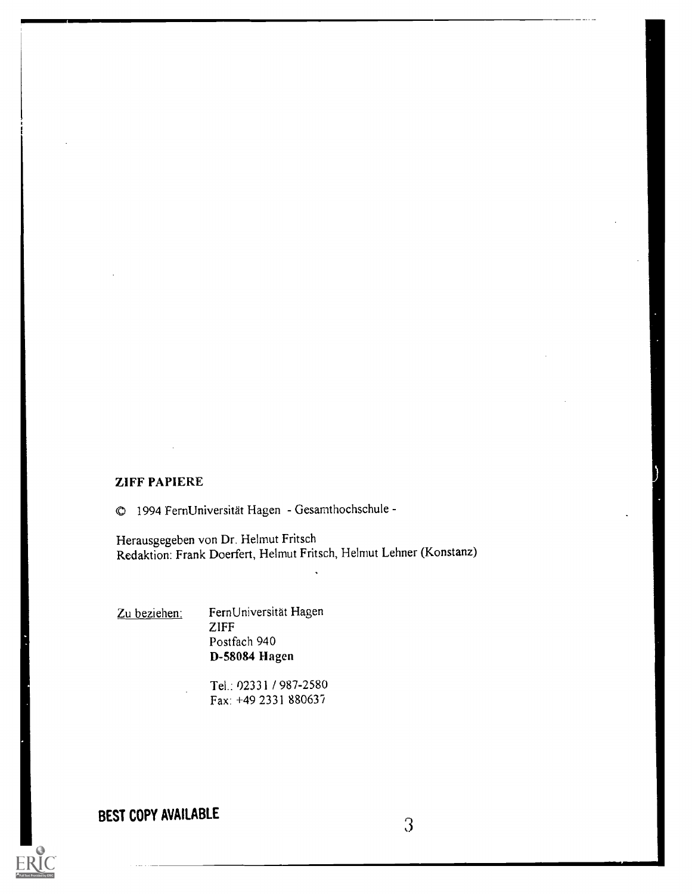**ZIFF PAPIERE**

© 1994 FernUniversität Hagen - Gesamthochschule -

Herausgegeben von Dr. Helmut Fritsch
Redaktion: Frank Doerfert, Helmut Fritsch, Helmut Lehner (Konstanz)

Zu beziehen: FernUniversität Hagen
ZIFF
Postfach 940
**D-58084 Hagen**

Tel.: 02331 / 987-2580
Fax: +49 2331 880637

**BEST COPY AVAILABLE**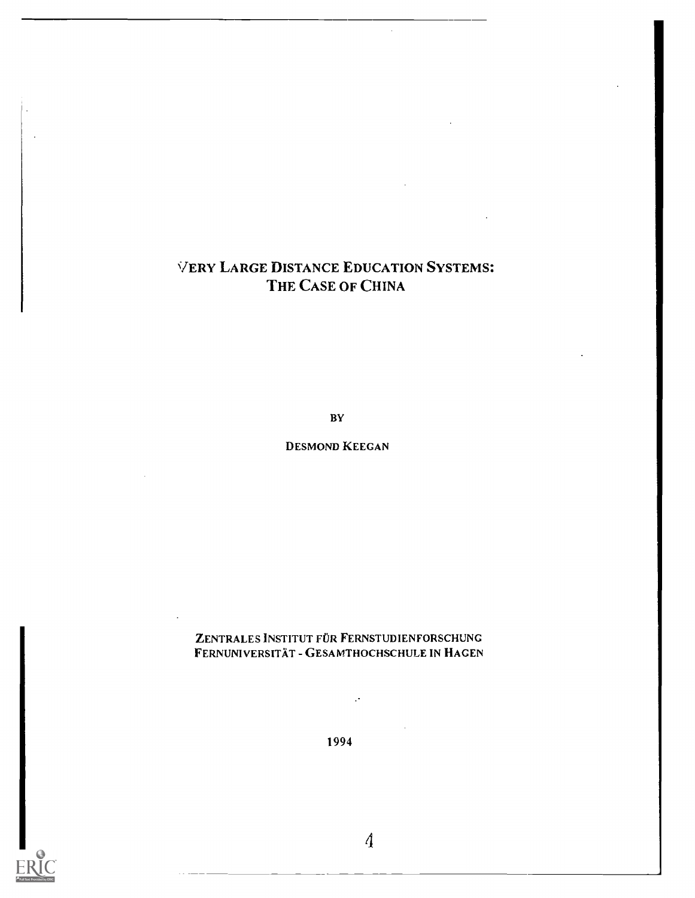# VERY LARGE DISTANCE EDUCATION SYSTEMS: THE CASE OF CHINA

BY

DESMOND KEEGAN

ZENTRALES INSTITUT FÜR FERNSTUDIENFORSCHUNG
FERNUNIVERSITÄT - GESAMTHOCHSCHULE IN HAGEN

1994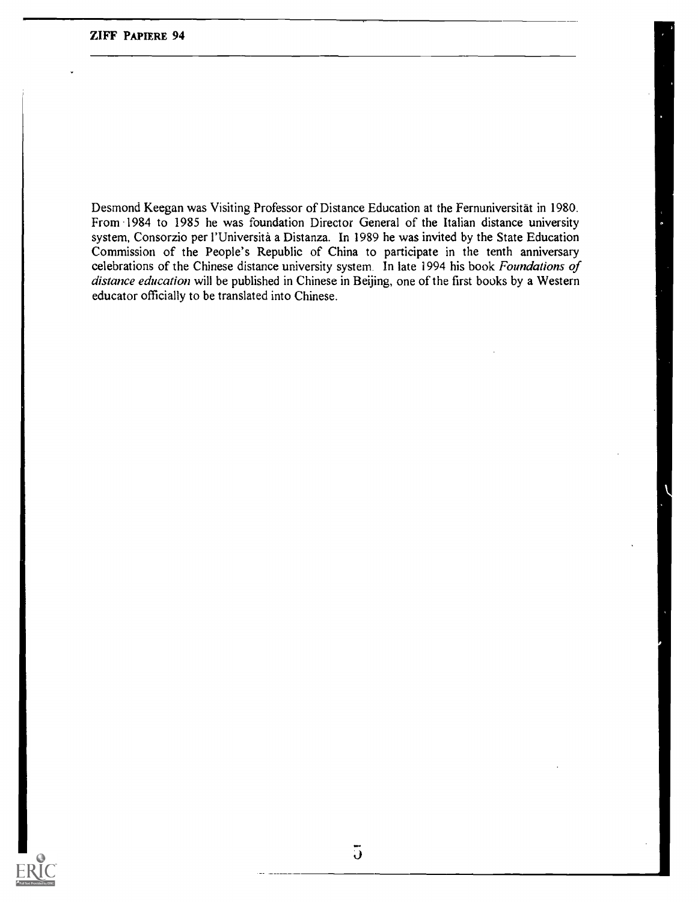Desmond Keegan was Visiting Professor of Distance Education at the Fernuniversität in 1980. From 1984 to 1985 he was foundation Director General of the Italian distance university system, Consorzio per l'Università a Distanza. In 1989 he was invited by the State Education Commission of the People's Republic of China to participate in the tenth anniversary celebrations of the Chinese distance university system. In late 1994 his book *Foundations of distance education* will be published in Chinese in Beijing, one of the first books by a Western educator officially to be translated into Chinese.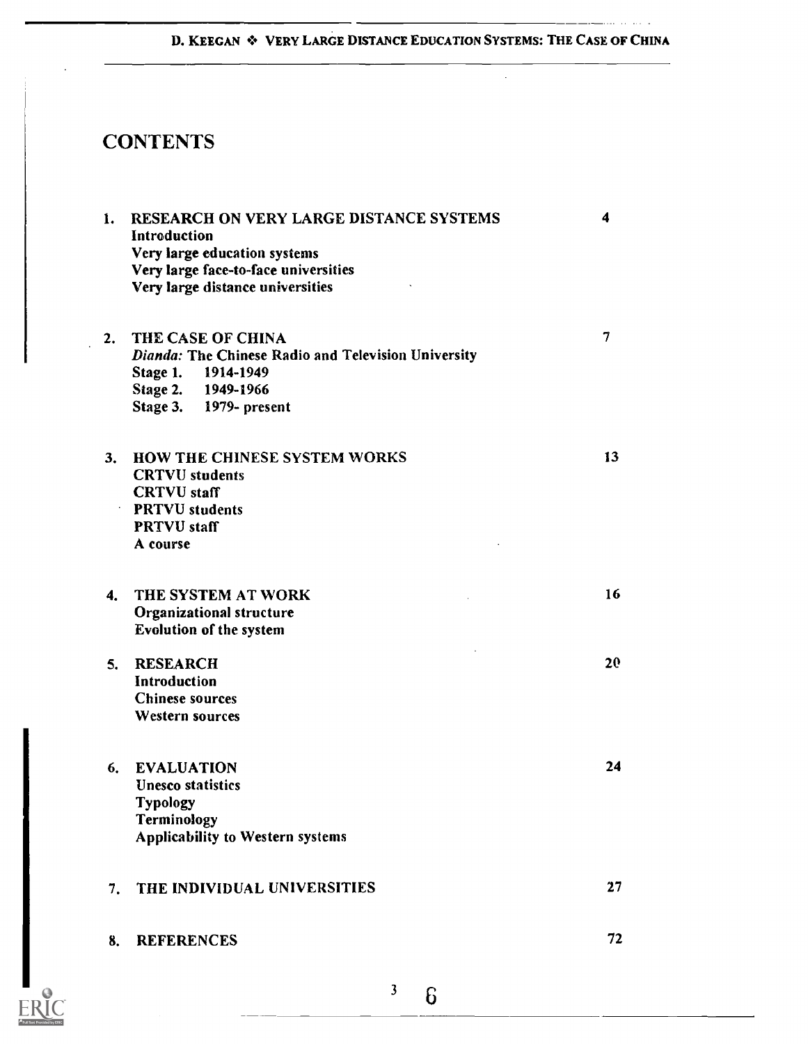# CONTENTS

| | | |
|---|---|---|
| 1. | **RESEARCH ON VERY LARGE DISTANCE SYSTEMS**<br>Introduction<br>Very large education systems<br>Very large face-to-face universities<br>Very large distance universities | 4 |
| 2. | **THE CASE OF CHINA**<br>*Dianda:* The Chinese Radio and Television University<br>Stage 1. 1914-1949<br>Stage 2. 1949-1966<br>Stage 3. 1979- present | 7 |
| 3. | **HOW THE CHINESE SYSTEM WORKS**<br>CRTVU students<br>CRTVU staff<br>PRTVU students<br>PRTVU staff<br>A course | 13 |
| 4. | **THE SYSTEM AT WORK**<br>Organizational structure<br>Evolution of the system | 16 |
| 5. | **RESEARCH**<br>Introduction<br>Chinese sources<br>Western sources | 20 |
| 6. | **EVALUATION**<br>Unesco statistics<br>Typology<br>Terminology<br>Applicability to Western systems | 24 |
| 7. | **THE INDIVIDUAL UNIVERSITIES** | 27 |
| 8. | **REFERENCES** | 72 |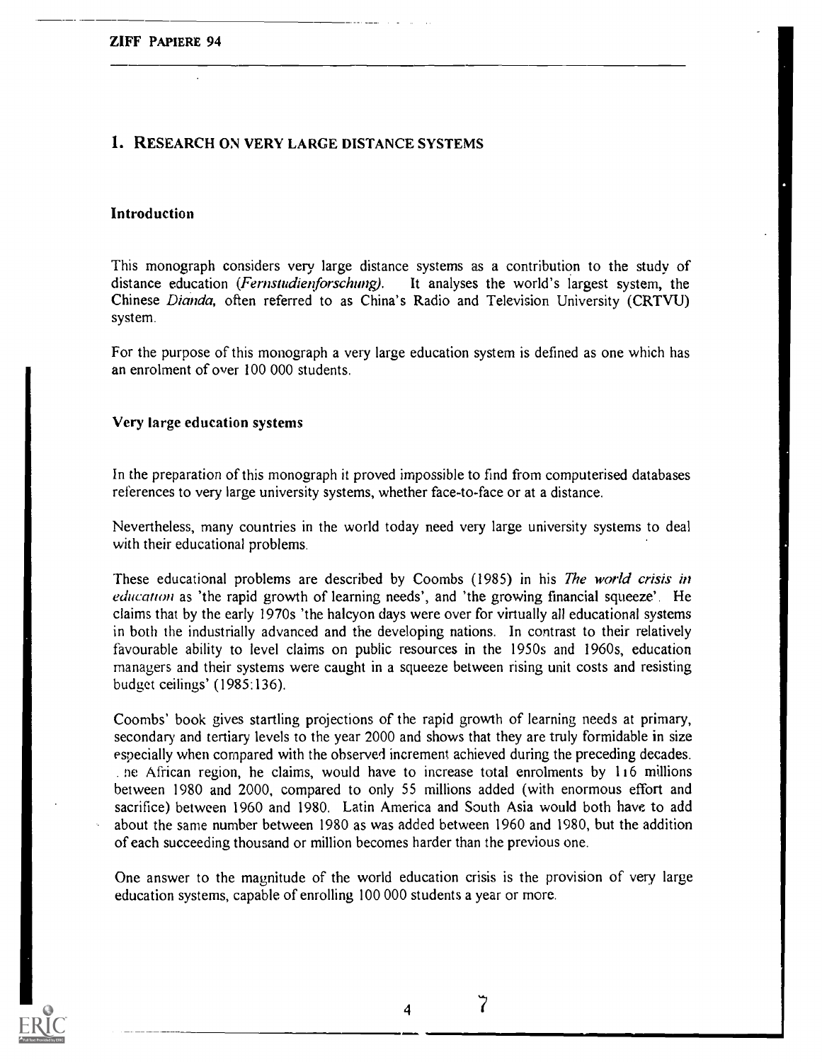# 1. RESEARCH ON VERY LARGE DISTANCE SYSTEMS

## Introduction

This monograph considers very large distance systems as a contribution to the study of distance education (*Fernstudienforschung*). It analyses the world's largest system, the Chinese *Dianda*, often referred to as China's Radio and Television University (CRTVU) system.

For the purpose of this monograph a very large education system is defined as one which has an enrolment of over 100 000 students.

## Very large education systems

In the preparation of this monograph it proved impossible to find from computerised databases references to very large university systems, whether face-to-face or at a distance.

Nevertheless, many countries in the world today need very large university systems to deal with their educational problems.

These educational problems are described by Coombs (1985) in his *The world crisis in education* as 'the rapid growth of learning needs', and 'the growing financial squeeze'. He claims that by the early 1970s 'the halcyon days were over for virtually all educational systems in both the industrially advanced and the developing nations. In contrast to their relatively favourable ability to level claims on public resources in the 1950s and 1960s, education managers and their systems were caught in a squeeze between rising unit costs and resisting budget ceilings' (1985:136).

Coombs' book gives startling projections of the rapid growth of learning needs at primary, secondary and tertiary levels to the year 2000 and shows that they are truly formidable in size especially when compared with the observed increment achieved during the preceding decades. The African region, he claims, would have to increase total enrolments by 116 millions between 1980 and 2000, compared to only 55 millions added (with enormous effort and sacrifice) between 1960 and 1980. Latin America and South Asia would both have to add about the same number between 1980 as was added between 1960 and 1980, but the addition of each succeeding thousand or million becomes harder than the previous one.

One answer to the magnitude of the world education crisis is the provision of very large education systems, capable of enrolling 100 000 students a year or more.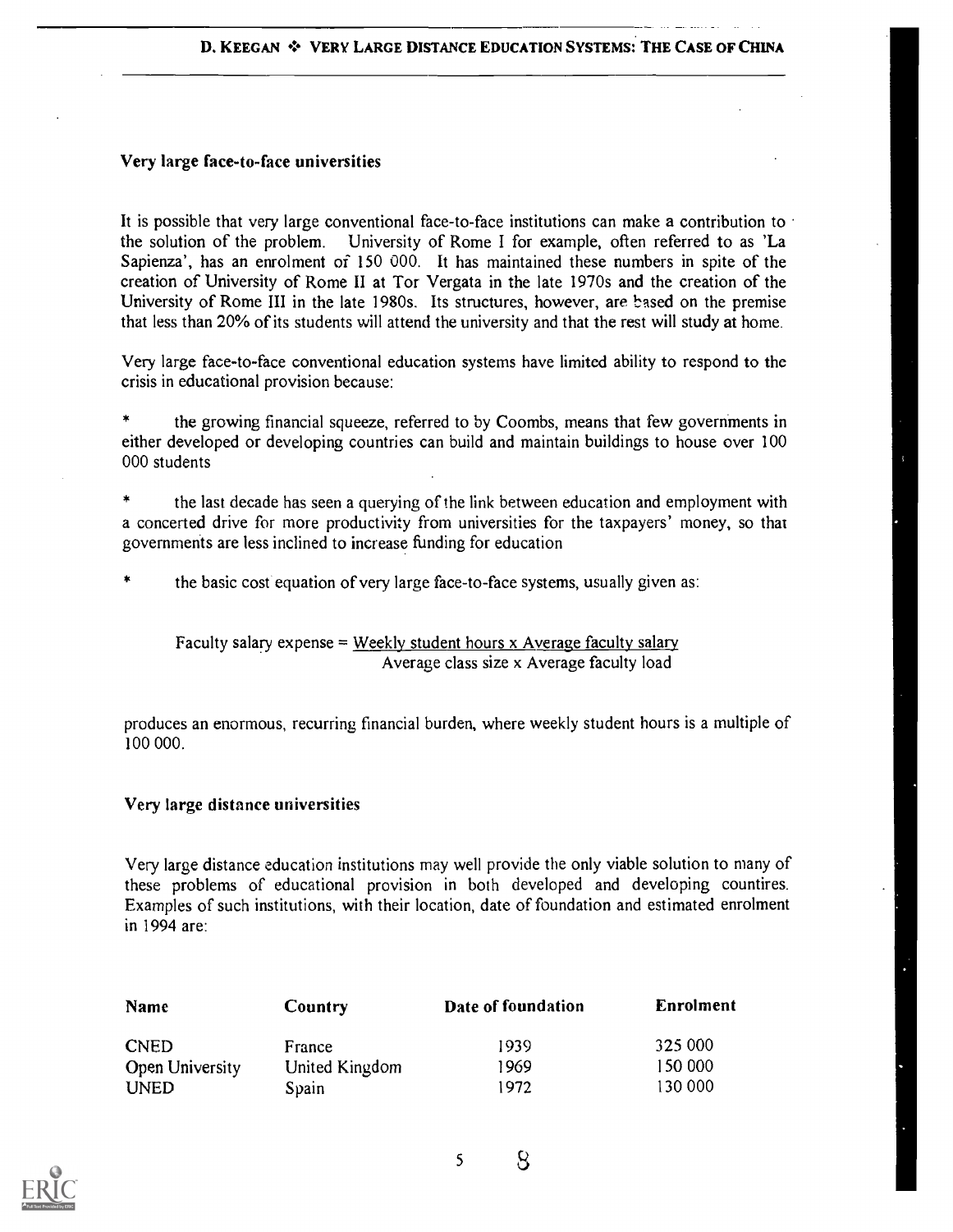### Very large face-to-face universities

It is possible that very large conventional face-to-face institutions can make a contribution to the solution of the problem. University of Rome I for example, often referred to as 'La Sapienza', has an enrolment of 150 000. It has maintained these numbers in spite of the creation of University of Rome II at Tor Vergata in the late 1970s and the creation of the University of Rome III in the late 1980s. Its structures, however, are based on the premise that less than 20% of its students will attend the university and that the rest will study at home.

Very large face-to-face conventional education systems have limited ability to respond to the crisis in educational provision because:

* the growing financial squeeze, referred to by Coombs, means that few governments in either developed or developing countries can build and maintain buildings to house over 100 000 students
* the last decade has seen a querying of the link between education and employment with a concerted drive for more productivity from universities for the taxpayers' money, so that governments are less inclined to increase funding for education
* the basic cost equation of very large face-to-face systems, usually given as:

$$\text{Faculty salary expense} = \frac{\text{Weekly student hours} \times \text{Average faculty salary}}{\text{Average class size} \times \text{Average faculty load}}$$

produces an enormous, recurring financial burden, where weekly student hours is a multiple of 100 000.

### Very large distance universities

Very large distance education institutions may well provide the only viable solution to many of these problems of educational provision in both developed and developing countires. Examples of such institutions, with their location, date of foundation and estimated enrolment in 1994 are:

| Name | Country | Date of foundation | Enrolment |
|---|---|---|---|
| CNED | France | 1939 | 325 000 |
| Open University | United Kingdom | 1969 | 150 000 |
| UNED | Spain | 1972 | 130 000 |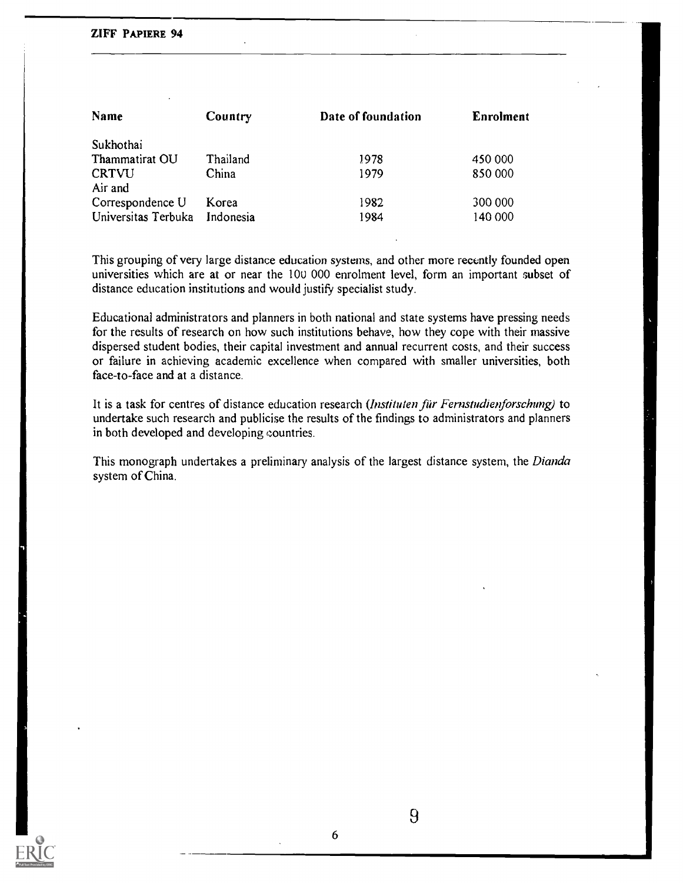| Name | Country | Date of foundation | Enrolment |
|---|---|---|---|
| Sukhothai Thammatirat OU | Thailand | 1978 | 450 000 |
| CRTVU | China | 1979 | 850 000 |
| Air and Correspondence U | Korea | 1982 | 300 000 |
| Universitas Terbuka | Indonesia | 1984 | 140 000 |

This grouping of very large distance education systems, and other more recently founded open universities which are at or near the 100 000 enrolment level, form an important subset of distance education institutions and would justify specialist study.

Educational administrators and planners in both national and state systems have pressing needs for the results of research on how such institutions behave, how they cope with their massive dispersed student bodies, their capital investment and annual recurrent costs, and their success or failure in achieving academic excellence when compared with smaller universities, both face-to-face and at a distance.

It is a task for centres of distance education research (*Instituten für Fernstudienforschung*) to undertake such research and publicise the results of the findings to administrators and planners in both developed and developing countries.

This monograph undertakes a preliminary analysis of the largest distance system, the *Dianda* system of China.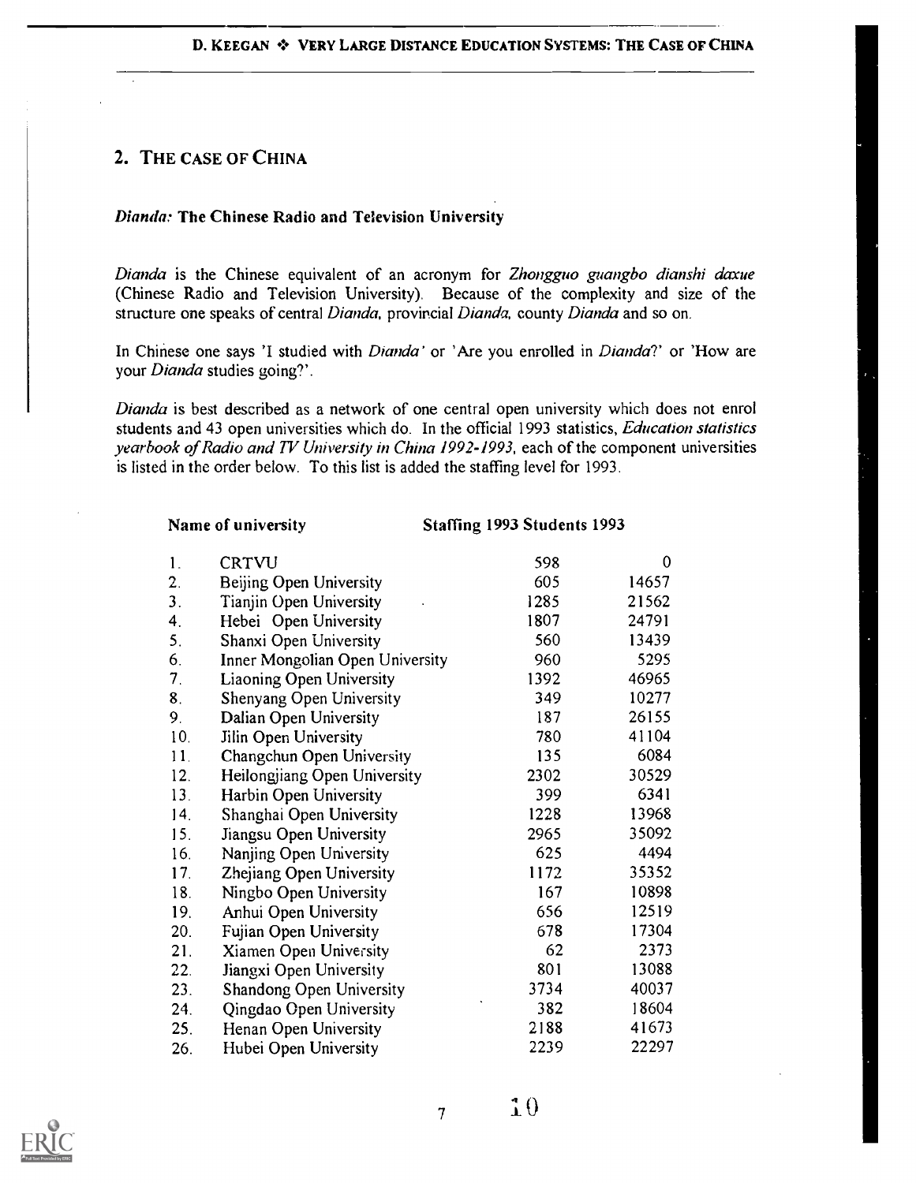## 2. THE CASE OF CHINA

### *Dianda:* The Chinese Radio and Television University

*Dianda* is the Chinese equivalent of an acronym for *Zhongguo guangbo dianshi daxue* (Chinese Radio and Television University). Because of the complexity and size of the structure one speaks of central *Dianda*, provincial *Dianda*, county *Dianda* and so on.

In Chinese one says 'I studied with *Dianda*' or 'Are you enrolled in *Dianda*?' or 'How are your *Dianda* studies going?'.

*Dianda* is best described as a network of one central open university which does not enrol students and 43 open universities which do. In the official 1993 statistics, *Education statistics yearbook of Radio and TV University in China 1992-1993*, each of the component universities is listed in the order below. To this list is added the staffing level for 1993.

| | Name of university | Staffing 1993 | Students 1993 |
|---|---|---|---|
| 1. | CRTVU | 598 | 0 |
| 2. | Beijing Open University | 605 | 14657 |
| 3. | Tianjin Open University | 1285 | 21562 |
| 4. | Hebei Open University | 1807 | 24791 |
| 5. | Shanxi Open University | 560 | 13439 |
| 6. | Inner Mongolian Open University | 960 | 5295 |
| 7. | Liaoning Open University | 1392 | 46965 |
| 8. | Shenyang Open University | 349 | 10277 |
| 9. | Dalian Open University | 187 | 26155 |
| 10. | Jilin Open University | 780 | 41104 |
| 11. | Changchun Open University | 135 | 6084 |
| 12. | Heilongjiang Open University | 2302 | 30529 |
| 13. | Harbin Open University | 399 | 6341 |
| 14. | Shanghai Open University | 1228 | 13968 |
| 15. | Jiangsu Open University | 2965 | 35092 |
| 16. | Nanjing Open University | 625 | 4494 |
| 17. | Zhejiang Open University | 1172 | 35352 |
| 18. | Ningbo Open University | 167 | 10898 |
| 19. | Anhui Open University | 656 | 12519 |
| 20. | Fujian Open University | 678 | 17304 |
| 21. | Xiamen Open University | 62 | 2373 |
| 22. | Jiangxi Open University | 801 | 13088 |
| 23. | Shandong Open University | 3734 | 40037 |
| 24. | Qingdao Open University | 382 | 18604 |
| 25. | Henan Open University | 2188 | 41673 |
| 26. | Hubei Open University | 2239 | 22297 |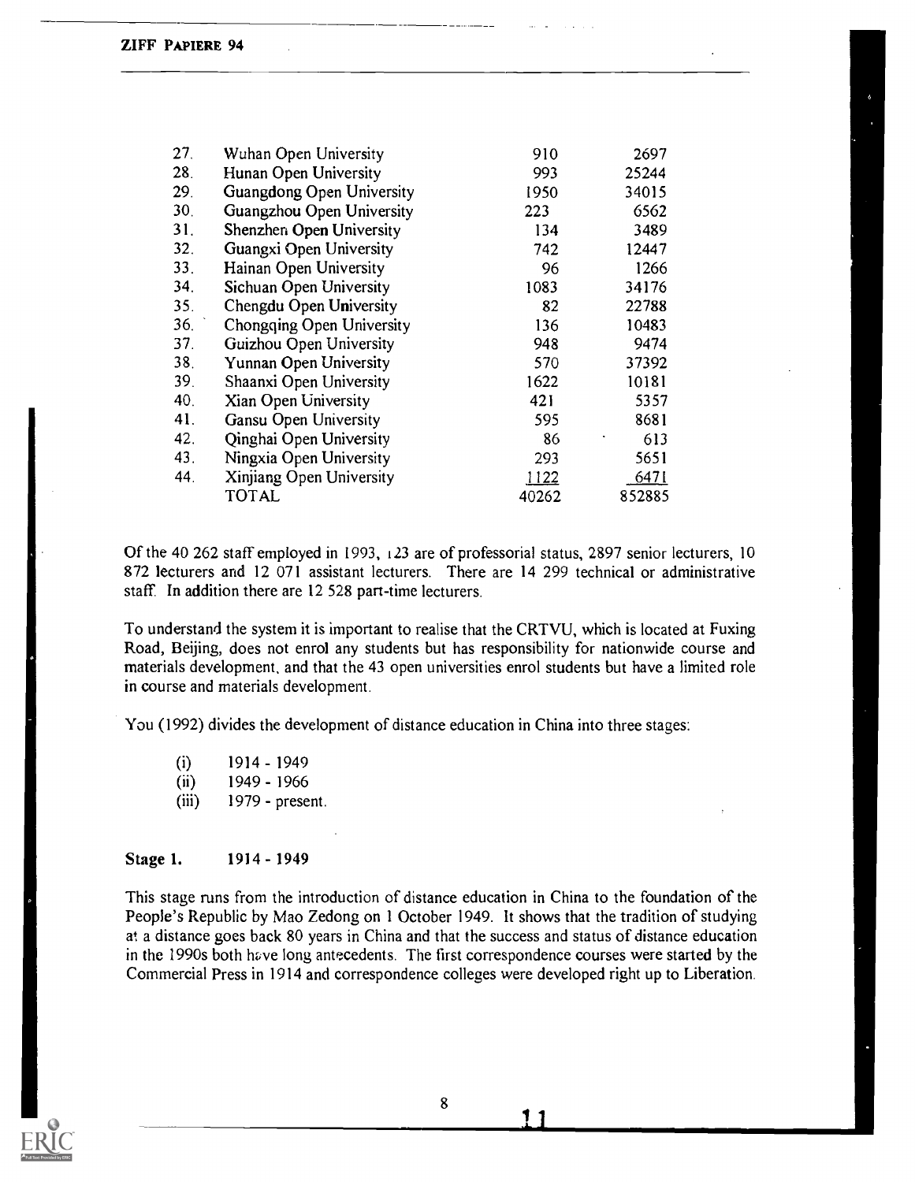| | | | |
|---|---|---|---|
| 27. | Wuhan Open University | 910 | 2697 |
| 28. | Hunan Open University | 993 | 25244 |
| 29. | Guangdong Open University | 1950 | 34015 |
| 30. | Guangzhou Open University | 223 | 6562 |
| 31. | Shenzhen Open University | 134 | 3489 |
| 32. | Guangxi Open University | 742 | 12447 |
| 33. | Hainan Open University | 96 | 1266 |
| 34. | Sichuan Open University | 1083 | 34176 |
| 35. | Chengdu Open University | 82 | 22788 |
| 36. | Chongqing Open University | 136 | 10483 |
| 37. | Guizhou Open University | 948 | 9474 |
| 38. | Yunnan Open University | 570 | 37392 |
| 39. | Shaanxi Open University | 1622 | 10181 |
| 40. | Xian Open University | 421 | 5357 |
| 41. | Gansu Open University | 595 | 8681 |
| 42. | Qinghai Open University | 86 | 613 |
| 43. | Ningxia Open University | 293 | 5651 |
| 44. | Xinjiang Open University | 1122 | 6471 |
| | TOTAL | 40262 | 852885 |

Of the 40 262 staff employed in 1993, 123 are of professorial status, 2897 senior lecturers, 10 872 lecturers and 12 071 assistant lecturers. There are 14 299 technical or administrative staff. In addition there are 12 528 part-time lecturers.

To understand the system it is important to realise that the CRTVU, which is located at Fuxing Road, Beijing, does not enrol any students but has responsibility for nationwide course and materials development, and that the 43 open universities enrol students but have a limited role in course and materials development.

You (1992) divides the development of distance education in China into three stages:

(i) 1914 - 1949
(ii) 1949 - 1966
(iii) 1979 - present.

**Stage 1. 1914 - 1949**

This stage runs from the introduction of distance education in China to the foundation of the People's Republic by Mao Zedong on 1 October 1949. It shows that the tradition of studying at a distance goes back 80 years in China and that the success and status of distance education in the 1990s both have long antecedents. The first correspondence courses were started by the Commercial Press in 1914 and correspondence colleges were developed right up to Liberation.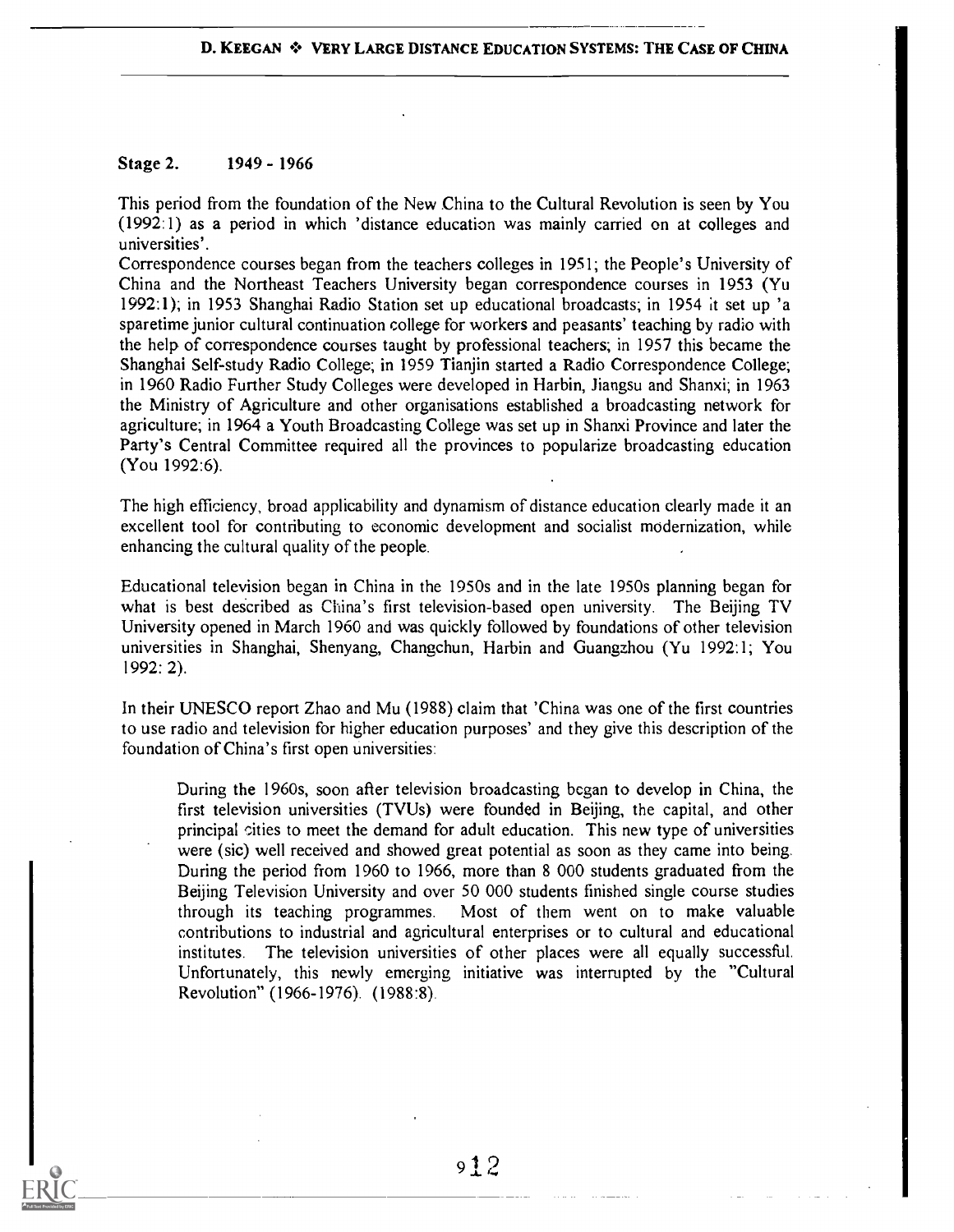## Stage 2. 1949 - 1966

This period from the foundation of the New China to the Cultural Revolution is seen by You (1992:1) as a period in which 'distance education was mainly carried on at colleges and universities'.

Correspondence courses began from the teachers colleges in 1951; the People's University of China and the Northeast Teachers University began correspondence courses in 1953 (Yu 1992:1); in 1953 Shanghai Radio Station set up educational broadcasts; in 1954 it set up 'a sparetime junior cultural continuation college for workers and peasants' teaching by radio with the help of correspondence courses taught by professional teachers; in 1957 this became the Shanghai Self-study Radio College; in 1959 Tianjin started a Radio Correspondence College; in 1960 Radio Further Study Colleges were developed in Harbin, Jiangsu and Shanxi; in 1963 the Ministry of Agriculture and other organisations established a broadcasting network for agriculture; in 1964 a Youth Broadcasting College was set up in Shanxi Province and later the Party's Central Committee required all the provinces to popularize broadcasting education (You 1992:6).

The high efficiency, broad applicability and dynamism of distance education clearly made it an excellent tool for contributing to economic development and socialist modernization, while enhancing the cultural quality of the people.

Educational television began in China in the 1950s and in the late 1950s planning began for what is best described as China's first television-based open university. The Beijing TV University opened in March 1960 and was quickly followed by foundations of other television universities in Shanghai, Shenyang, Changchun, Harbin and Guangzhou (Yu 1992:1; You 1992: 2).

In their UNESCO report Zhao and Mu (1988) claim that 'China was one of the first countries to use radio and television for higher education purposes' and they give this description of the foundation of China's first open universities:

> During the 1960s, soon after television broadcasting began to develop in China, the first television universities (TVUs) were founded in Beijing, the capital, and other principal cities to meet the demand for adult education. This new type of universities were (sic) well received and showed great potential as soon as they came into being. During the period from 1960 to 1966, more than 8 000 students graduated from the Beijing Television University and over 50 000 students finished single course studies through its teaching programmes. Most of them went on to make valuable contributions to industrial and agricultural enterprises or to cultural and educational institutes. The television universities of other places were all equally successful. Unfortunately, this newly emerging initiative was interrupted by the "Cultural Revolution" (1966-1976). (1988:8).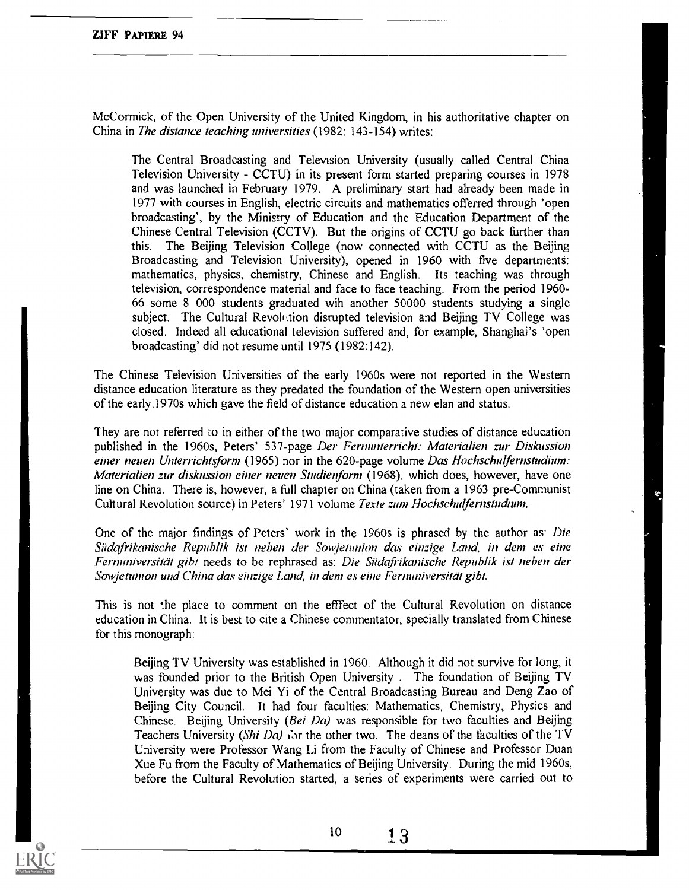McCormick, of the Open University of the United Kingdom, in his authoritative chapter on China in *The distance teaching universities* (1982: 143-154) writes:

> The Central Broadcasting and Television University (usually called Central China Television University - CCTU) in its present form started preparing courses in 1978 and was launched in February 1979. A preliminary start had already been made in 1977 with courses in English, electric circuits and mathematics offerred through 'open broadcasting', by the Ministry of Education and the Education Department of the Chinese Central Television (CCTV). But the origins of CCTU go back further than this. The Beijing Television College (now connected with CCTU as the Beijing Broadcasting and Television University), opened in 1960 with five departments: mathematics, physics, chemistry, Chinese and English. Its teaching was through television, correspondence material and face to face teaching. From the period 1960-66 some 8 000 students graduated wih another 50000 students studying a single subject. The Cultural Revolution disrupted television and Beijing TV College was closed. Indeed all educational television suffered and, for example, Shanghai's 'open broadcasting' did not resume until 1975 (1982:142).

The Chinese Television Universities of the early 1960s were not reported in the Western distance education literature as they predated the foundation of the Western open universities of the early 1970s which gave the field of distance education a new elan and status.

They are not referred to in either of the two major comparative studies of distance education published in the 1960s, Peters' 537-page *Der Fernunterricht: Materialien zur Diskussion einer neuen Unterrichtsform* (1965) nor in the 620-page volume *Das Hochschulfernstudium: Materialien zur diskussion einer neuen Studienform* (1968), which does, however, have one line on China. There is, however, a full chapter on China (taken from a 1963 pre-Communist Cultural Revolution source) in Peters' 1971 volume *Texte zum Hochschulfernstudium*.

One of the major findings of Peters' work in the 1960s is phrased by the author as: *Die Südafrikanische Republik ist neben der Sowjetunion das einzige Land, in dem es eine Fernuniversität gibt* needs to be rephrased as: *Die Südafrikanische Republik ist neben der Sowjetunion und China das einzige Land, in dem es eine Fernuniversität gibt.*

This is not the place to comment on the efffect of the Cultural Revolution on distance education in China. It is best to cite a Chinese commentator, specially translated from Chinese for this monograph:

> Beijing TV University was established in 1960. Although it did not survive for long, it was founded prior to the British Open University . The foundation of Beijing TV University was due to Mei Yi of the Central Broadcasting Bureau and Deng Zao of Beijing City Council. It had four faculties: Mathematics, Chemistry, Physics and Chinese. Beijing University (*Bei Da*) was responsible for two faculties and Beijing Teachers University (*Shi Da*) for the other two. The deans of the faculties of the TV University were Professor Wang Li from the Faculty of Chinese and Professor Duan Xue Fu from the Faculty of Mathematics of Beijing University. During the mid 1960s, before the Cultural Revolution started, a series of experiments were carried out to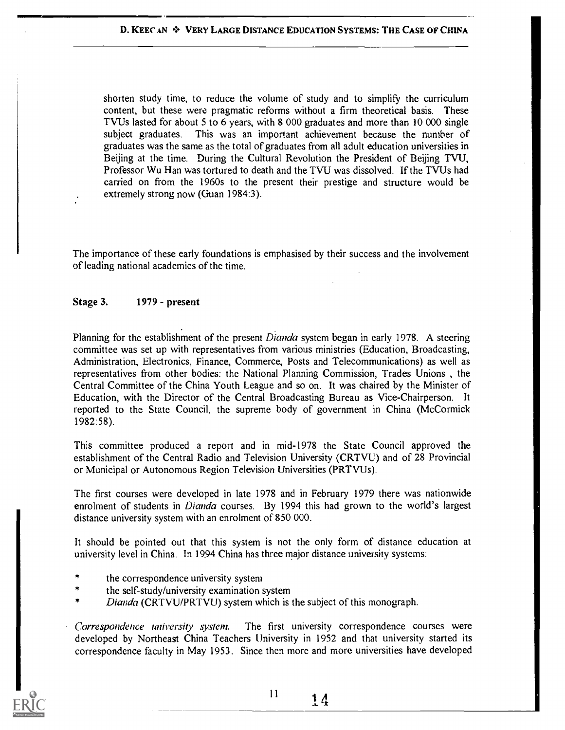> shorten study time, to reduce the volume of study and to simplify the curriculum content, but these were pragmatic reforms without a firm theoretical basis. These TVUs lasted for about 5 to 6 years, with 8 000 graduates and more than 10 000 single subject graduates. This was an important achievement because the number of graduates was the same as the total of graduates from all adult education universities in Beijing at the time. During the Cultural Revolution the President of Beijing TVU, Professor Wu Han was tortured to death and the TVU was dissolved. If the TVUs had carried on from the 1960s to the present their prestige and structure would be extremely strong now (Guan 1984:3).

The importance of these early foundations is emphasised by their success and the involvement of leading national academics of the time.

**Stage 3. 1979 - present**

Planning for the establishment of the present *Dianda* system began in early 1978. A steering committee was set up with representatives from various ministries (Education, Broadcasting, Administration, Electronics, Finance, Commerce, Posts and Telecommunications) as well as representatives from other bodies: the National Planning Commission, Trades Unions , the Central Committee of the China Youth League and so on. It was chaired by the Minister of Education, with the Director of the Central Broadcasting Bureau as Vice-Chairperson. It reported to the State Council, the supreme body of government in China (McCormick 1982:58).

This committee produced a report and in mid-1978 the State Council approved the establishment of the Central Radio and Television University (CRTVU) and of 28 Provincial or Municipal or Autonomous Region Television Universities (PRTVUs).

The first courses were developed in late 1978 and in February 1979 there was nationwide enrolment of students in *Dianda* courses. By 1994 this had grown to the world's largest distance university system with an enrolment of 850 000.

It should be pointed out that this system is not the only form of distance education at university level in China. In 1994 China has three major distance university systems:

* the correspondence university system
* the self-study/university examination system
* *Dianda* (CRTVU/PRTVU) system which is the subject of this monograph.

*Correspondence university system.* The first university correspondence courses were developed by Northeast China Teachers University in 1952 and that university started its correspondence faculty in May 1953. Since then more and more universities have developed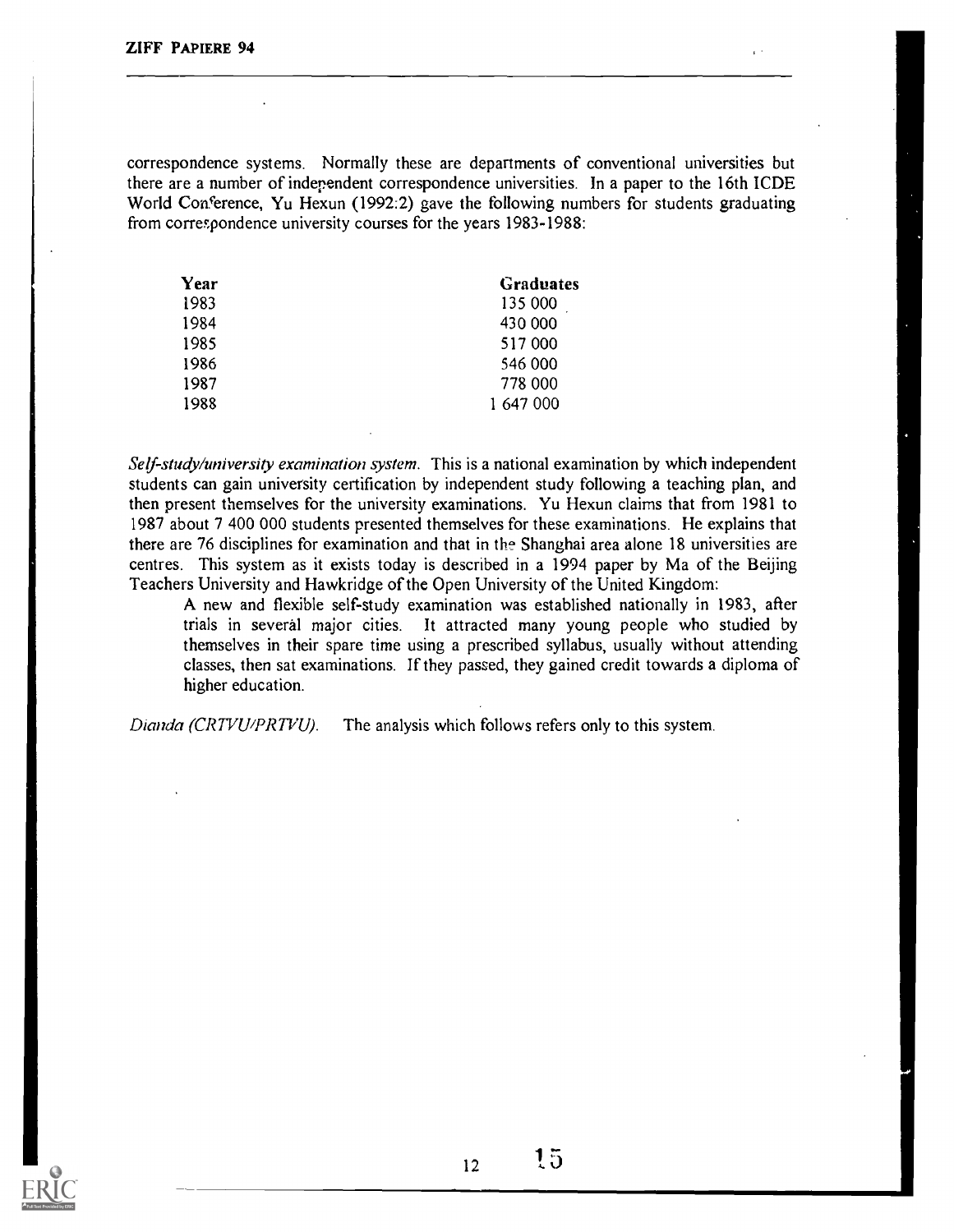correspondence systems. Normally these are departments of conventional universities but there are a number of independent correspondence universities. In a paper to the 16th ICDE World Conference, Yu Hexun (1992:2) gave the following numbers for students graduating from correspondence university courses for the years 1983-1988:

| Year | Graduates |
|---|---|
| 1983 | 135 000 |
| 1984 | 430 000 |
| 1985 | 517 000 |
| 1986 | 546 000 |
| 1987 | 778 000 |
| 1988 | 1 647 000 |

*Self-study/university examination system.* This is a national examination by which independent students can gain university certification by independent study following a teaching plan, and then present themselves for the university examinations. Yu Hexun claims that from 1981 to 1987 about 7 400 000 students presented themselves for these examinations. He explains that there are 76 disciplines for examination and that in the Shanghai area alone 18 universities are centres. This system as it exists today is described in a 1994 paper by Ma of the Beijing Teachers University and Hawkridge of the Open University of the United Kingdom:

> A new and flexible self-study examination was established nationally in 1983, after trials in several major cities. It attracted many young people who studied by themselves in their spare time using a prescribed syllabus, usually without attending classes, then sat examinations. If they passed, they gained credit towards a diploma of higher education.

*Dianda (CRTVU/PRTVU).* The analysis which follows refers only to this system.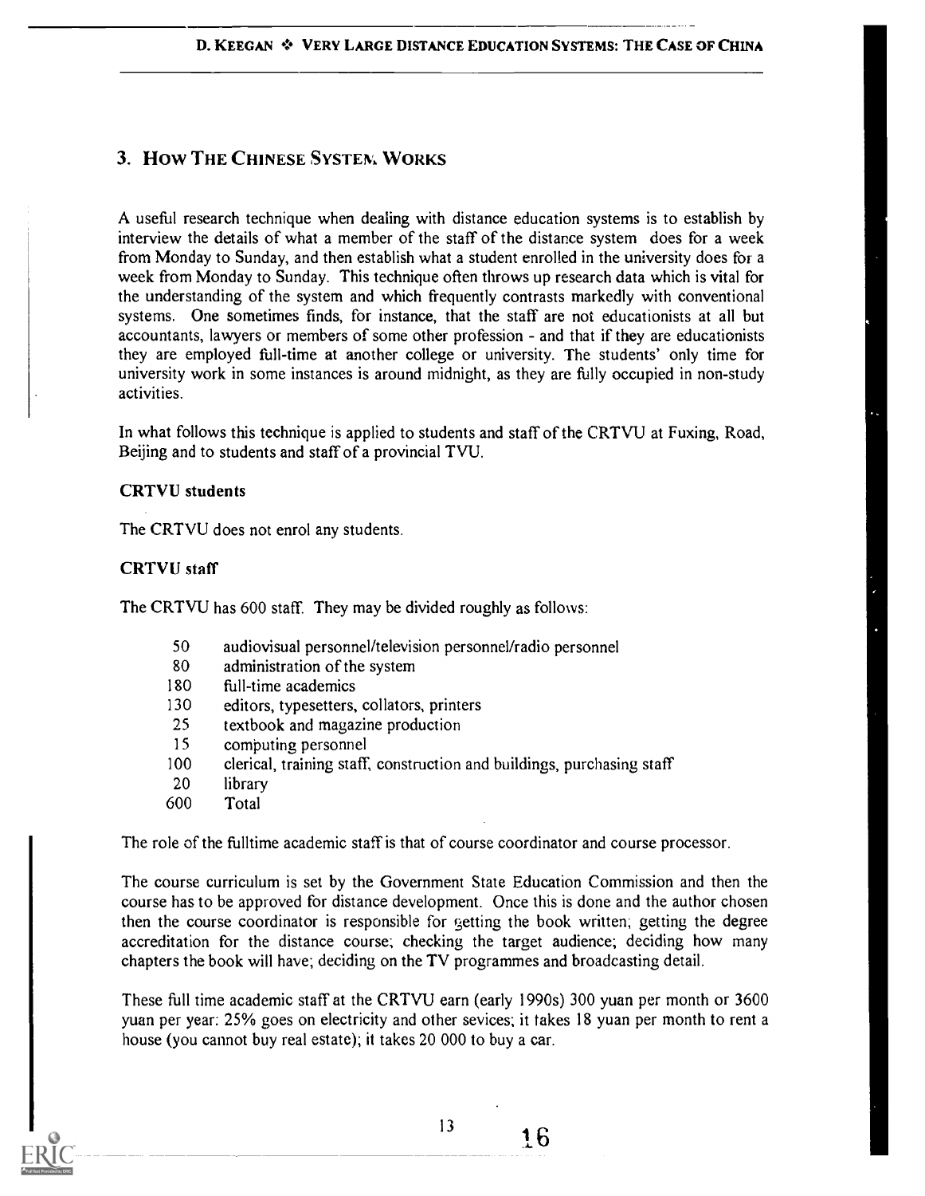## 3. How The Chinese System Works

A useful research technique when dealing with distance education systems is to establish by interview the details of what a member of the staff of the distance system does for a week from Monday to Sunday, and then establish what a student enrolled in the university does for a week from Monday to Sunday. This technique often throws up research data which is vital for the understanding of the system and which frequently contrasts markedly with conventional systems. One sometimes finds, for instance, that the staff are not educationists at all but accountants, lawyers or members of some other profession - and that if they are educationists they are employed full-time at another college or university. The students' only time for university work in some instances is around midnight, as they are fully occupied in non-study activities.

In what follows this technique is applied to students and staff of the CRTVU at Fuxing, Road, Beijing and to students and staff of a provincial TVU.

**CRTVU students**

The CRTVU does not enrol any students.

**CRTVU staff**

The CRTVU has 600 staff. They may be divided roughly as follows:

| | |
|---|---|
| 50 | audiovisual personnel/television personnel/radio personnel |
| 80 | administration of the system |
| 180 | full-time academics |
| 130 | editors, typesetters, collators, printers |
| 25 | textbook and magazine production |
| 15 | computing personnel |
| 100 | clerical, training staff, construction and buildings, purchasing staff |
| 20 | library |
| 600 | Total |

The role of the fulltime academic staff is that of course coordinator and course processor.

The course curriculum is set by the Government State Education Commission and then the course has to be approved for distance development. Once this is done and the author chosen then the course coordinator is responsible for getting the book written; getting the degree accreditation for the distance course; checking the target audience; deciding how many chapters the book will have; deciding on the TV programmes and broadcasting detail.

These full time academic staff at the CRTVU earn (early 1990s) 300 yuan per month or 3600 yuan per year: 25% goes on electricity and other sevices; it takes 18 yuan per month to rent a house (you cannot buy real estate); it takes 20 000 to buy a car.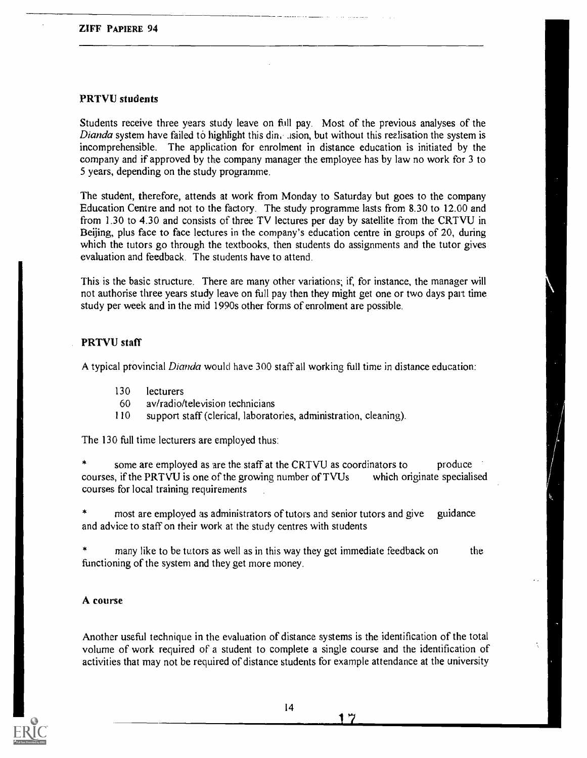### PRTVU students

Students receive three years study leave on full pay. Most of the previous analyses of the *Dianda* system have failed to highlight this dimension, but without this realisation the system is incomprehensible. The application for enrolment in distance education is initiated by the company and if approved by the company manager the employee has by law no work for 3 to 5 years, depending on the study programme.

The student, therefore, attends at work from Monday to Saturday but goes to the company Education Centre and not to the factory. The study programme lasts from 8.30 to 12.00 and from 1.30 to 4.30 and consists of three TV lectures per day by satellite from the CRTVU in Beijing, plus face to face lectures in the company's education centre in groups of 20, during which the tutors go through the textbooks, then students do assignments and the tutor gives evaluation and feedback. The students have to attend.

This is the basic structure. There are many other variations; if, for instance, the manager will not authorise three years study leave on full pay then they might get one or two days part time study per week and in the mid 1990s other forms of enrolment are possible.

### PRTVU staff

A typical provincial *Dianda* would have 300 staff all working full time in distance education:

- 130 lecturers
- 60 av/radio/television technicians
- 110 support staff (clerical, laboratories, administration, cleaning).

The 130 full time lecturers are employed thus:

* some are employed as are the staff at the CRTVU as coordinators to produce courses, if the PRTVU is one of the growing number of TVUs which originate specialised courses for local training requirements

* most are employed as administrators of tutors and senior tutors and give guidance and advice to staff on their work at the study centres with students

* many like to be tutors as well as in this way they get immediate feedback on the functioning of the system and they get more money.

### A course

Another useful technique in the evaluation of distance systems is the identification of the total volume of work required of a student to complete a single course and the identification of activities that may not be required of distance students for example attendance at the university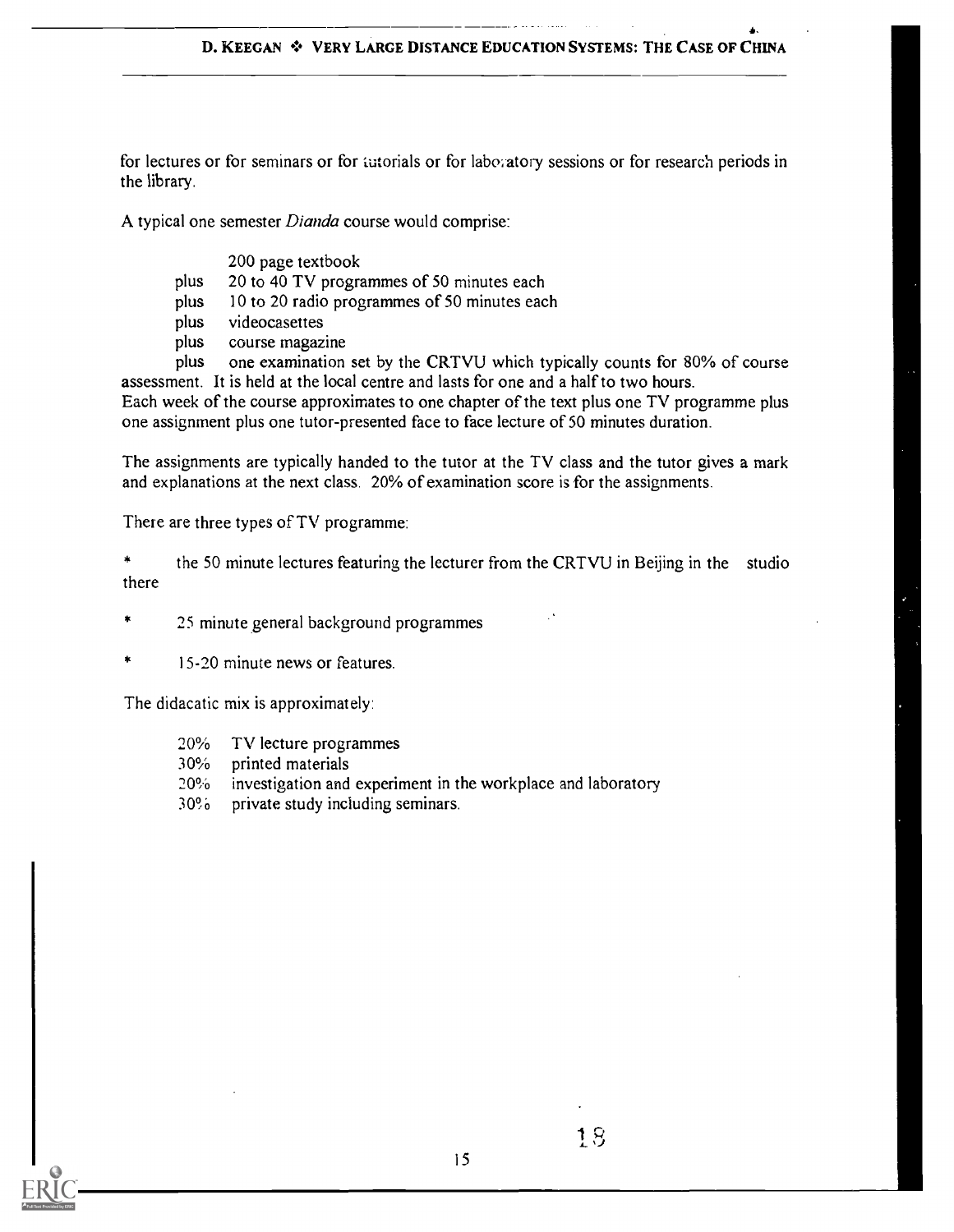for lectures or for seminars or for tutorials or for laboratory sessions or for research periods in the library.

A typical one semester *Dianda* course would comprise:

200 page textbook
plus 20 to 40 TV programmes of 50 minutes each
plus 10 to 20 radio programmes of 50 minutes each
plus videocassettes
plus course magazine
plus one examination set by the CRTVU which typically counts for 80% of course assessment. It is held at the local centre and lasts for one and a half to two hours.

Each week of the course approximates to one chapter of the text plus one TV programme plus one assignment plus one tutor-presented face to face lecture of 50 minutes duration.

The assignments are typically handed to the tutor at the TV class and the tutor gives a mark and explanations at the next class. 20% of examination score is for the assignments.

There are three types of TV programme:

* the 50 minute lectures featuring the lecturer from the CRTVU in Beijing in the studio there
* 25 minute general background programmes
* 15-20 minute news or features.

The didacatic mix is approximately:

20% TV lecture programmes
30% printed materials
20% investigation and experiment in the workplace and laboratory
30% private study including seminars.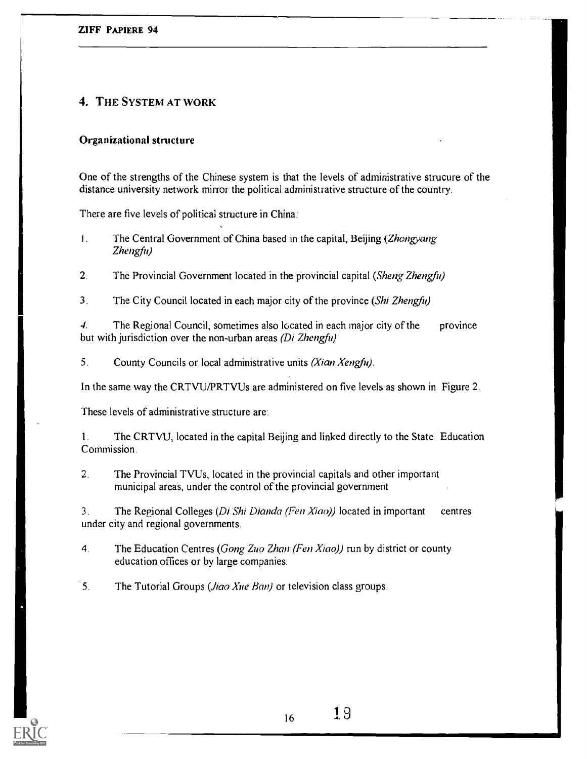## 4. THE SYSTEM AT WORK

### Organizational structure

One of the strengths of the Chinese system is that the levels of administrative strucure of the distance university network mirror the political administrative structure of the country.

There are five levels of political structure in China:

1. The Central Government of China based in the capital, Beijing (*Zhongyang Zhengfu*)
2. The Provincial Government located in the provincial capital (*Sheng Zhengfu*)
3. The City Council located in each major city of the province (*Shi Zhengfu*)
4. The Regional Council, sometimes also located in each major city of the province but with jurisdiction over the non-urban areas (*Di Zhengfu*)
5. County Councils or local administrative units (*Xian Xengfu*).

In the same way the CRTVU/PRTVUs are administered on five levels as shown in Figure 2.

These levels of administrative structure are:

1. The CRTVU, located in the capital Beijing and linked directly to the State Education Commission.
2. The Provincial TVUs, located in the provincial capitals and other important municipal areas, under the control of the provincial government
3. The Regional Colleges (*Di Shi Dianda (Fen Xiao)*) located in important centres under city and regional governments.
4. The Education Centres (*Gong Zuo Zhan (Fen Xiao)*) run by district or county education offices or by large companies.
5. The Tutorial Groups (*Jiao Xue Ban*) or television class groups.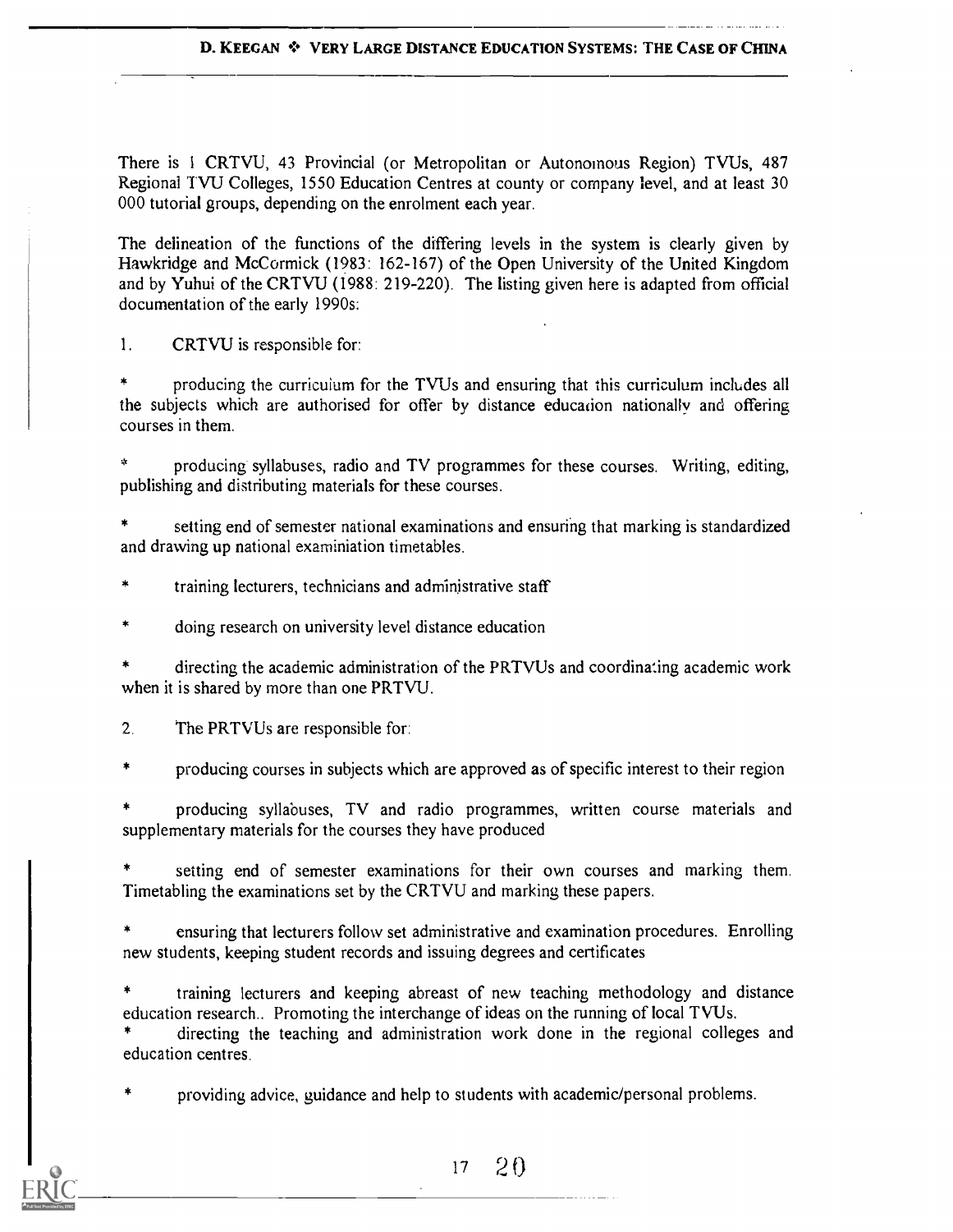There is 1 CRTVU, 43 Provincial (or Metropolitan or Autonomous Region) TVUs, 487 Regional TVU Colleges, 1550 Education Centres at county or company level, and at least 30 000 tutorial groups, depending on the enrolment each year.

The delineation of the functions of the differing levels in the system is clearly given by Hawkridge and McCormick (1983: 162-167) of the Open University of the United Kingdom and by Yuhui of the CRTVU (1988: 219-220). The listing given here is adapted from official documentation of the early 1990s:

1. CRTVU is responsible for:

* producing the curriculum for the TVUs and ensuring that this curriculum includes all the subjects which are authorised for offer by distance education nationally and offering courses in them.

* producing syllabuses, radio and TV programmes for these courses. Writing, editing, publishing and distributing materials for these courses.

* setting end of semester national examinations and ensuring that marking is standardized and drawing up national examiniation timetables.

* training lecturers, technicians and administrative staff

* doing research on university level distance education

* directing the academic administration of the PRTVUs and coordinating academic work when it is shared by more than one PRTVU.

2. The PRTVUs are responsible for:

* producing courses in subjects which are approved as of specific interest to their region

* producing syllabuses, TV and radio programmes, written course materials and supplementary materials for the courses they have produced

* setting end of semester examinations for their own courses and marking them. Timetabling the examinations set by the CRTVU and marking these papers.

* ensuring that lecturers follow set administrative and examination procedures. Enrolling new students, keeping student records and issuing degrees and certificates

* training lecturers and keeping abreast of new teaching methodology and distance education research.. Promoting the interchange of ideas on the running of local TVUs.

* directing the teaching and administration work done in the regional colleges and education centres.

* providing advice, guidance and help to students with academic/personal problems.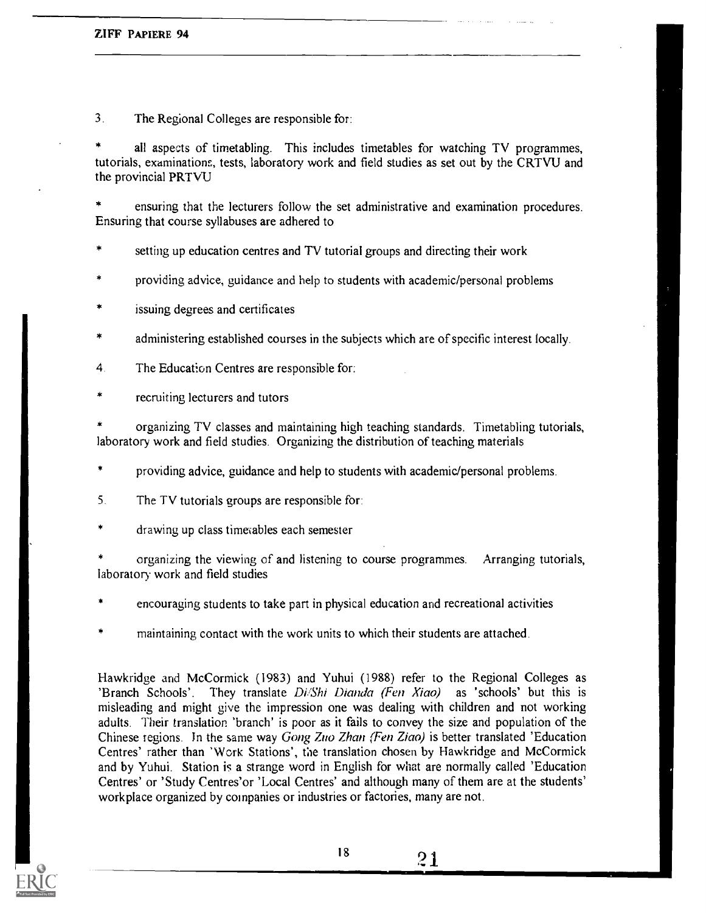3. The Regional Colleges are responsible for:

* all aspects of timetabling. This includes timetables for watching TV programmes, tutorials, examinations, tests, laboratory work and field studies as set out by the CRTVU and the provincial PRTVU

* ensuring that the lecturers follow the set administrative and examination procedures. Ensuring that course syllabuses are adhered to

* setting up education centres and TV tutorial groups and directing their work

* providing advice, guidance and help to students with academic/personal problems

* issuing degrees and certificates

* administering established courses in the subjects which are of specific interest locally.

4. The Education Centres are responsible for:

* recruiting lecturers and tutors

* organizing TV classes and maintaining high teaching standards. Timetabling tutorials, laboratory work and field studies. Organizing the distribution of teaching materials

* providing advice, guidance and help to students with academic/personal problems.

5. The TV tutorials groups are responsible for:

* drawing up class timetables each semester

* organizing the viewing of and listening to course programmes. Arranging tutorials, laboratory work and field studies

* encouraging students to take part in physical education and recreational activities

* maintaining contact with the work units to which their students are attached.

Hawkridge and McCormick (1983) and Yuhui (1988) refer to the Regional Colleges as 'Branch Schools'. They translate *Di/Shi Dianda (Fen Xiao)* as 'schools' but this is misleading and might give the impression one was dealing with children and not working adults. Their translation 'branch' is poor as it fails to convey the size and population of the Chinese regions. In the same way *Gong Zuo Zhan (Fen Ziao)* is better translated 'Education Centres' rather than 'Work Stations', the translation chosen by Hawkridge and McCormick and by Yuhui. Station is a strange word in English for what are normally called 'Education Centres' or 'Study Centres'or 'Local Centres' and although many of them are at the students' workplace organized by companies or industries or factories, many are not.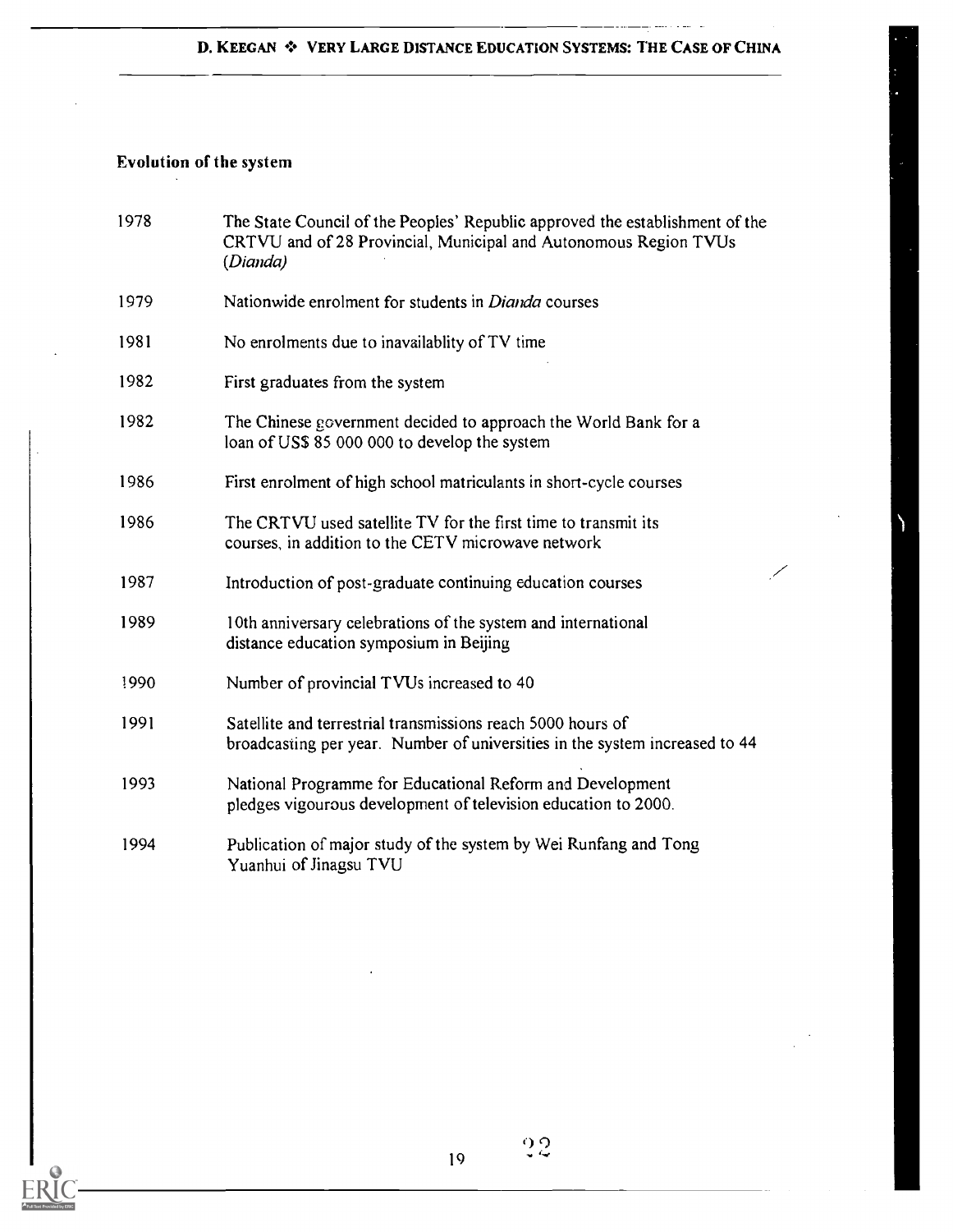## Evolution of the system

| | |
|---|---|
| 1978 | The State Council of the Peoples' Republic approved the establishment of the CRTVU and of 28 Provincial, Municipal and Autonomous Region TVUs (*Dianda*) |
| 1979 | Nationwide enrolment for students in *Dianda* courses |
| 1981 | No enrolments due to inavailablity of TV time |
| 1982 | First graduates from the system |
| 1982 | The Chinese government decided to approach the World Bank for a loan of US$ 85 000 000 to develop the system |
| 1986 | First enrolment of high school matriculants in short-cycle courses |
| 1986 | The CRTVU used satellite TV for the first time to transmit its courses, in addition to the CETV microwave network |
| 1987 | Introduction of post-graduate continuing education courses |
| 1989 | 10th anniversary celebrations of the system and international distance education symposium in Beijing |
| 1990 | Number of provincial TVUs increased to 40 |
| 1991 | Satellite and terrestrial transmissions reach 5000 hours of broadcasting per year. Number of universities in the system increased to 44 |
| 1993 | National Programme for Educational Reform and Development pledges vigourous development of television education to 2000. |
| 1994 | Publication of major study of the system by Wei Runfang and Tong Yuanhui of Jinagsu TVU |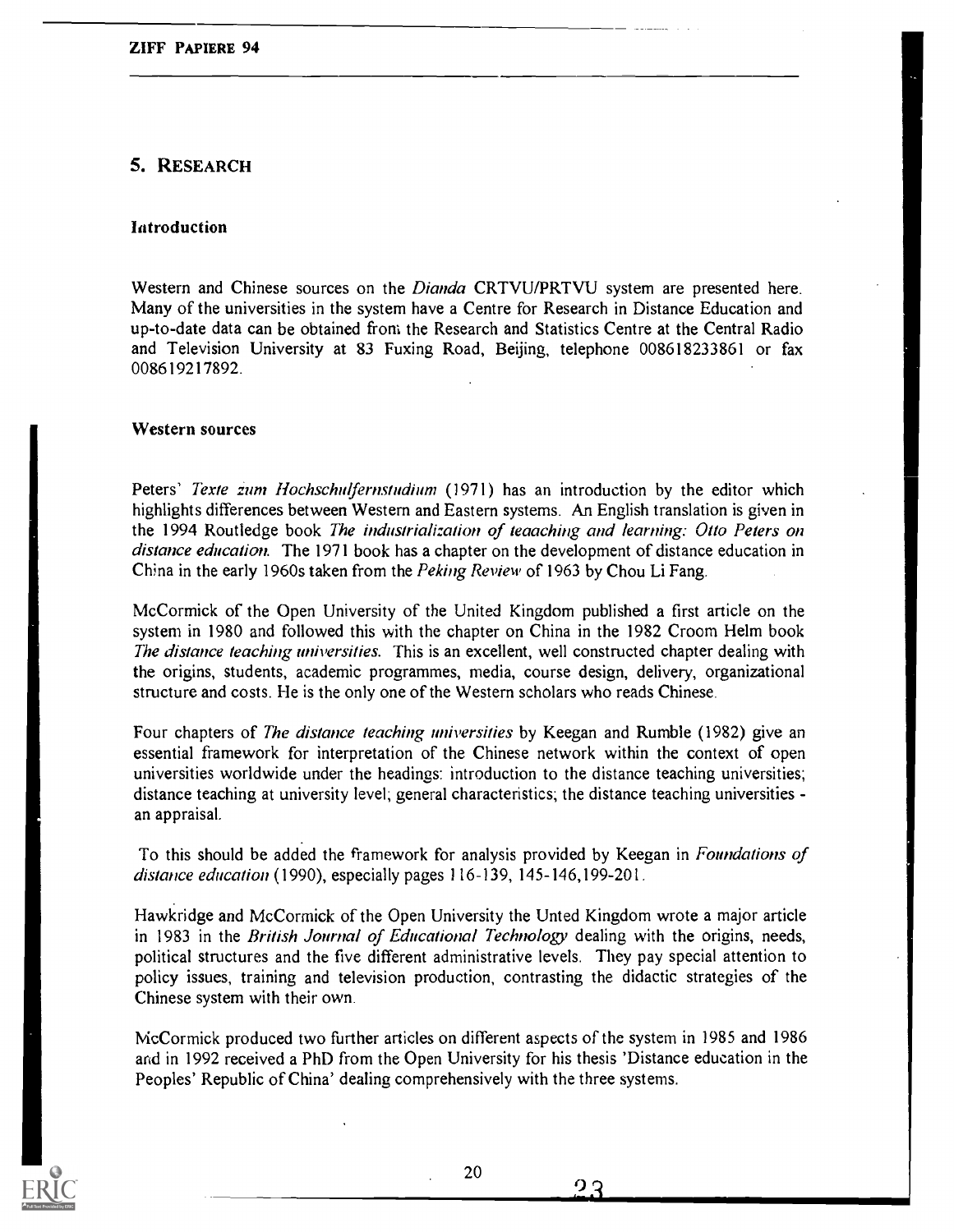## 5. Research

### Introduction

Western and Chinese sources on the *Dianda* CRTVU/PRTVU system are presented here. Many of the universities in the system have a Centre for Research in Distance Education and up-to-date data can be obtained from the Research and Statistics Centre at the Central Radio and Television University at 83 Fuxing Road, Beijing, telephone 008618233861 or fax 008619217892.

### Western sources

Peters' *Texte zum Hochschulfernstudium* (1971) has an introduction by the editor which highlights differences between Western and Eastern systems. An English translation is given in the 1994 Routledge book *The industrialization of teaaching and learning: Otto Peters on distance education.* The 1971 book has a chapter on the development of distance education in China in the early 1960s taken from the *Peking Review* of 1963 by Chou Li Fang.

McCormick of the Open University of the United Kingdom published a first article on the system in 1980 and followed this with the chapter on China in the 1982 Croom Helm book *The distance teaching universities.* This is an excellent, well constructed chapter dealing with the origins, students, academic programmes, media, course design, delivery, organizational structure and costs. He is the only one of the Western scholars who reads Chinese.

Four chapters of *The distance teaching universities* by Keegan and Rumble (1982) give an essential framework for interpretation of the Chinese network within the context of open universities worldwide under the headings: introduction to the distance teaching universities; distance teaching at university level; general characteristics; the distance teaching universities - an appraisal.

To this should be added the framework for analysis provided by Keegan in *Foundations of distance education* (1990), especially pages 116-139, 145-146,199-201.

Hawkridge and McCormick of the Open University the Unted Kingdom wrote a major article in 1983 in the *British Journal of Educational Technology* dealing with the origins, needs, political structures and the five different administrative levels. They pay special attention to policy issues, training and television production, contrasting the didactic strategies of the Chinese system with their own.

McCormick produced two further articles on different aspects of the system in 1985 and 1986 and in 1992 received a PhD from the Open University for his thesis 'Distance education in the Peoples' Republic of China' dealing comprehensively with the three systems.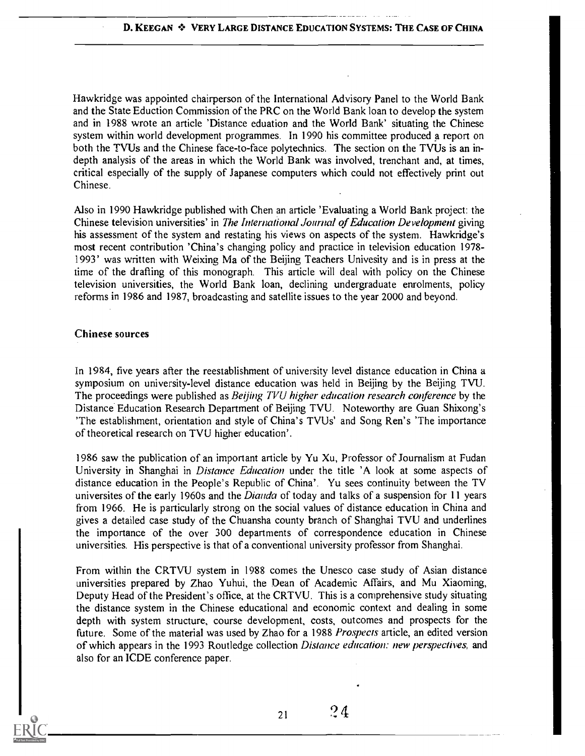Hawkridge was appointed chairperson of the International Advisory Panel to the World Bank and the State Eduction Commission of the PRC on the World Bank loan to develop the system and in 1988 wrote an article 'Distance eduation and the World Bank' situating the Chinese system within world development programmes. In 1990 his committee produced a report on both the TVUs and the Chinese face-to-face polytechnics. The section on the TVUs is an in-depth analysis of the areas in which the World Bank was involved, trenchant and, at times, critical especially of the supply of Japanese computers which could not effectively print out Chinese.

Also in 1990 Hawkridge published with Chen an article 'Evaluating a World Bank project: the Chinese television universities' in *The International Journal of Education Development* giving his assessment of the system and restating his views on aspects of the system. Hawkridge's most recent contribution 'China's changing policy and practice in television education 1978-1993' was written with Weixing Ma of the Beijing Teachers Univesity and is in press at the time of the drafting of this monograph. This article will deal with policy on the Chinese television universities, the World Bank loan, declining undergraduate enrolments, policy reforms in 1986 and 1987, broadcasting and satellite issues to the year 2000 and beyond.

### Chinese sources

In 1984, five years after the reestablishment of university level distance education in China a symposium on university-level distance education was held in Beijing by the Beijing TVU. The proceedings were published as *Beijing TVU higher education research conference* by the Distance Education Research Department of Beijing TVU. Noteworthy are Guan Shixong's 'The establishment, orientation and style of China's TVUs' and Song Ren's 'The importance of theoretical research on TVU higher education'.

1986 saw the publication of an important article by Yu Xu, Professor of Journalism at Fudan University in Shanghai in *Distance Education* under the title 'A look at some aspects of distance education in the People's Republic of China'. Yu sees continuity between the TV universites of the early 1960s and the *Dianda* of today and talks of a suspension for 11 years from 1966. He is particularly strong on the social values of distance education in China and gives a detailed case study of the Chuansha county branch of Shanghai TVU and underlines the importance of the over 300 departments of correspondence education in Chinese universities. His perspective is that of a conventional university professor from Shanghai.

From within the CRTVU system in 1988 comes the Unesco case study of Asian distance universities prepared by Zhao Yuhui, the Dean of Academic Affairs, and Mu Xiaoming, Deputy Head of the President's office, at the CRTVU. This is a comprehensive study situating the distance system in the Chinese educational and economic context and dealing in some depth with system structure, course development, costs, outcomes and prospects for the future. Some of the material was used by Zhao for a 1988 *Prospects* article, an edited version of which appears in the 1993 Routledge collection *Distance education: new perspectives*, and also for an ICDE conference paper.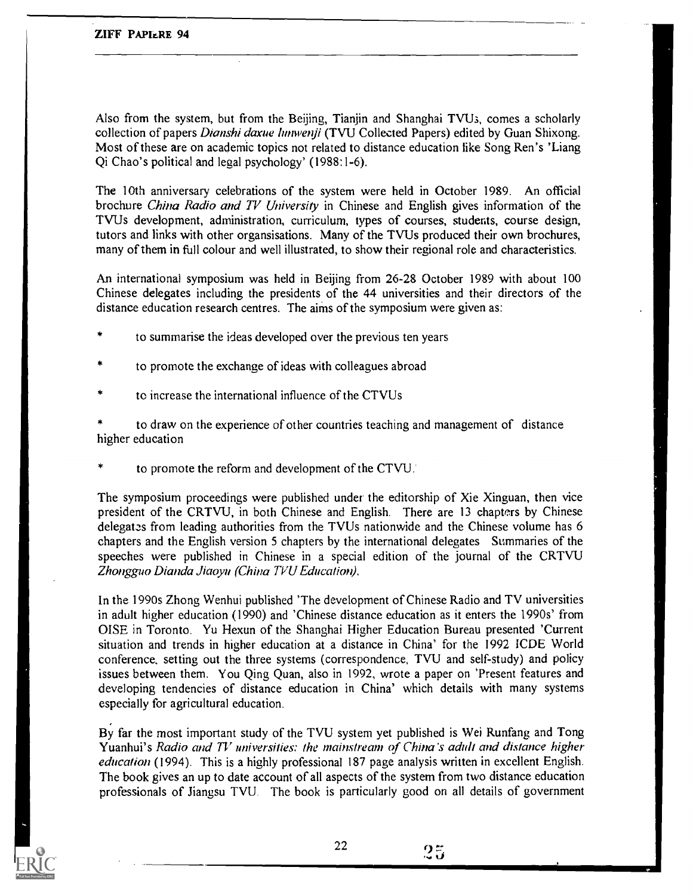Also from the system, but from the Beijing, Tianjin and Shanghai TVUs, comes a scholarly collection of papers *Dianshi daxue lunwenji* (TVU Collected Papers) edited by Guan Shixong. Most of these are on academic topics not related to distance education like Song Ren's 'Liang Qi Chao's political and legal psychology' (1988:1-6).

The 10th anniversary celebrations of the system were held in October 1989. An official brochure *China Radio and TV University* in Chinese and English gives information of the TVUs development, administration, curriculum, types of courses, students, course design, tutors and links with other organsisations. Many of the TVUs produced their own brochures, many of them in full colour and well illustrated, to show their regional role and characteristics.

An international symposium was held in Beijing from 26-28 October 1989 with about 100 Chinese delegates including the presidents of the 44 universities and their directors of the distance education research centres. The aims of the symposium were given as:

* to summarise the ideas developed over the previous ten years
* to promote the exchange of ideas with colleagues abroad
* to increase the international influence of the CTVUs
* to draw on the experience of other countries teaching and management of distance higher education
* to promote the reform and development of the CTVU.

The symposium proceedings were published under the editorship of Xie Xinguan, then vice president of the CRTVU, in both Chinese and English. There are 13 chapters by Chinese delegates from leading authorities from the TVUs nationwide and the Chinese volume has 6 chapters and the English version 5 chapters by the international delegates Summaries of the speeches were published in Chinese in a special edition of the journal of the CRTVU *Zhongguo Dianda Jiaoyu (China TVU Education)*.

In the 1990s Zhong Wenhui published 'The development of Chinese Radio and TV universities in adult higher education (1990) and 'Chinese distance education as it enters the 1990s' from OISE in Toronto. Yu Hexun of the Shanghai Higher Education Bureau presented 'Current situation and trends in higher education at a distance in China' for the 1992 ICDE World conference, setting out the three systems (correspondence, TVU and self-study) and policy issues between them. You Qing Quan, also in 1992, wrote a paper on 'Present features and developing tendencies of distance education in China' which details with many systems especially for agricultural education.

By far the most important study of the TVU system yet published is Wei Runfang and Tong Yuanhui's *Radio and TV universities: the mainstream of China's adult and distance higher education* (1994). This is a highly professional 187 page analysis written in excellent English. The book gives an up to date account of all aspects of the system from two distance education professionals of Jiangsu TVU. The book is particularly good on all details of government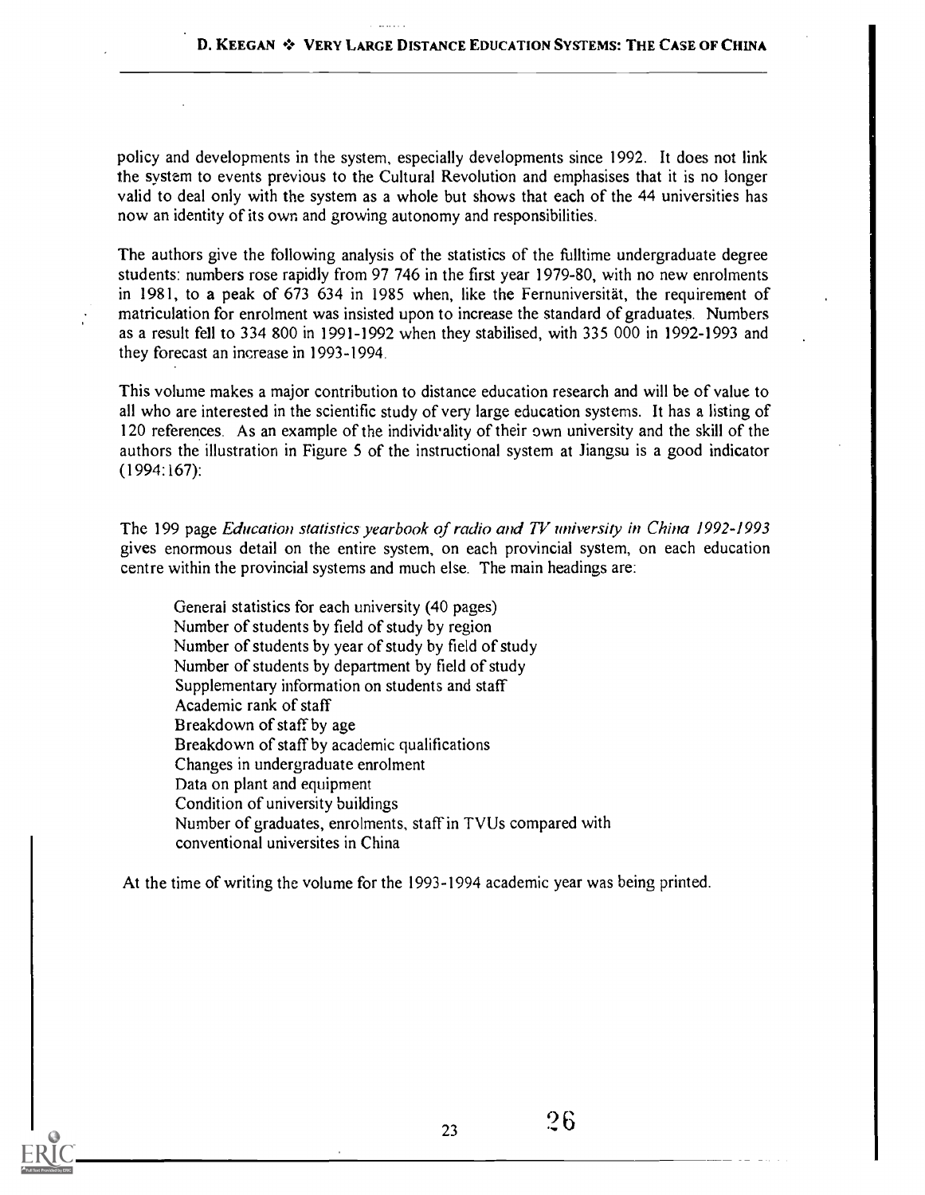policy and developments in the system, especially developments since 1992. It does not link the system to events previous to the Cultural Revolution and emphasises that it is no longer valid to deal only with the system as a whole but shows that each of the 44 universities has now an identity of its own and growing autonomy and responsibilities.

The authors give the following analysis of the statistics of the fulltime undergraduate degree students: numbers rose rapidly from 97 746 in the first year 1979-80, with no new enrolments in 1981, to a peak of 673 634 in 1985 when, like the Fernuniversität, the requirement of matriculation for enrolment was insisted upon to increase the standard of graduates. Numbers as a result fell to 334 800 in 1991-1992 when they stabilised, with 335 000 in 1992-1993 and they forecast an increase in 1993-1994.

This volume makes a major contribution to distance education research and will be of value to all who are interested in the scientific study of very large education systems. It has a listing of 120 references. As an example of the individuality of their own university and the skill of the authors the illustration in Figure 5 of the instructional system at Jiangsu is a good indicator (1994:167):

The 199 page *Education statistics yearbook of radio and TV university in China 1992-1993* gives enormous detail on the entire system, on each provincial system, on each education centre within the provincial systems and much else. The main headings are:

General statistics for each university (40 pages)
Number of students by field of study by region
Number of students by year of study by field of study
Number of students by department by field of study
Supplementary information on students and staff
Academic rank of staff
Breakdown of staff by age
Breakdown of staff by academic qualifications
Changes in undergraduate enrolment
Data on plant and equipment
Condition of university buildings
Number of graduates, enrolments, staff in TVUs compared with conventional universites in China

At the time of writing the volume for the 1993-1994 academic year was being printed.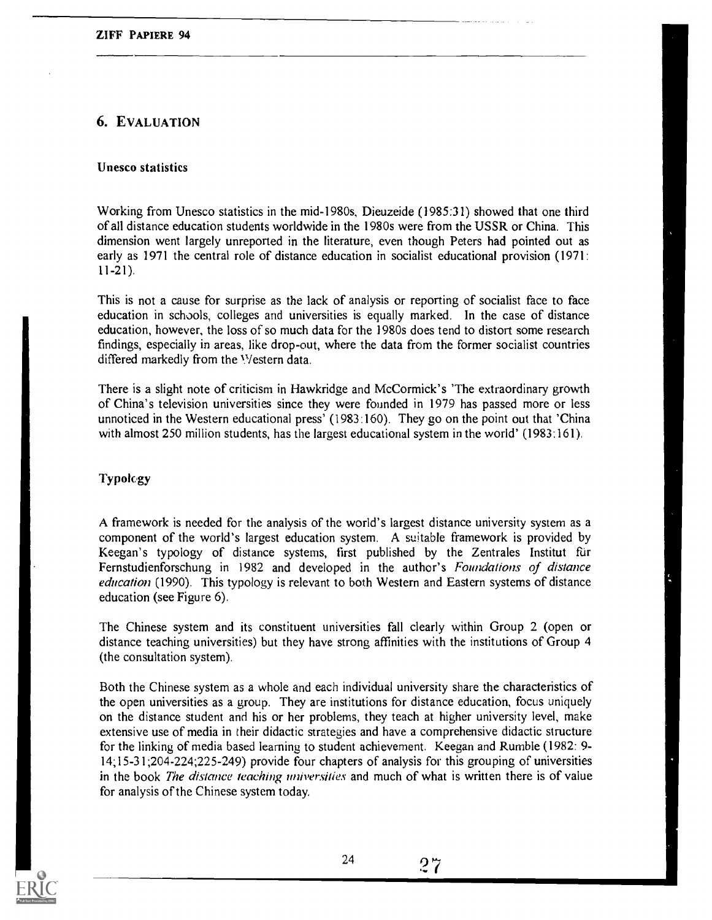## 6. EVALUATION

### Unesco statistics

Working from Unesco statistics in the mid-1980s, Dieuzeide (1985:31) showed that one third of all distance education students worldwide in the 1980s were from the USSR or China. This dimension went largely unreported in the literature, even though Peters had pointed out as early as 1971 the central role of distance education in socialist educational provision (1971: 11-21).

This is not a cause for surprise as the lack of analysis or reporting of socialist face to face education in schools, colleges and universities is equally marked. In the case of distance education, however, the loss of so much data for the 1980s does tend to distort some research findings, especially in areas, like drop-out, where the data from the former socialist countries differed markedly from the Western data.

There is a slight note of criticism in Hawkridge and McCormick's 'The extraordinary growth of China's television universities since they were founded in 1979 has passed more or less unnoticed in the Western educational press' (1983:160). They go on the point out that 'China with almost 250 million students, has the largest educational system in the world' (1983:161).

### Typology

A framework is needed for the analysis of the world's largest distance university system as a component of the world's largest education system. A suitable framework is provided by Keegan's typology of distance systems, first published by the Zentrales Institut für Fernstudienforschung in 1982 and developed in the author's *Foundations of distance education* (1990). This typology is relevant to both Western and Eastern systems of distance education (see Figure 6).

The Chinese system and its constituent universities fall clearly within Group 2 (open or distance teaching universities) but they have strong affinities with the institutions of Group 4 (the consultation system).

Both the Chinese system as a whole and each individual university share the characteristics of the open universities as a group. They are institutions for distance education, focus uniquely on the distance student and his or her problems, they teach at higher university level, make extensive use of media in their didactic strategies and have a comprehensive didactic structure for the linking of media based learning to student achievement. Keegan and Rumble (1982: 9-14;15-31;204-224;225-249) provide four chapters of analysis for this grouping of universities in the book *The distance teaching universities* and much of what is written there is of value for analysis of the Chinese system today.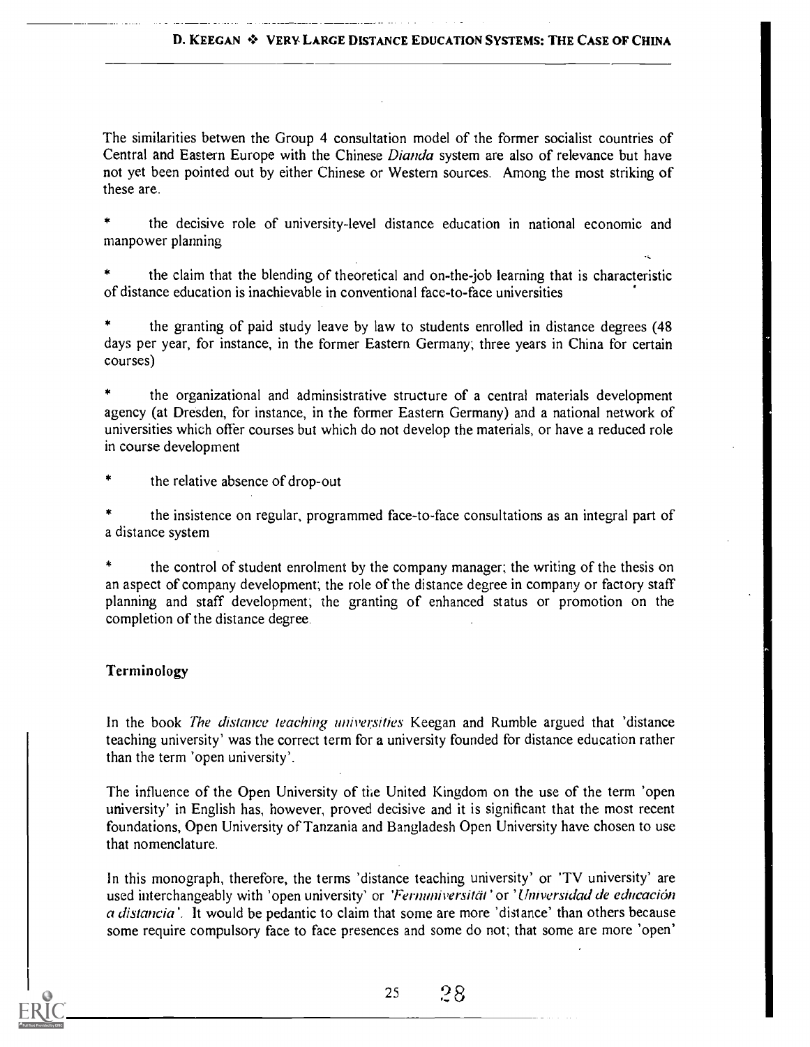The similarities betwen the Group 4 consultation model of the former socialist countries of Central and Eastern Europe with the Chinese *Dianda* system are also of relevance but have not yet been pointed out by either Chinese or Western sources. Among the most striking of these are.

* the decisive role of university-level distance education in national economic and manpower planning

* the claim that the blending of theoretical and on-the-job learning that is characteristic of distance education is inachievable in conventional face-to-face universities

* the granting of paid study leave by law to students enrolled in distance degrees (48 days per year, for instance, in the former Eastern Germany; three years in China for certain courses)

* the organizational and adminsistrative structure of a central materials development agency (at Dresden, for instance, in the former Eastern Germany) and a national network of universities which offer courses but which do not develop the materials, or have a reduced role in course development

* the relative absence of drop-out

* the insistence on regular, programmed face-to-face consultations as an integral part of a distance system

* the control of student enrolment by the company manager; the writing of the thesis on an aspect of company development; the role of the distance degree in company or factory staff planning and staff development; the granting of enhanced status or promotion on the completion of the distance degree.

## Terminology

In the book *The distance teaching universities* Keegan and Rumble argued that 'distance teaching university' was the correct term for a university founded for distance education rather than the term 'open university'.

The influence of the Open University of the United Kingdom on the use of the term 'open university' in English has, however, proved decisive and it is significant that the most recent foundations, Open University of Tanzania and Bangladesh Open University have chosen to use that nomenclature.

In this monograph, therefore, the terms 'distance teaching university' or 'TV university' are used interchangeably with 'open university' or *'Fernuniversität'* or *'Universidad de educación a distancia'*. It would be pedantic to claim that some are more 'distance' than others because some require compulsory face to face presences and some do not; that some are more 'open'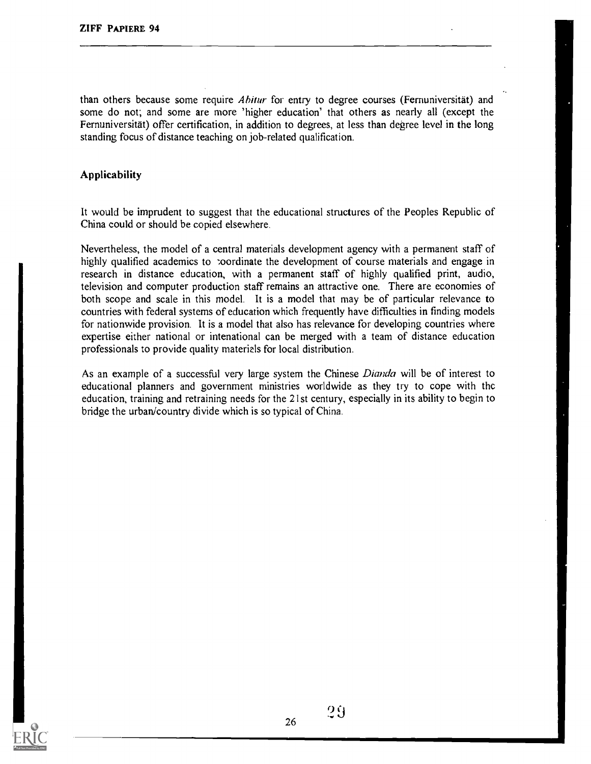than others because some require *Abitur* for entry to degree courses (Fernuniversität) and some do not; and some are more 'higher education' that others as nearly all (except the Fernuniversität) offer certification, in addition to degrees, at less than degree level in the long standing focus of distance teaching on job-related qualification.

## Applicability

It would be imprudent to suggest that the educational structures of the Peoples Republic of China could or should be copied elsewhere.

Nevertheless, the model of a central materials development agency with a permanent staff of highly qualified academics to coordinate the development of course materials and engage in research in distance education, with a permanent staff of highly qualified print, audio, television and computer production staff remains an attractive one. There are economies of both scope and scale in this model. It is a model that may be of particular relevance to countries with federal systems of education which frequently have difficulties in finding models for nationwide provision. It is a model that also has relevance for developing countries where expertise either national or intenational can be merged with a team of distance education professionals to provide quality materials for local distribution.

As an example of a successful very large system the Chinese *Dianda* will be of interest to educational planners and government ministries worldwide as they try to cope with the education, training and retraining needs for the 21st century, especially in its ability to begin to bridge the urban/country divide which is so typical of China.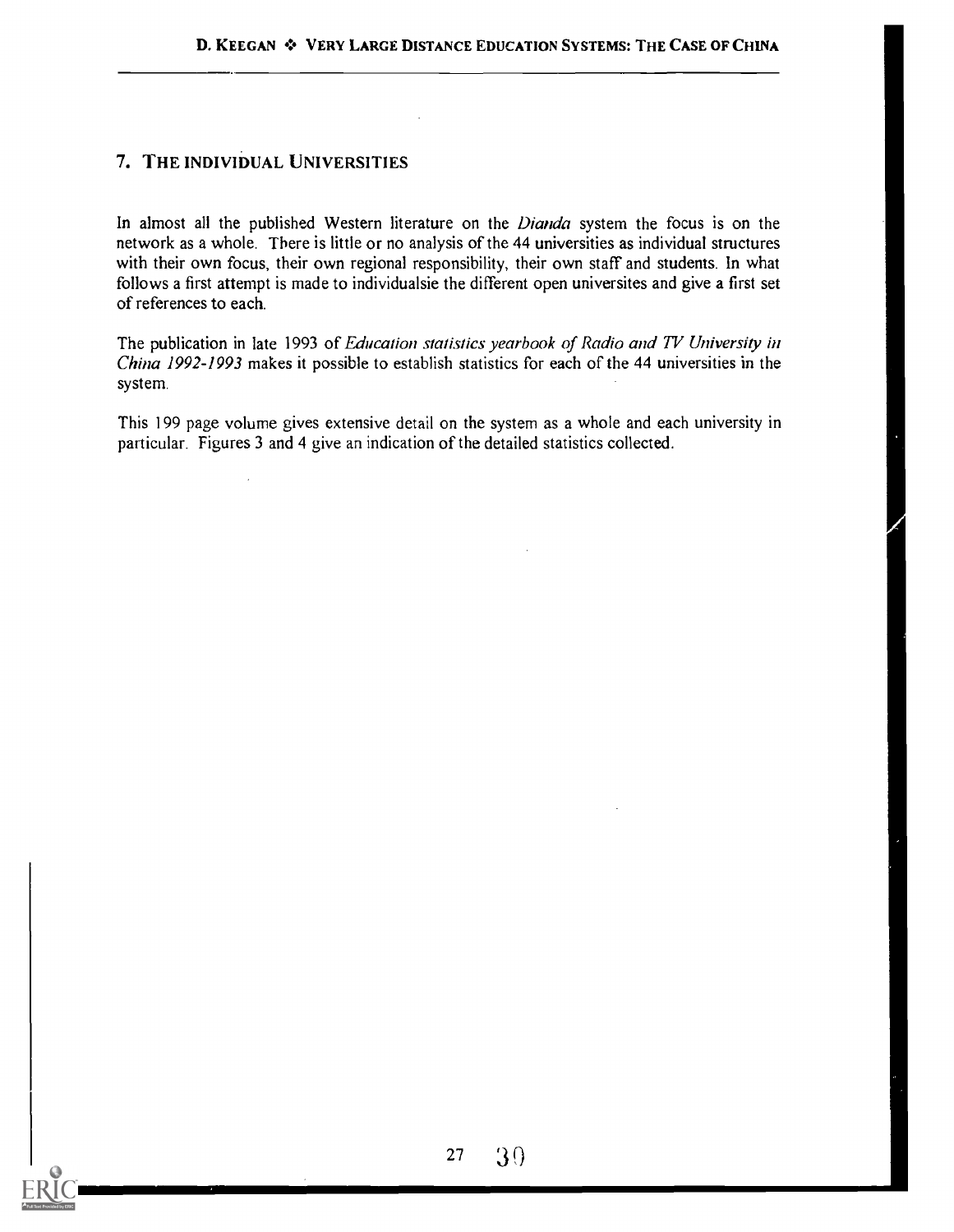## 7. THE INDIVIDUAL UNIVERSITIES

In almost all the published Western literature on the *Dianda* system the focus is on the network as a whole. There is little or no analysis of the 44 universities as individual structures with their own focus, their own regional responsibility, their own staff and students. In what follows a first attempt is made to individualsie the different open universites and give a first set of references to each.

The publication in late 1993 of *Education statistics yearbook of Radio and TV University in China 1992-1993* makes it possible to establish statistics for each of the 44 universities in the system.

This 199 page volume gives extensive detail on the system as a whole and each university in particular. Figures 3 and 4 give an indication of the detailed statistics collected.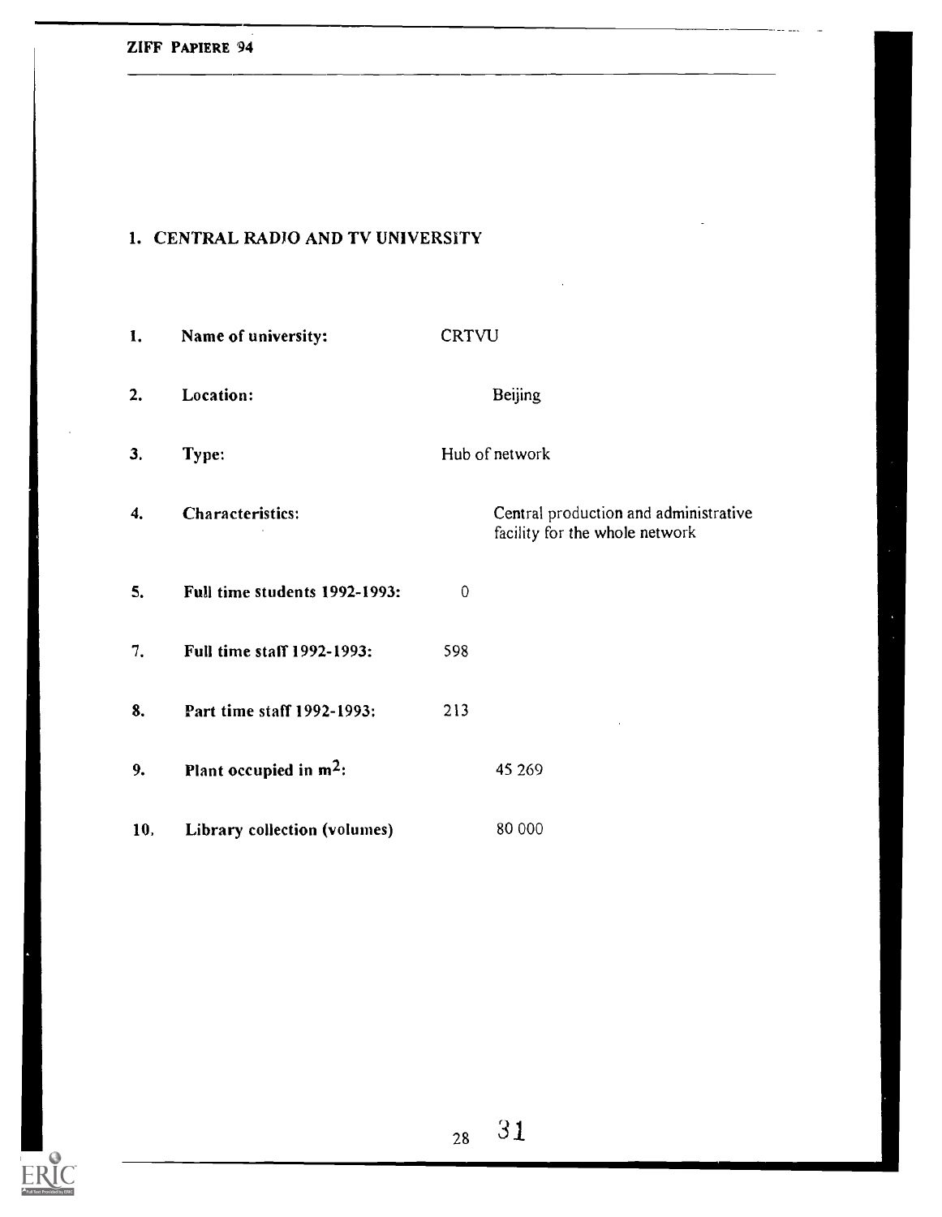## 1. CENTRAL RADIO AND TV UNIVERSITY

| | | |
|---|---|---|
| **1.** | **Name of university:** | CRTVU |
| **2.** | **Location:** | Beijing |
| **3.** | **Type:** | Hub of network |
| **4.** | **Characteristics:** | Central production and administrative facility for the whole network |
| **5.** | **Full time students 1992-1993:** | 0 |
| **7.** | **Full time staff 1992-1993:** | 598 |
| **8.** | **Part time staff 1992-1993:** | 213 |
| **9.** | **Plant occupied in m$^2$:** | 45 269 |
| **10.** | **Library collection (volumes)** | 80 000 |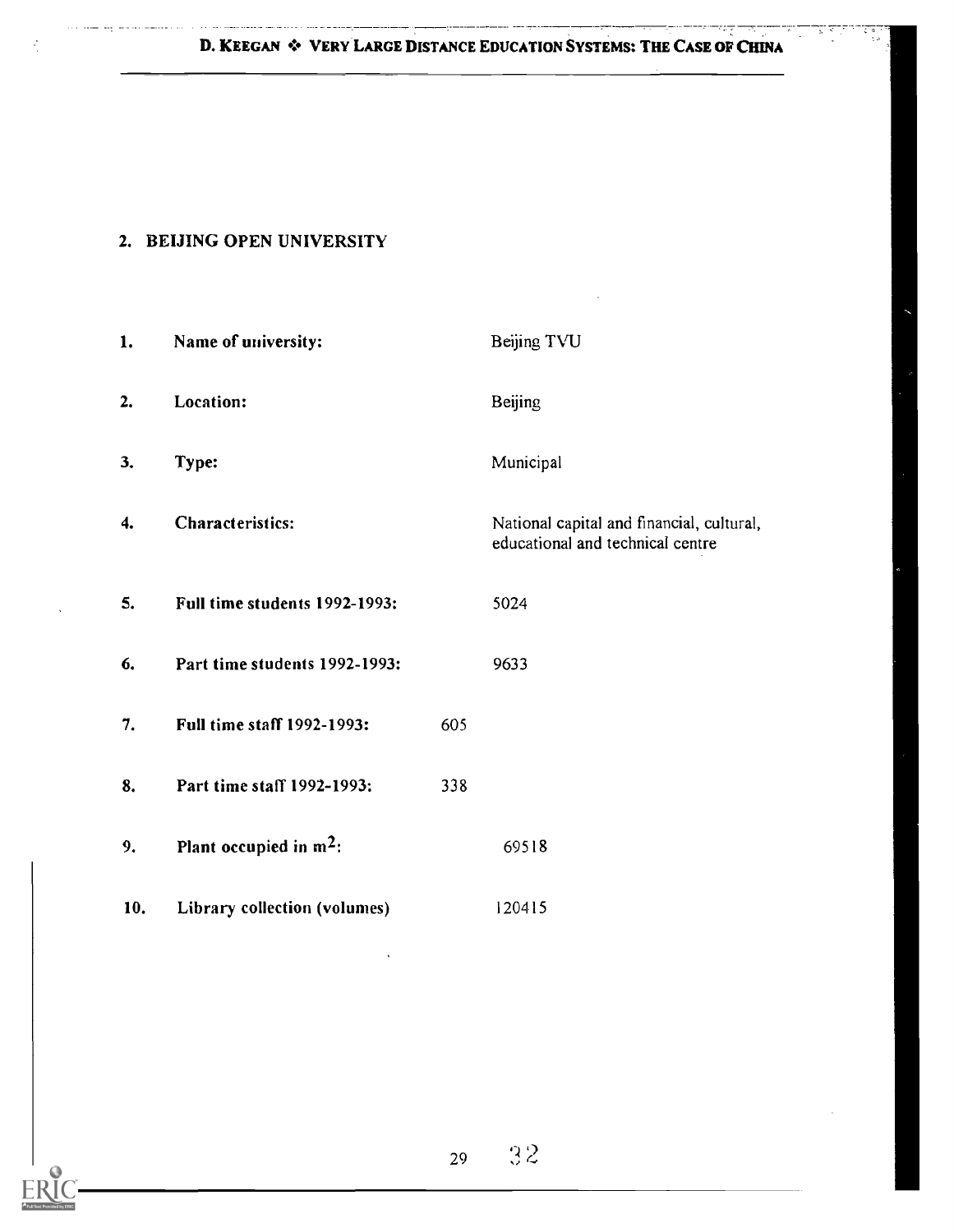## 2. BEIJING OPEN UNIVERSITY

| | | |
|---|---|---|
| 1. | **Name of university:** | Beijing TVU |
| 2. | **Location:** | Beijing |
| 3. | **Type:** | Municipal |
| 4. | **Characteristics:** | National capital and financial, cultural, educational and technical centre |
| 5. | **Full time students 1992-1993:** | 5024 |
| 6. | **Part time students 1992-1993:** | 9633 |
| 7. | **Full time staff 1992-1993:** | 605 |
| 8. | **Part time staff 1992-1993:** | 338 |
| 9. | **Plant occupied in $m^2$:** | 69518 |
| 10. | Library collection (volumes) | 120415 |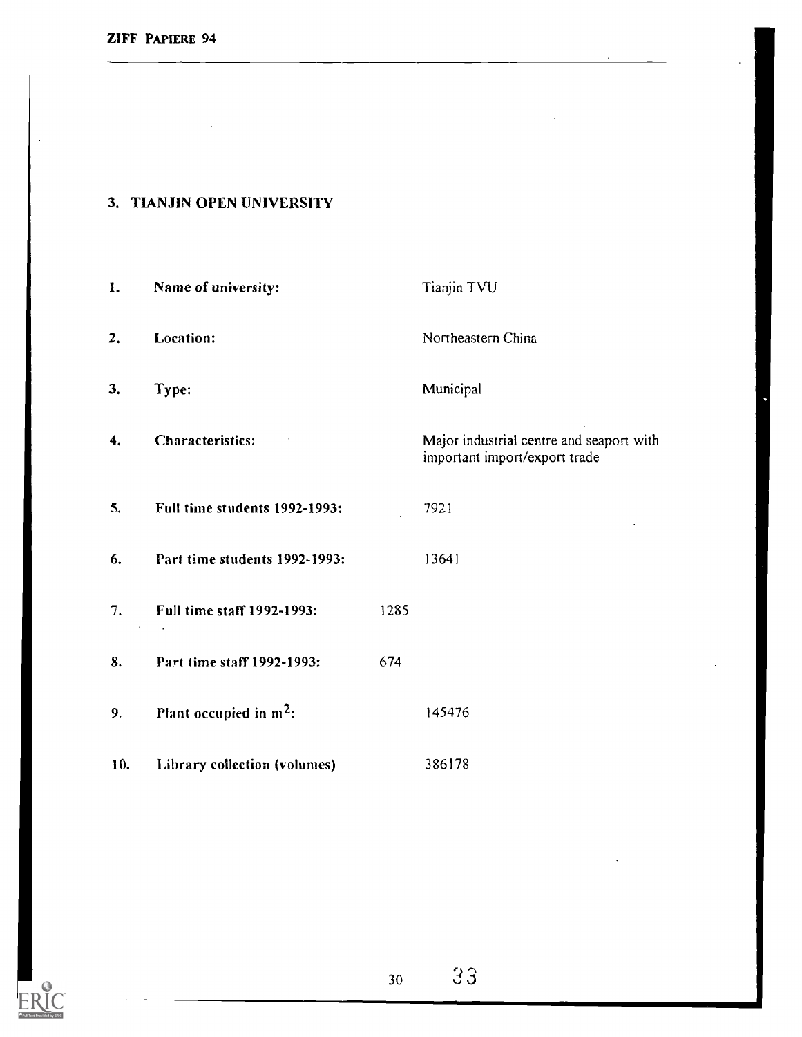## 3. TIANJIN OPEN UNIVERSITY

| | | |
|---|---|---|
| **1.** | **Name of university:** | Tianjin TVU |
| **2.** | **Location:** | Northeastern China |
| **3.** | **Type:** | Municipal |
| **4.** | **Characteristics:** | Major industrial centre and seaport with important import/export trade |
| **5.** | **Full time students 1992-1993:** | 7921 |
| **6.** | **Part time students 1992-1993:** | 13641 |
| **7.** | **Full time staff 1992-1993:** | 1285 |
| **8.** | **Part time staff 1992-1993:** | 674 |
| **9.** | **Plant occupied in $m^2$:** | 145476 |
| **10.** | **Library collection (volumes)** | 386178 |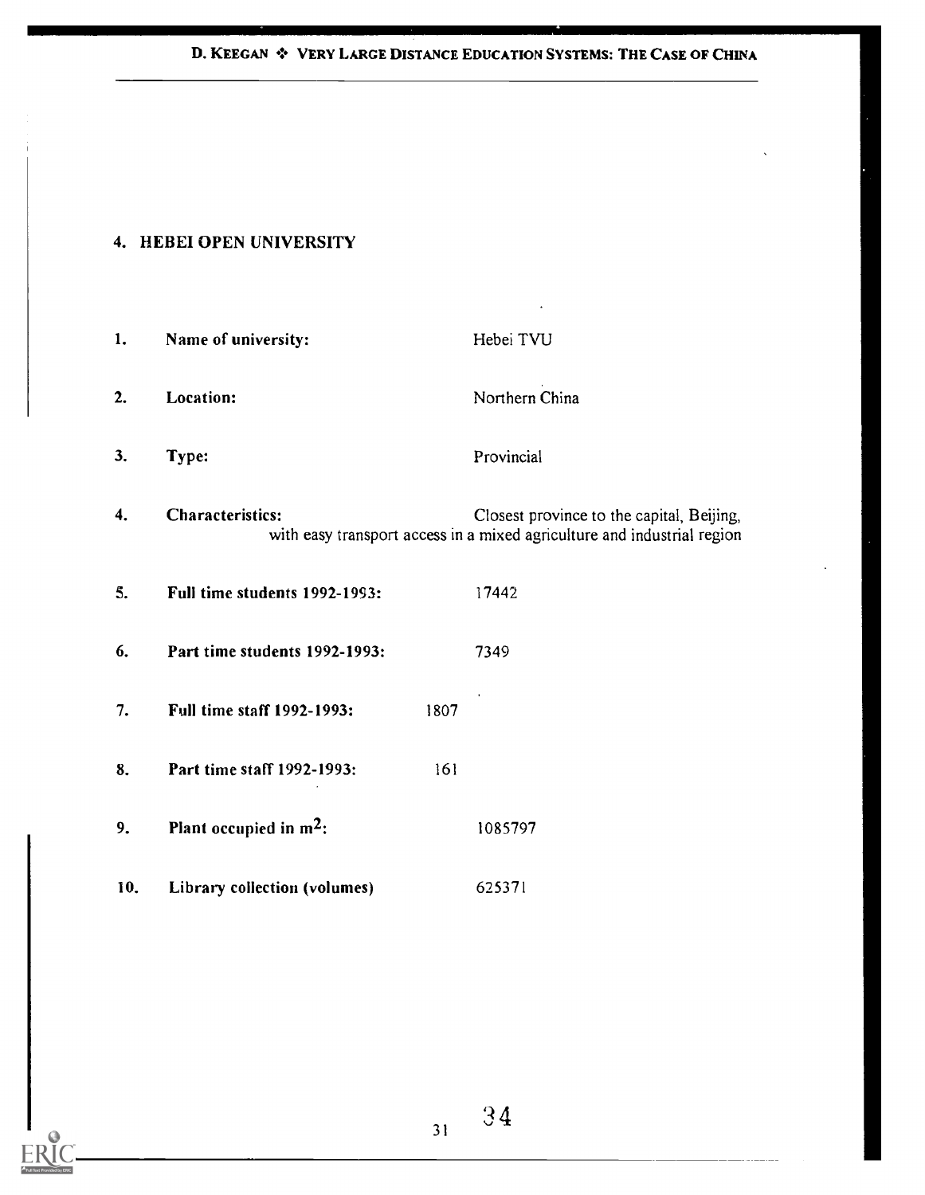## 4. HEBEI OPEN UNIVERSITY

1. **Name of university:** Hebei TVU

2. **Location:** Northern China

3. **Type:** Provincial

4. **Characteristics:** Closest province to the capital, Beijing, with easy transport access in a mixed agriculture and industrial region

5. **Full time students 1992-1993:** 17442

6. **Part time students 1992-1993:** 7349

7. **Full time staff 1992-1993:** 1807

8. **Part time staff 1992-1993:** 161

9. **Plant occupied in $m^2$:** 1085797

10. **Library collection (volumes)** 625371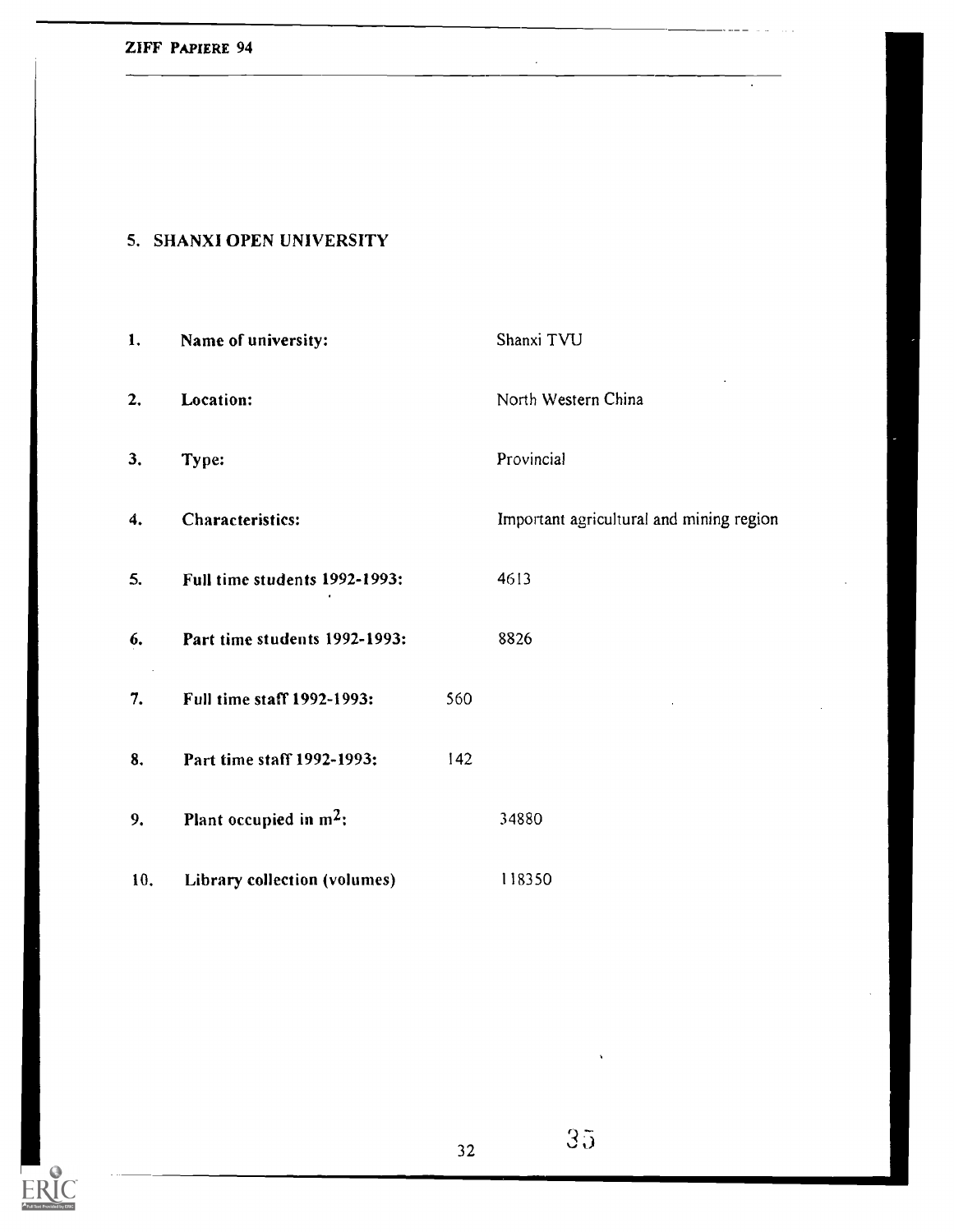## 5. SHANXI OPEN UNIVERSITY

| | | |
|---|---|---|
| 1. | **Name of university:** | Shanxi TVU |
| 2. | **Location:** | North Western China |
| 3. | **Type:** | Provincial |
| 4. | **Characteristics:** | Important agricultural and mining region |
| 5. | **Full time students 1992-1993:** | 4613 |
| 6. | **Part time students 1992-1993:** | 8826 |
| 7. | **Full time staff 1992-1993:** | 560 |
| 8. | **Part time staff 1992-1993:** | 142 |
| 9. | **Plant occupied in $m^2$:** | 34880 |
| 10. | **Library collection (volumes)** | 118350 |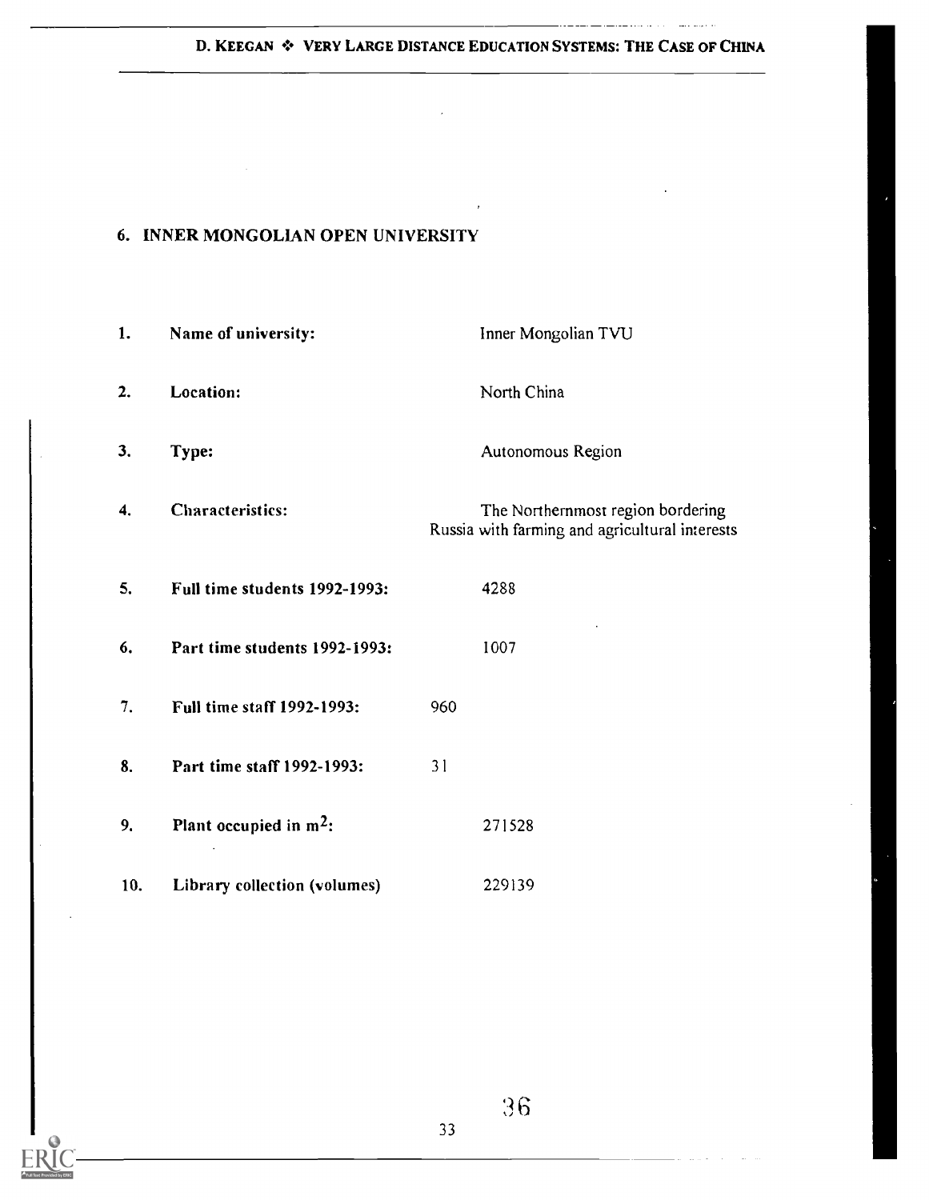## 6. INNER MONGOLIAN OPEN UNIVERSITY

1. **Name of university:** Inner Mongolian TVU
2. **Location:** North China
3. **Type:** Autonomous Region
4. **Characteristics:** The Northernmost region bordering Russia with farming and agricultural interests
5. **Full time students 1992-1993:** 4288
6. **Part time students 1992-1993:** 1007
7. **Full time staff 1992-1993:** 960
8. **Part time staff 1992-1993:** 31
9. **Plant occupied in $m^2$:** 271528
10. **Library collection (volumes)** 229139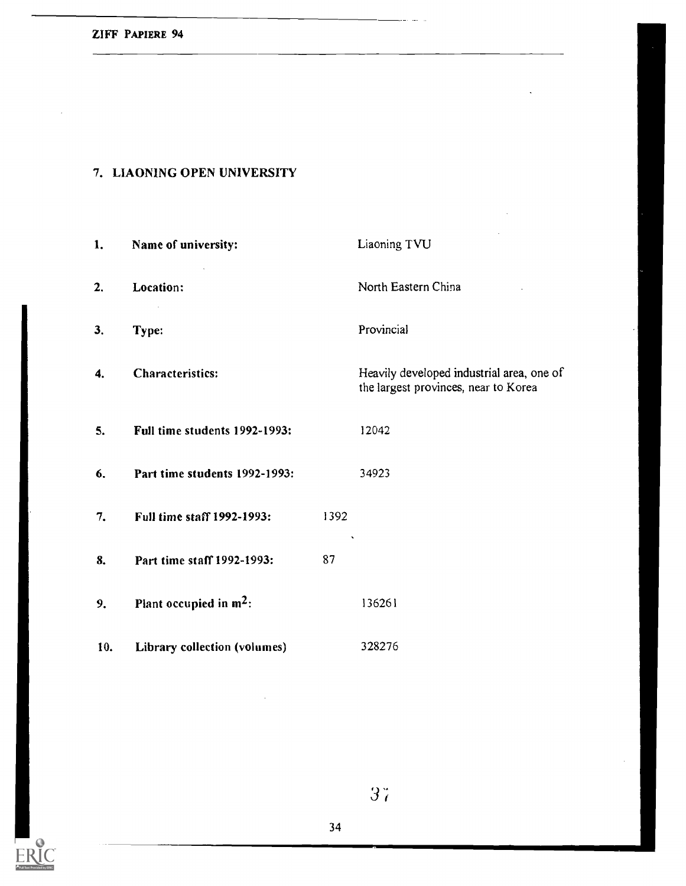## 7. LIAONING OPEN UNIVERSITY

| | | |
|---|---|---|
| 1. | **Name of university:** | Liaoning TVU |
| 2. | **Location:** | North Eastern China |
| 3. | **Type:** | Provincial |
| 4. | **Characteristics:** | Heavily developed industrial area, one of the largest provinces, near to Korea |
| 5. | **Full time students 1992-1993:** | 12042 |
| 6. | **Part time students 1992-1993:** | 34923 |
| 7. | **Full time staff 1992-1993:** | 1392 |
| 8. | **Part time staff 1992-1993:** | 87 |
| 9. | **Plant occupied in $m^2$:** | 136261 |
| 10. | **Library collection (volumes)** | 328276 |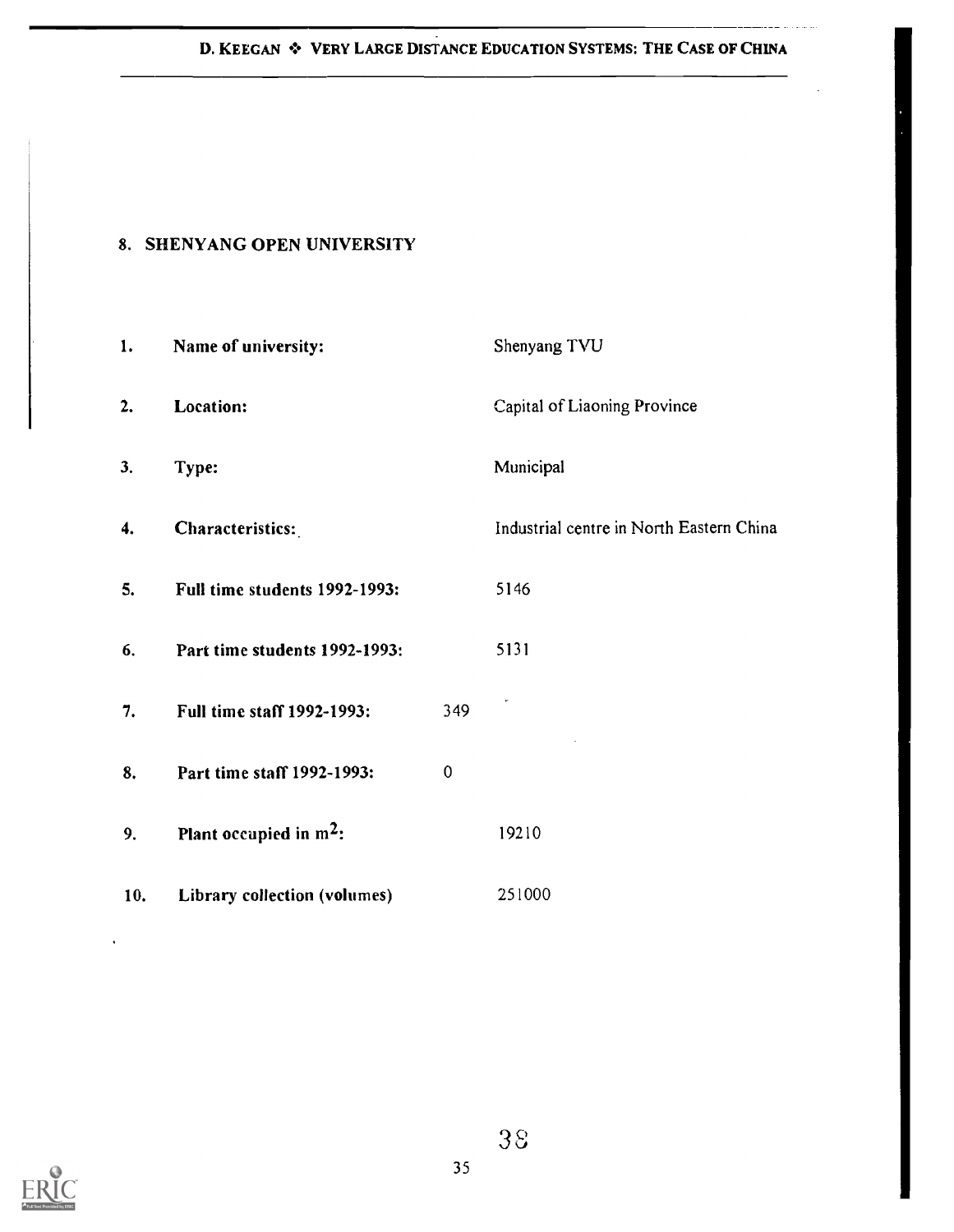## 8. SHENYANG OPEN UNIVERSITY

| | | |
|---|---|---|
| 1. | **Name of university:** | Shenyang TVU |
| 2. | **Location:** | Capital of Liaoning Province |
| 3. | **Type:** | Municipal |
| 4. | **Characteristics:** | Industrial centre in North Eastern China |
| 5. | **Full time students 1992-1993:** | 5146 |
| 6. | **Part time students 1992-1993:** | 5131 |
| 7. | **Full time staff 1992-1993:** | 349 |
| 8. | **Part time staff 1992-1993:** | 0 |
| 9. | **Plant occupied in $m^2$:** | 19210 |
| 10. | **Library collection (volumes)** | 251000 |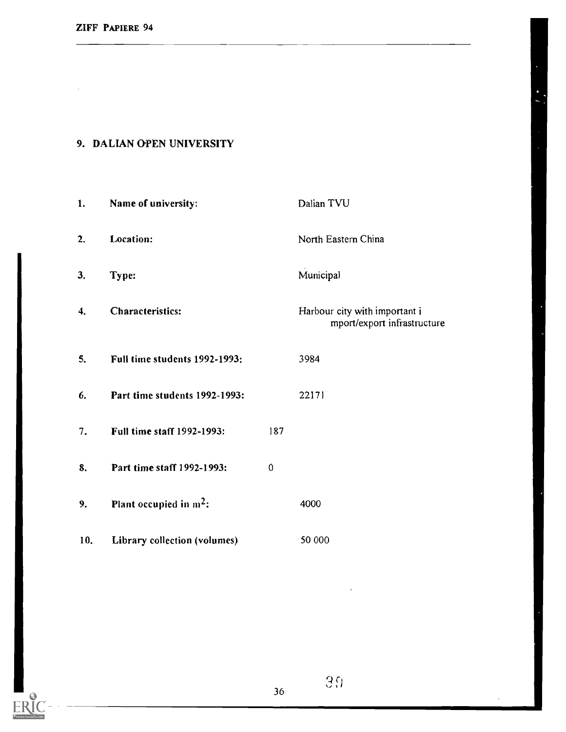## 9. DALIAN OPEN UNIVERSITY

| | | |
|---|---|---|
| 1. | **Name of university:** | Dalian TVU |
| 2. | **Location:** | North Eastern China |
| 3. | **Type:** | Municipal |
| 4. | **Characteristics:** | Harbour city with important import/export infrastructure |
| 5. | **Full time students 1992-1993:** | 3984 |
| 6. | **Part time students 1992-1993:** | 22171 |
| 7. | **Full time staff 1992-1993:** | 187 |
| 8. | **Part time staff 1992-1993:** | 0 |
| 9. | **Plant occupied in $m^2$:** | 4000 |
| 10. | **Library collection (volumes)** | 50 000 |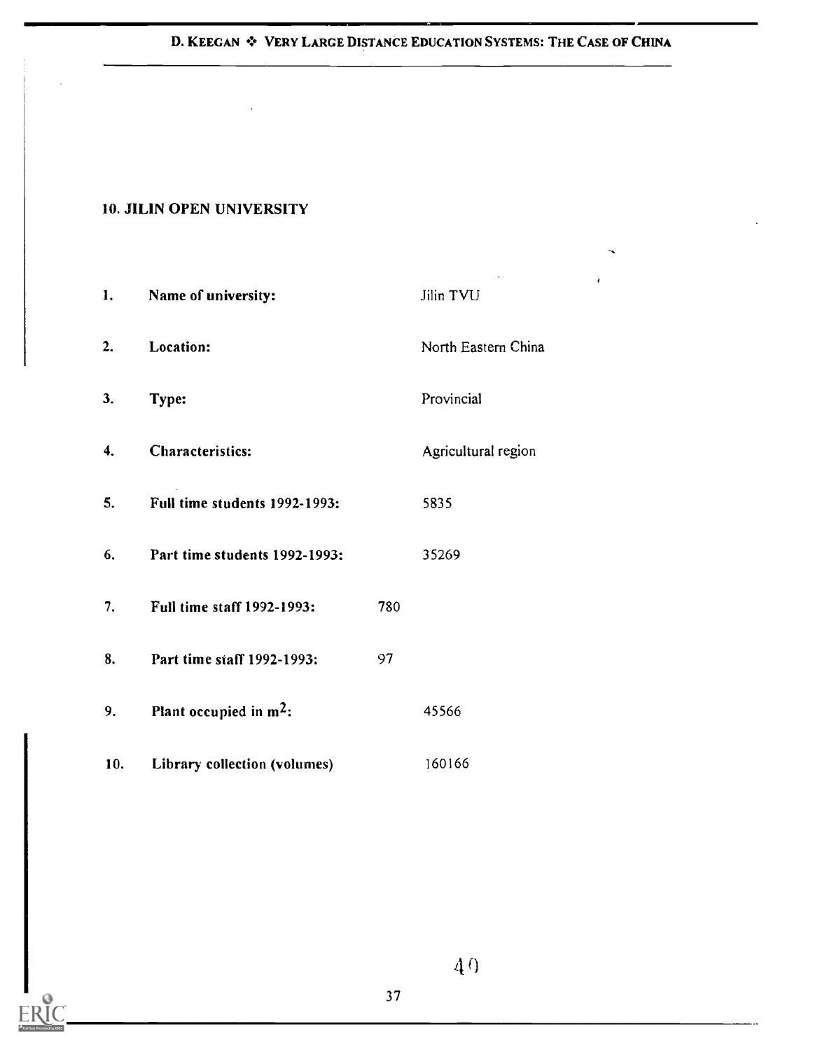## 10. JILIN OPEN UNIVERSITY

1. **Name of university:** Jilin TVU
2. **Location:** North Eastern China
3. **Type:** Provincial
4. **Characteristics:** Agricultural region
5. **Full time students 1992-1993:** 5835
6. **Part time students 1992-1993:** 35269
7. **Full time staff 1992-1993:** 780
8. **Part time staff 1992-1993:** 97
9. **Plant occupied in $m^2$:** 45566
10. **Library collection (volumes)** 160166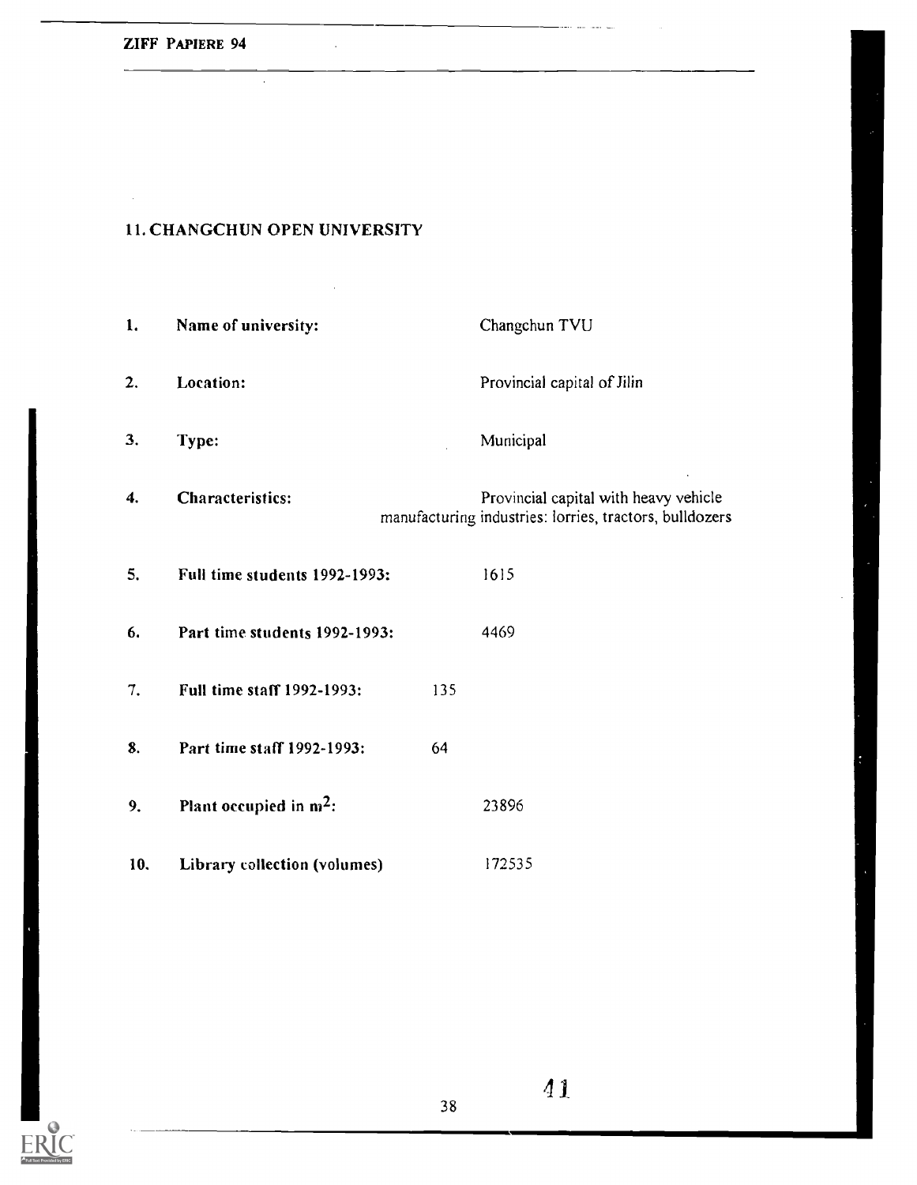## 11. CHANGCHUN OPEN UNIVERSITY

1. **Name of university:** Changchun TVU

2. **Location:** Provincial capital of Jilin

3. **Type:** Municipal

4. **Characteristics:** Provincial capital with heavy vehicle manufacturing industries: lorries, tractors, bulldozers

5. **Full time students 1992-1993:** 1615

6. **Part time students 1992-1993:** 4469

7. **Full time staff 1992-1993:** 135

8. **Part time staff 1992-1993:** 64

9. **Plant occupied in $m^2$:** 23896

10. **Library collection (volumes)** 172535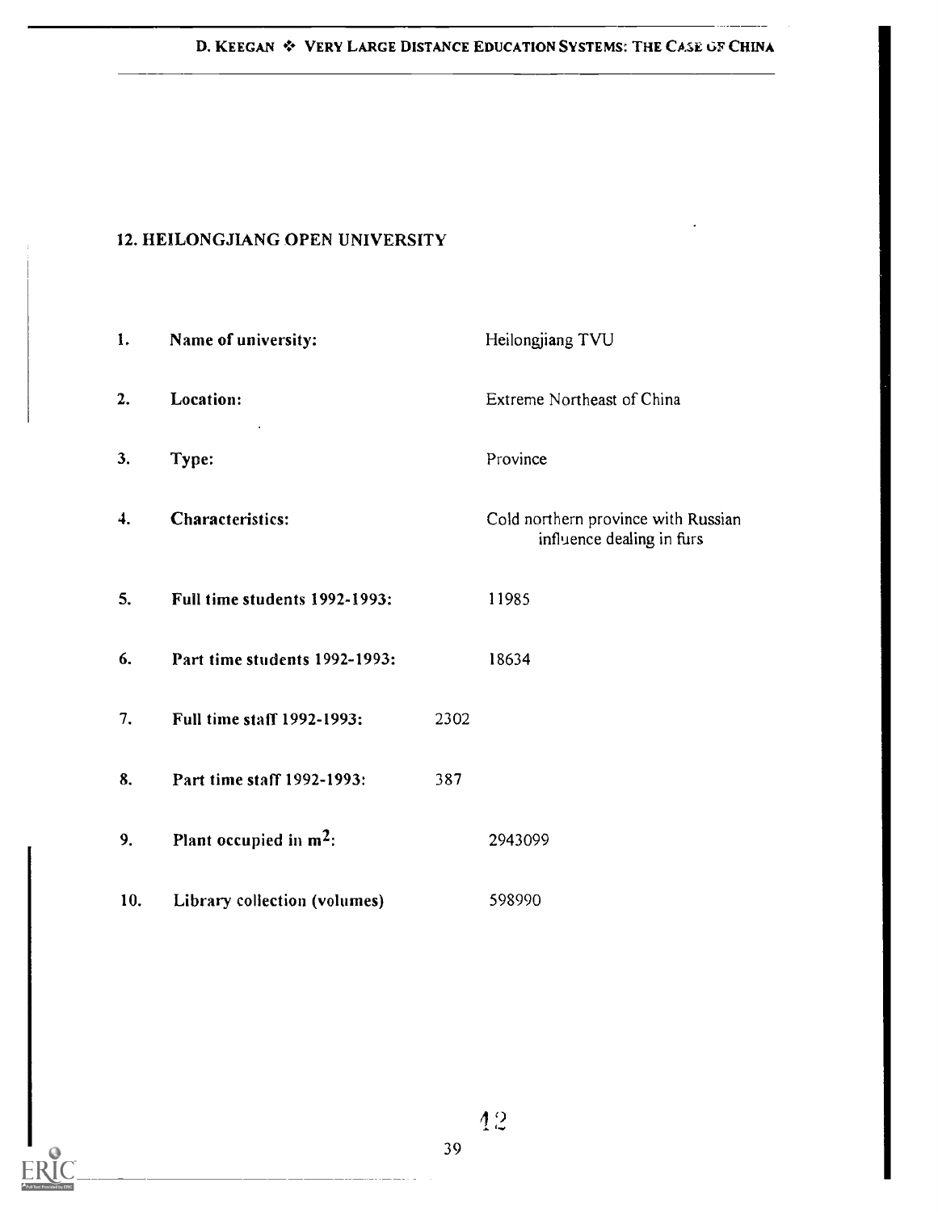## 12. HEILONGJIANG OPEN UNIVERSITY

| | | |
|---|---|---|
| 1. | **Name of university:** | Heilongjiang TVU |
| 2. | **Location:** | Extreme Northeast of China |
| 3. | **Type:** | Province |
| 4. | **Characteristics:** | Cold northern province with Russian influence dealing in furs |
| 5. | **Full time students 1992-1993:** | 11985 |
| 6. | **Part time students 1992-1993:** | 18634 |
| 7. | **Full time staff 1992-1993:** | 2302 |
| 8. | **Part time staff 1992-1993:** | 387 |
| 9. | **Plant occupied in $m^2$:** | 2943099 |
| 10. | **Library collection (volumes)** | 598990 |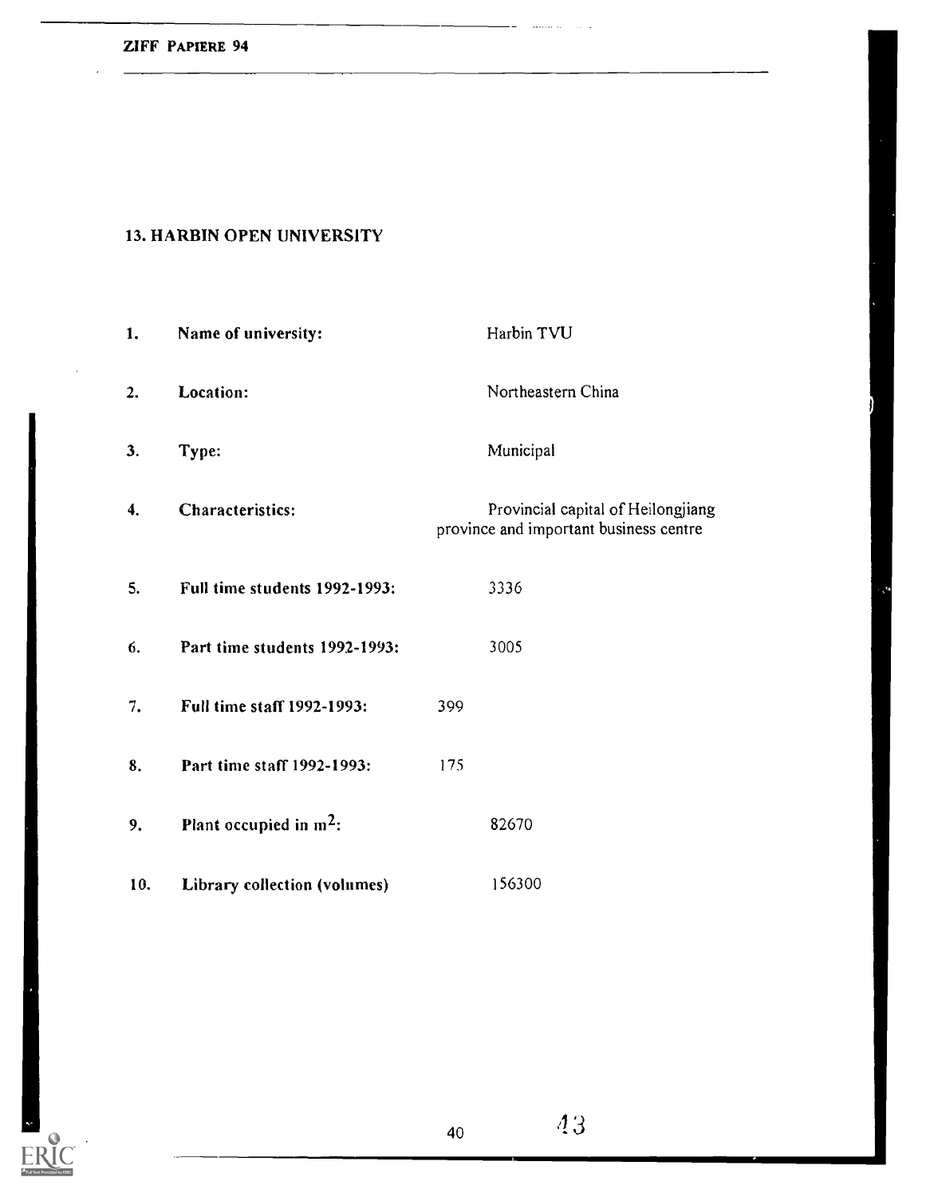## 13. HARBIN OPEN UNIVERSITY

| | | |
|---|---|---|
| 1. | **Name of university:** | Harbin TVU |
| 2. | **Location:** | Northeastern China |
| 3. | **Type:** | Municipal |
| 4. | **Characteristics:** | Provincial capital of Heilongjiang province and important business centre |
| 5. | **Full time students 1992-1993:** | 3336 |
| 6. | **Part time students 1992-1993:** | 3005 |
| 7. | **Full time staff 1992-1993:** | 399 |
| 8. | **Part time staff 1992-1993:** | 175 |
| 9. | **Plant occupied in $m^2$:** | 82670 |
| 10. | **Library collection (volumes)** | 156300 |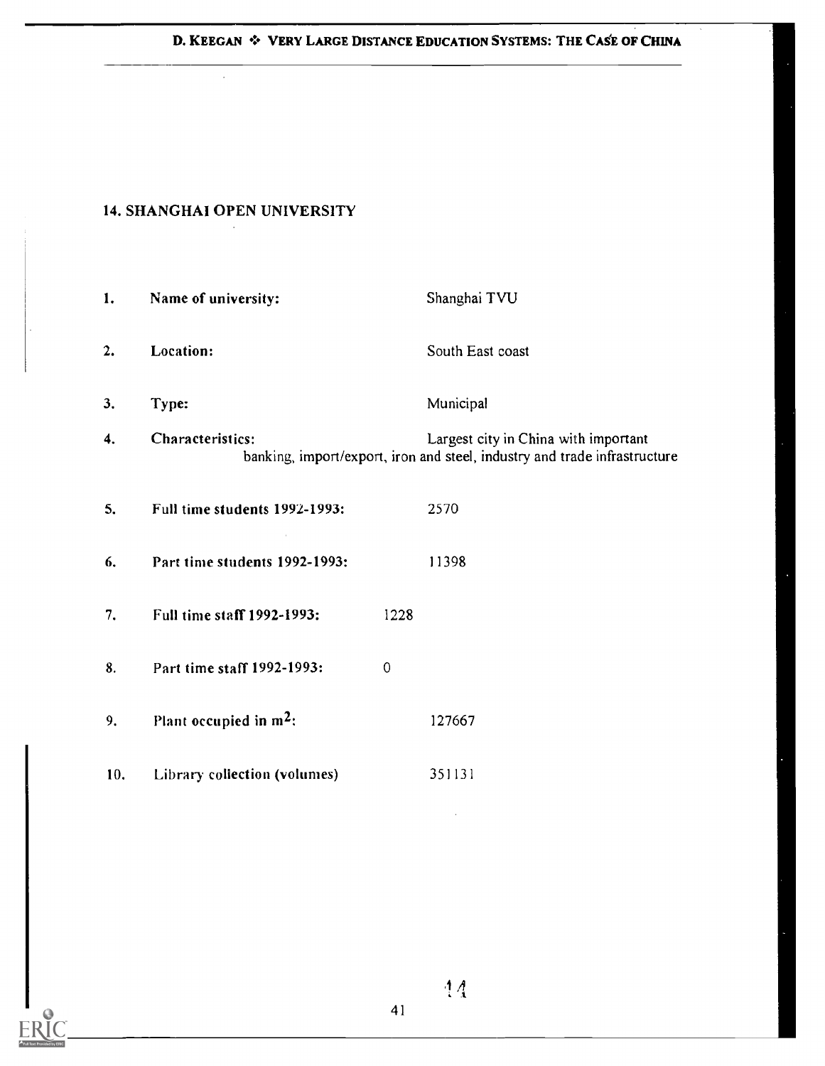## 14. SHANGHAI OPEN UNIVERSITY

| | | |
|---|---|---|
| 1. | Name of university: | Shanghai TVU |
| 2. | Location: | South East coast |
| 3. | Type: | Municipal |
| 4. | Characteristics: | Largest city in China with important banking, import/export, iron and steel, industry and trade infrastructure |
| 5. | Full time students 1992-1993: | 2570 |
| 6. | Part time students 1992-1993: | 11398 |
| 7. | Full time staff 1992-1993: | 1228 |
| 8. | Part time staff 1992-1993: | 0 |
| 9. | Plant occupied in $m^2$: | 127667 |
| 10. | Library collection (volumes) | 351131 |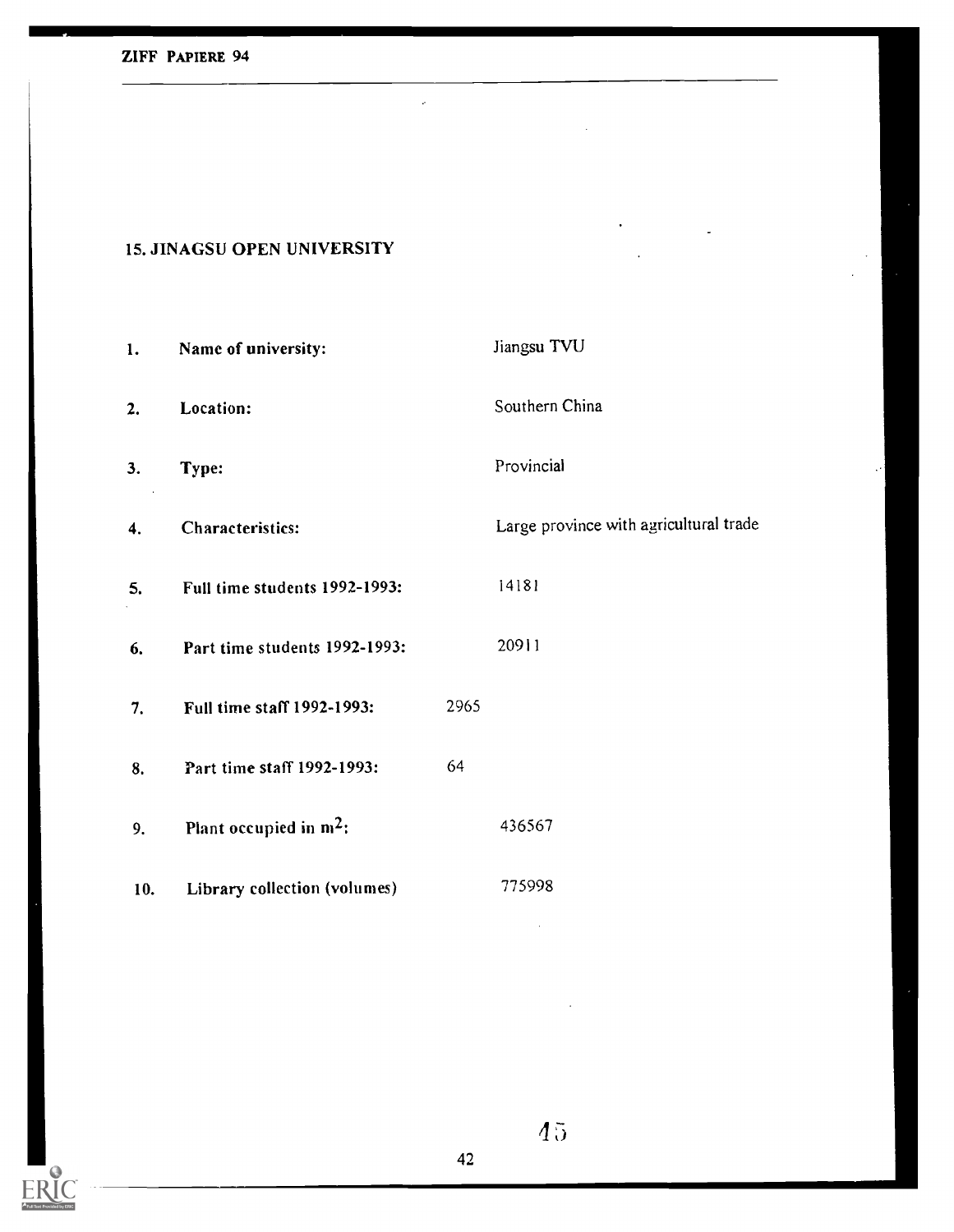## 15. JINAGSU OPEN UNIVERSITY

| | | |
|---|---|---|
| 1. | **Name of university:** | Jiangsu TVU |
| 2. | **Location:** | Southern China |
| 3. | **Type:** | Provincial |
| 4. | **Characteristics:** | Large province with agricultural trade |
| 5. | **Full time students 1992-1993:** | 14181 |
| 6. | **Part time students 1992-1993:** | 20911 |
| 7. | **Full time staff 1992-1993:** | 2965 |
| 8. | **Part time staff 1992-1993:** | 64 |
| 9. | **Plant occupied in $m^2$:** | 436567 |
| 10. | **Library collection (volumes)** | 775998 |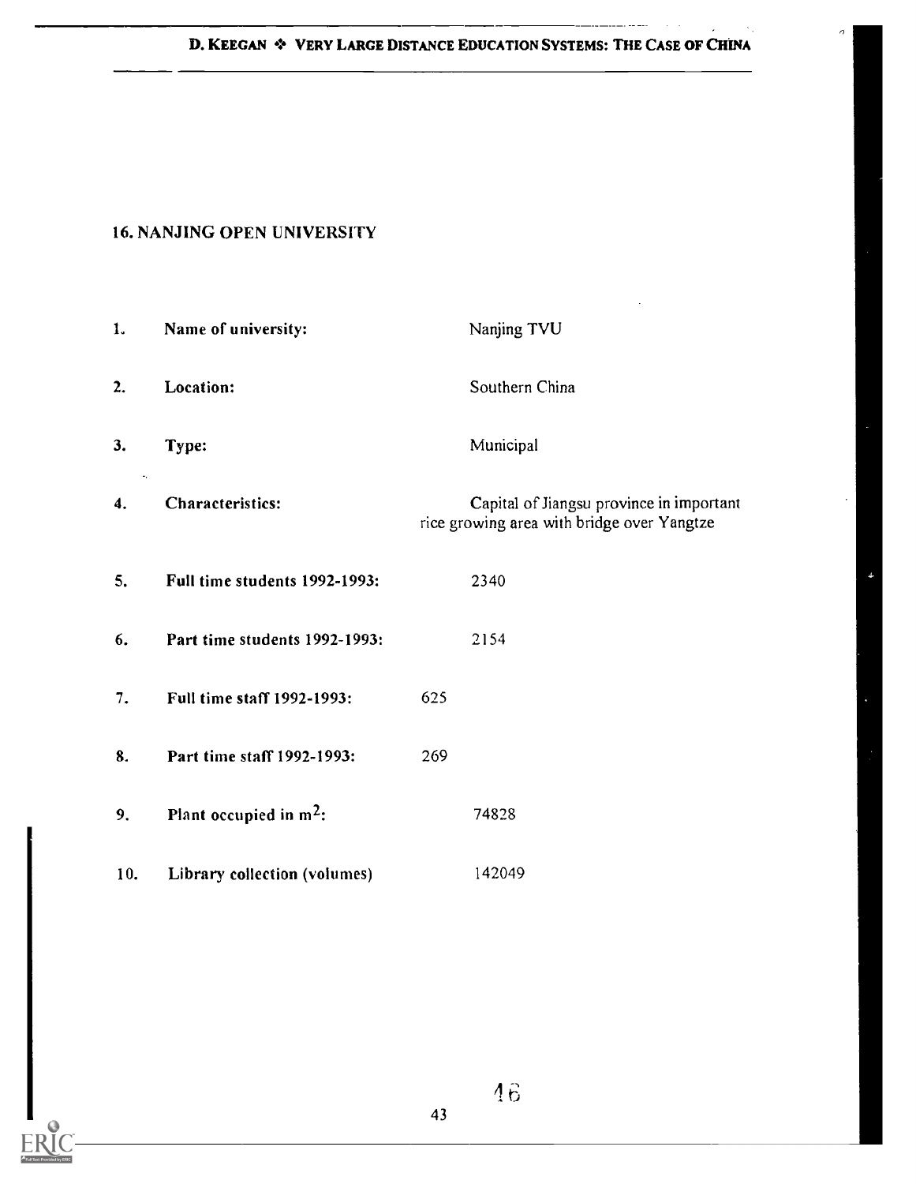## 16. NANJING OPEN UNIVERSITY

| | | |
|---|---|---|
| 1. | **Name of university:** | Nanjing TVU |
| 2. | **Location:** | Southern China |
| 3. | **Type:** | Municipal |
| 4. | **Characteristics:** | Capital of Jiangsu province in important rice growing area with bridge over Yangtze |
| 5. | **Full time students 1992-1993:** | 2340 |
| 6. | **Part time students 1992-1993:** | 2154 |
| 7. | **Full time staff 1992-1993:** | 625 |
| 8. | **Part time staff 1992-1993:** | 269 |
| 9. | **Plant occupied in $m^2$:** | 74828 |
| 10. | **Library collection (volumes)** | 142049 |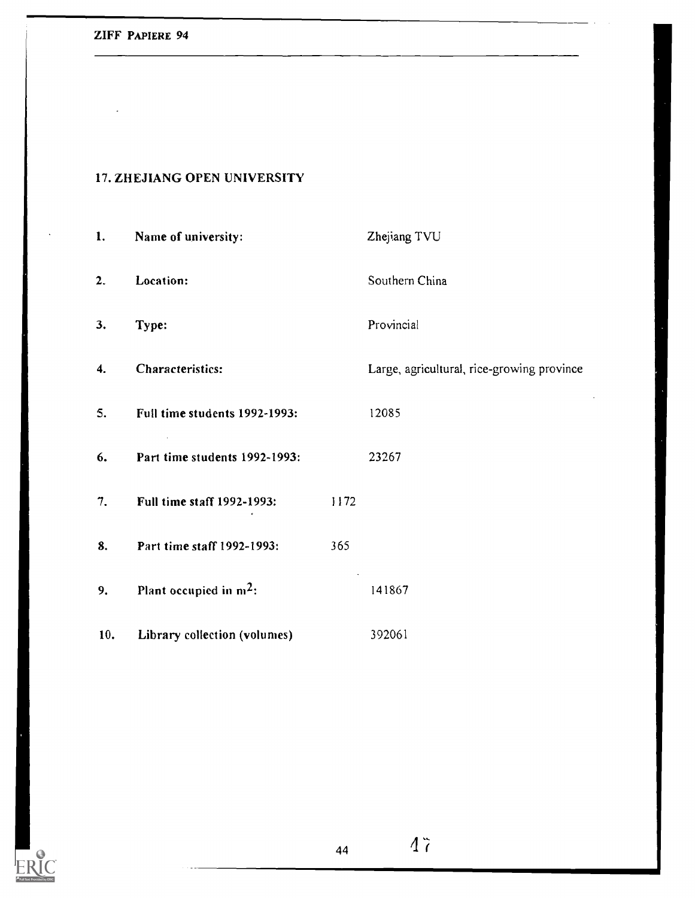## 17. ZHEJIANG OPEN UNIVERSITY

| | | |
|---|---|---|
| 1. | **Name of university:** | Zhejiang TVU |
| 2. | **Location:** | Southern China |
| 3. | **Type:** | Provincial |
| 4. | **Characteristics:** | Large, agricultural, rice-growing province |
| 5. | **Full time students 1992-1993:** | 12085 |
| 6. | **Part time students 1992-1993:** | 23267 |
| 7. | **Full time staff 1992-1993:** | 1172 |
| 8. | **Part time staff 1992-1993:** | 365 |
| 9. | **Plant occupied in $m^2$:** | 141867 |
| 10. | **Library collection (volumes)** | 392061 |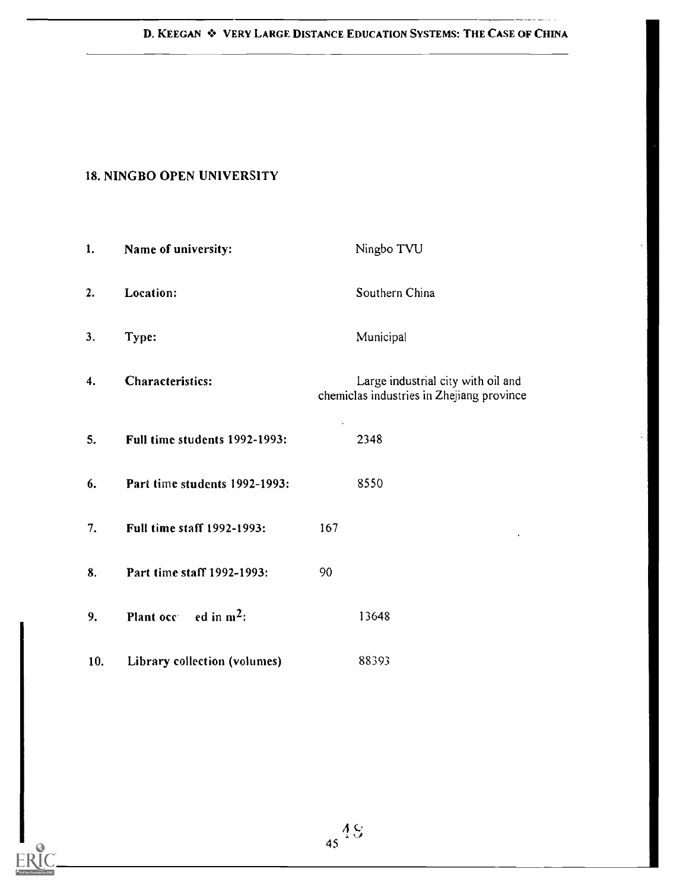## 18. NINGBO OPEN UNIVERSITY

1. **Name of university:** Ningbo TVU

2. **Location:** Southern China

3. **Type:** Municipal

4. **Characteristics:** Large industrial city with oil and chemiclas industries in Zhejiang province

5. **Full time students 1992-1993:** 2348

6. **Part time students 1992-1993:** 8550

7. **Full time staff 1992-1993:** 167

8. **Part time staff 1992-1993:** 90

9. **Plant occ ed in $m^2$:** 13648

10. **Library collection (volumes)** 88393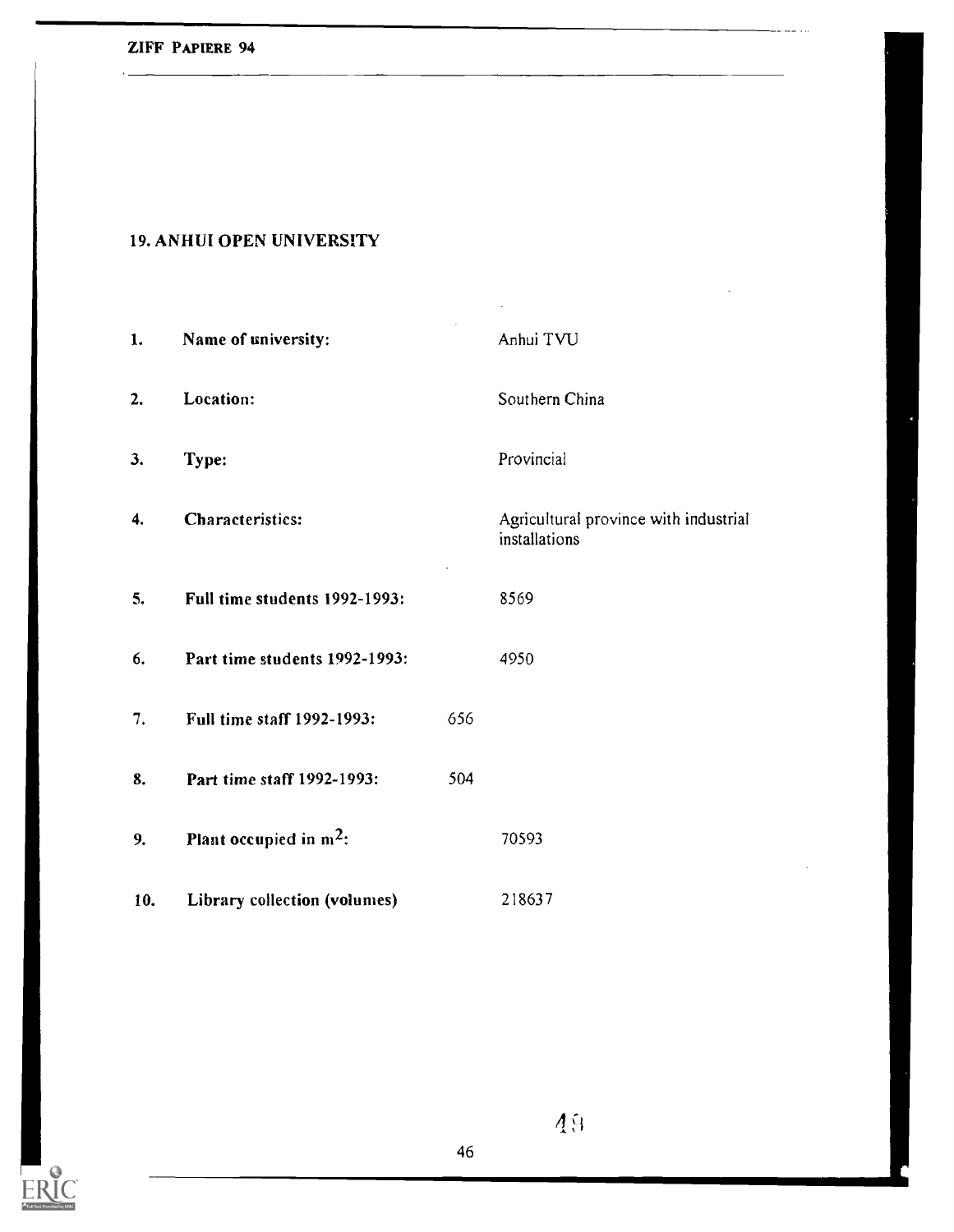## 19. ANHUI OPEN UNIVERSITY

| | | |
|---|---|---|
| 1. | **Name of university:** | Anhui TVU |
| 2. | **Location:** | Southern China |
| 3. | **Type:** | Provincial |
| 4. | **Characteristics:** | Agricultural province with industrial installations |
| 5. | **Full time students 1992-1993:** | 8569 |
| 6. | **Part time students 1992-1993:** | 4950 |
| 7. | **Full time staff 1992-1993:** | 656 |
| 8. | **Part time staff 1992-1993:** | 504 |
| 9. | **Plant occupied in $m^2$:** | 70593 |
| 10. | **Library collection (volumes)** | 218637 |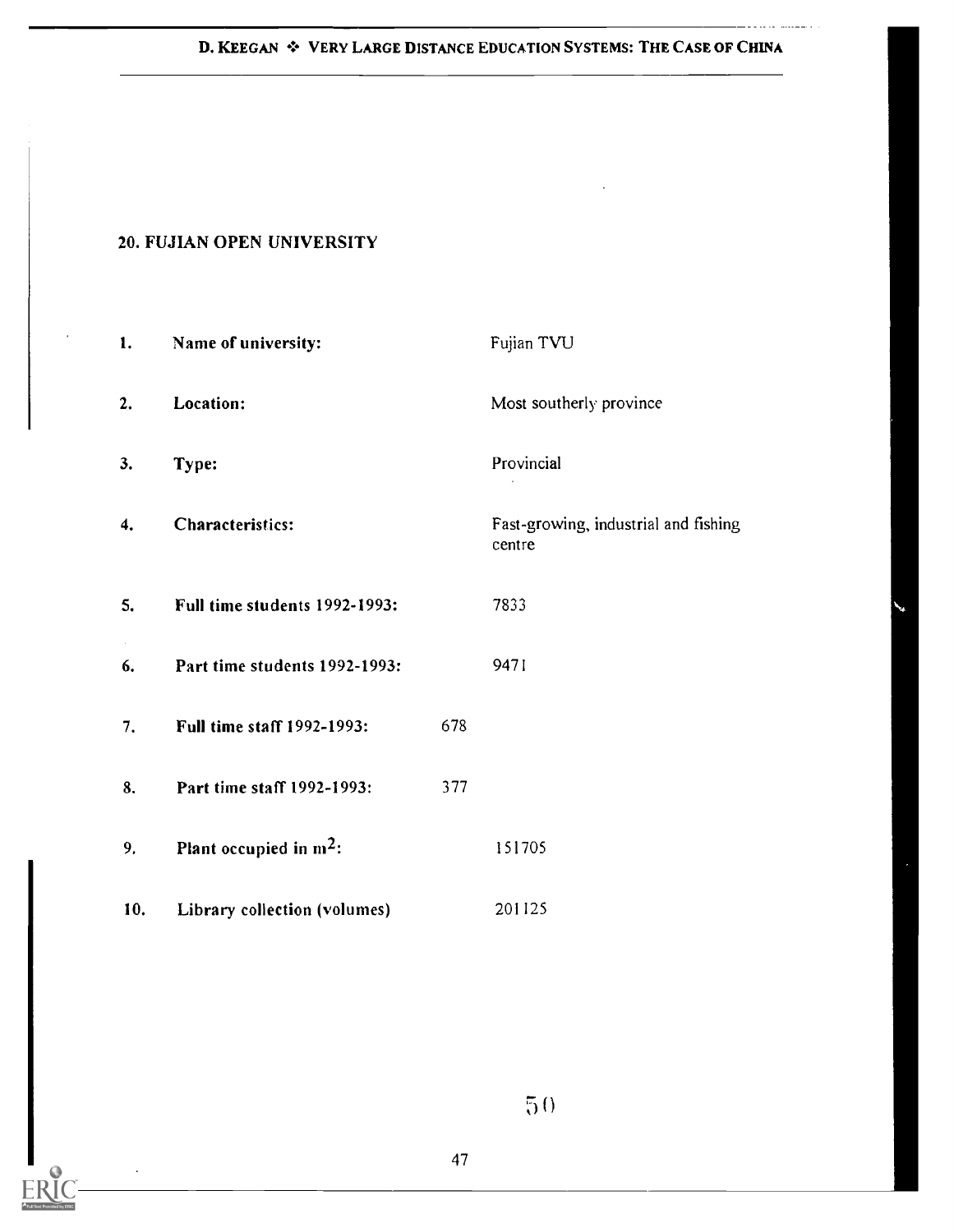## 20. FUJIAN OPEN UNIVERSITY

| | | |
|---|---|---|
| 1. | **Name of university:** | Fujian TVU |
| 2. | **Location:** | Most southerly province |
| 3. | **Type:** | Provincial |
| 4. | **Characteristics:** | Fast-growing, industrial and fishing centre |
| 5. | **Full time students 1992-1993:** | 7833 |
| 6. | **Part time students 1992-1993:** | 9471 |
| 7. | **Full time staff 1992-1993:** | 678 |
| 8. | **Part time staff 1992-1993:** | 377 |
| 9. | **Plant occupied in $m^2$:** | 151705 |
| 10. | **Library collection (volumes)** | 201125 |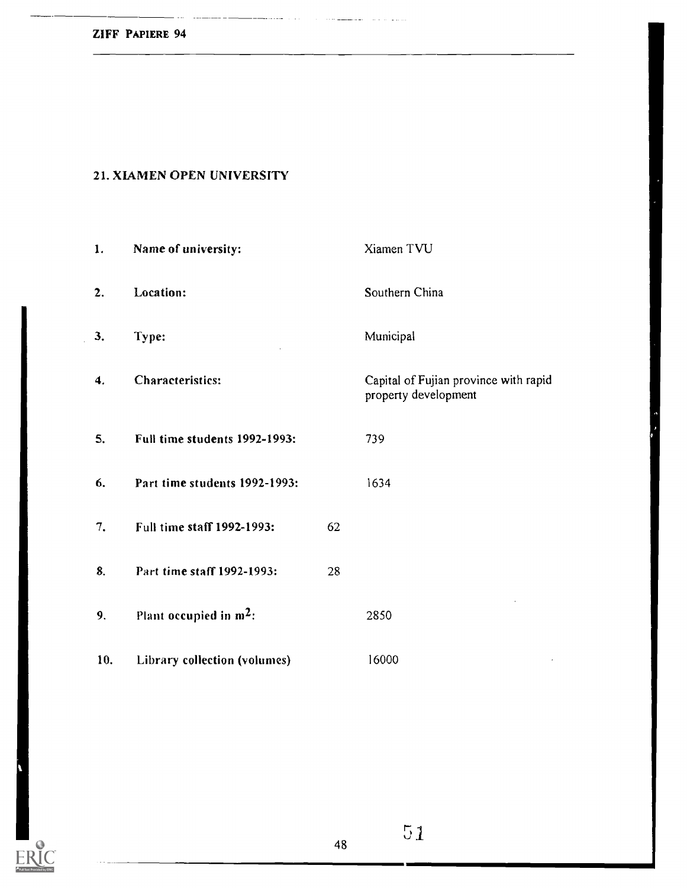## 21. XIAMEN OPEN UNIVERSITY

| | | |
|---|---|---|
| 1. | **Name of university:** | Xiamen TVU |
| 2. | **Location:** | Southern China |
| 3. | **Type:** | Municipal |
| 4. | **Characteristics:** | Capital of Fujian province with rapid property development |
| 5. | **Full time students 1992-1993:** | 739 |
| 6. | **Part time students 1992-1993:** | 1634 |
| 7. | **Full time staff 1992-1993:** | 62 |
| 8. | **Part time staff 1992-1993:** | 28 |
| 9. | **Plant occupied in $m^2$:** | 2850 |
| 10. | **Library collection (volumes)** | 16000 |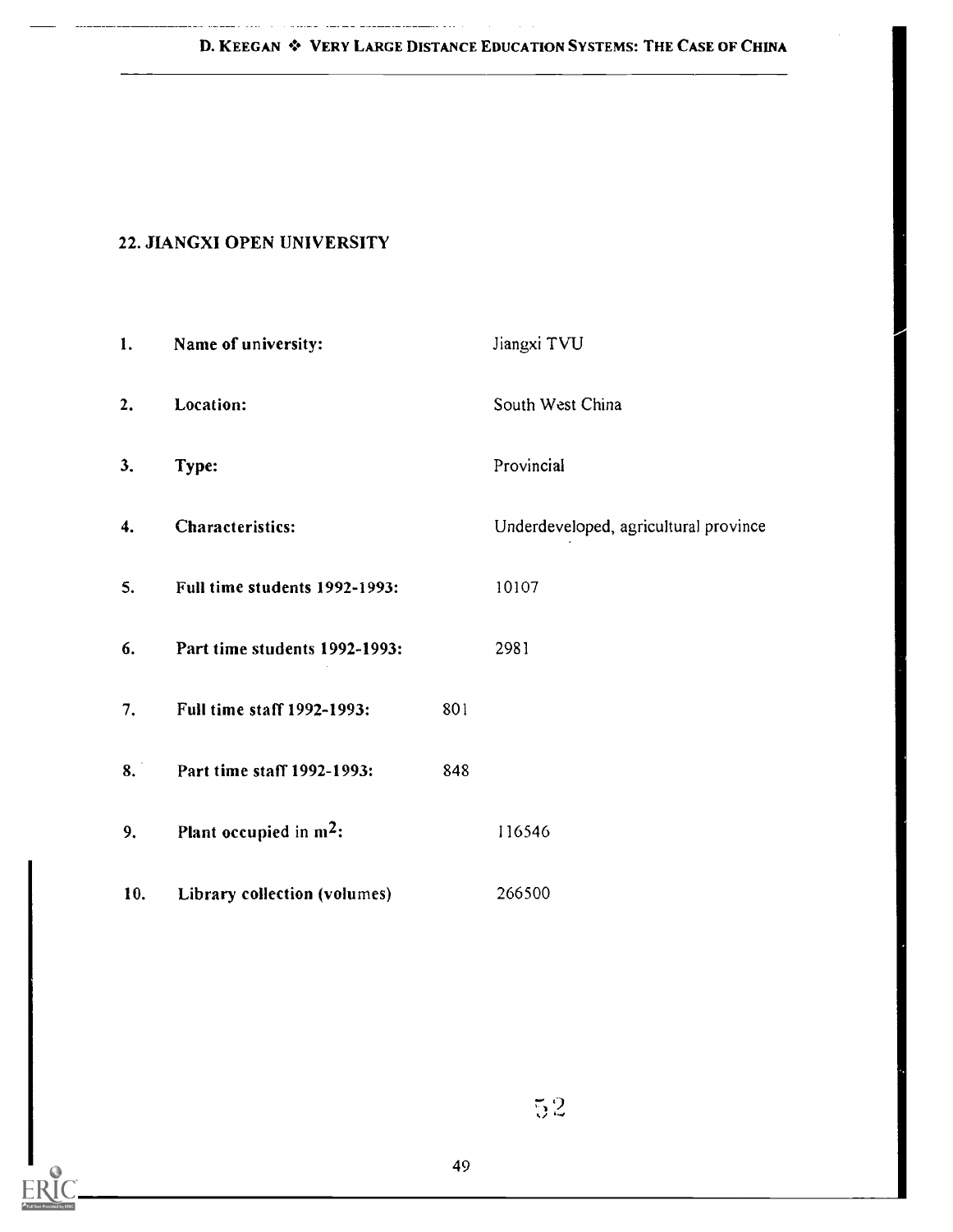## 22. JIANGXI OPEN UNIVERSITY

1. **Name of university:** Jiangxi TVU
2. **Location:** South West China
3. **Type:** Provincial
4. **Characteristics:** Underdeveloped, agricultural province
5. **Full time students 1992-1993:** 10107
6. **Part time students 1992-1993:** 2981
7. **Full time staff 1992-1993:** 801
8. **Part time staff 1992-1993:** 848
9. **Plant occupied in $m^2$:** 116546
10. **Library collection (volumes)** 266500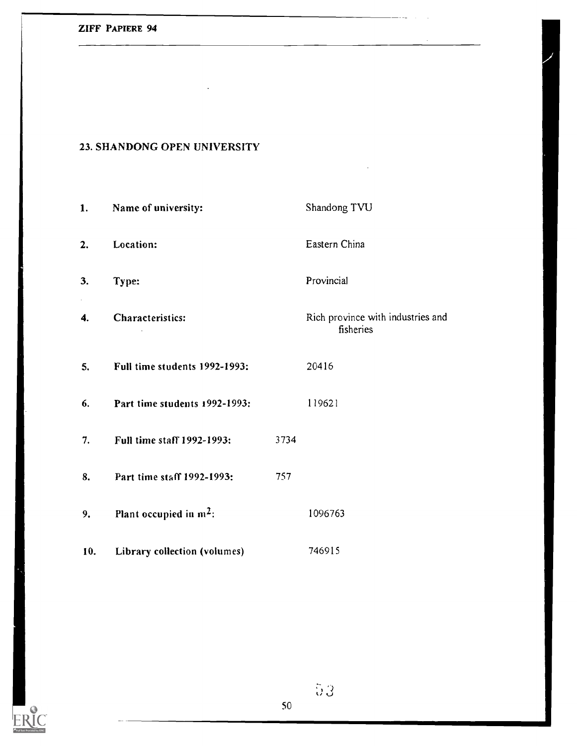## 23. SHANDONG OPEN UNIVERSITY

| | | |
|---|---|---|
| 1. | Name of university: | Shandong TVU |
| 2. | Location: | Eastern China |
| 3. | Type: | Provincial |
| 4. | Characteristics: | Rich province with industries and fisheries |
| 5. | Full time students 1992-1993: | 20416 |
| 6. | Part time students 1992-1993: | 119621 |
| 7. | Full time staff 1992-1993: | 3734 |
| 8. | Part time staff 1992-1993: | 757 |
| 9. | Plant occupied in $m^2$: | 1096763 |
| 10. | Library collection (volumes) | 746915 |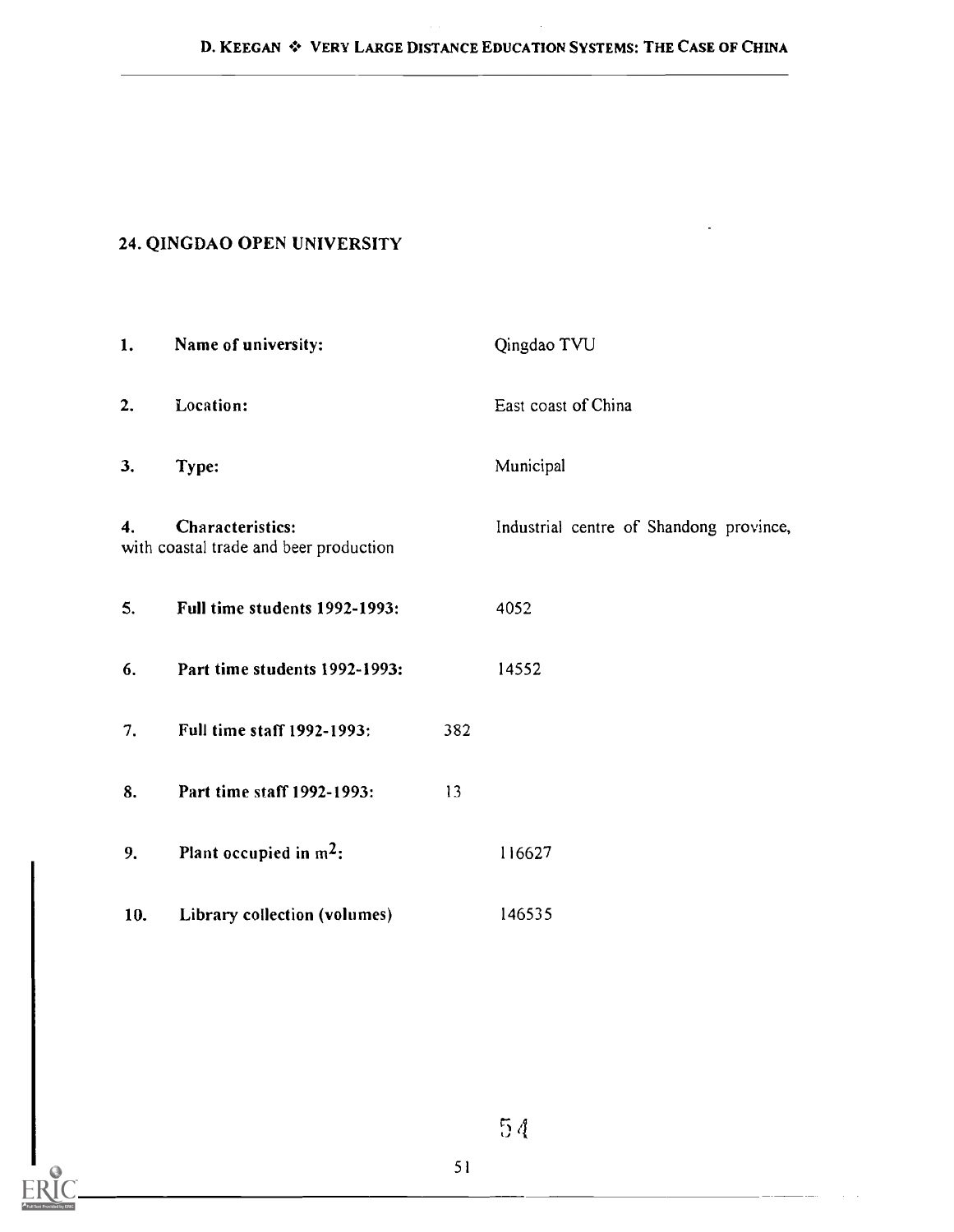## 24. QINGDAO OPEN UNIVERSITY

| | | |
|---|---|---|
| 1. | **Name of university:** | Qingdao TVU |
| 2. | **Location:** | East coast of China |
| 3. | **Type:** | Municipal |
| 4. | **Characteristics:** | Industrial centre of Shandong province, with coastal trade and beer production |
| 5. | **Full time students 1992-1993:** | 4052 |
| 6. | **Part time students 1992-1993:** | 14552 |
| 7. | **Full time staff 1992-1993:** | 382 |
| 8. | **Part time staff 1992-1993:** | 13 |
| 9. | **Plant occupied in m$^2$:** | 116627 |
| 10. | **Library collection (volumes)** | 146535 |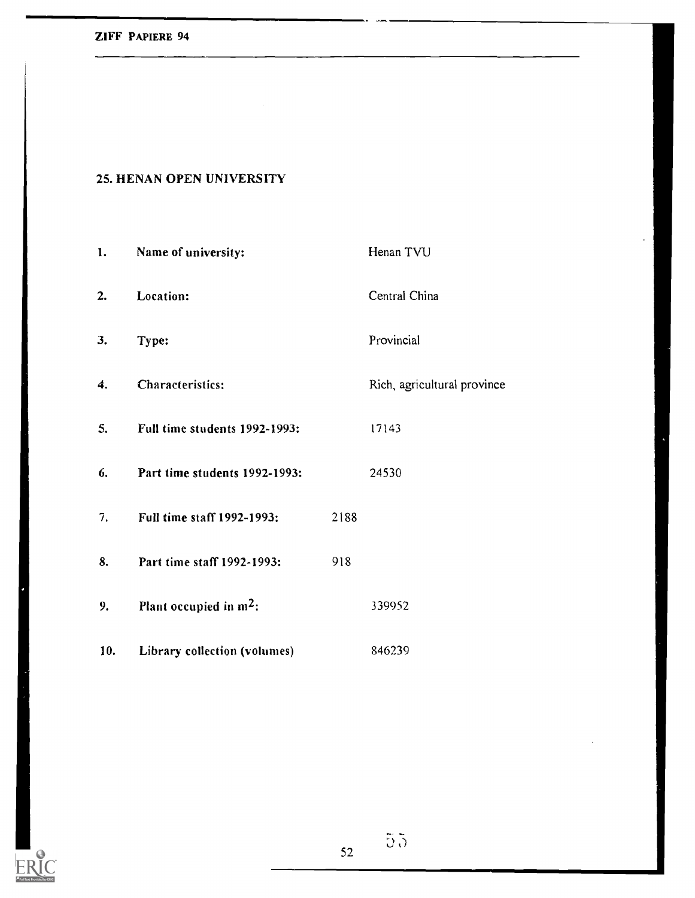## 25. HENAN OPEN UNIVERSITY

| | | |
|---|---|---|
| 1. | Name of university: | Henan TVU |
| 2. | Location: | Central China |
| 3. | Type: | Provincial |
| 4. | Characteristics: | Rich, agricultural province |
| 5. | Full time students 1992-1993: | 17143 |
| 6. | Part time students 1992-1993: | 24530 |
| 7. | Full time staff 1992-1993: | 2188 |
| 8. | Part time staff 1992-1993: | 918 |
| 9. | Plant occupied in $m^2$: | 339952 |
| 10. | Library collection (volumes) | 846239 |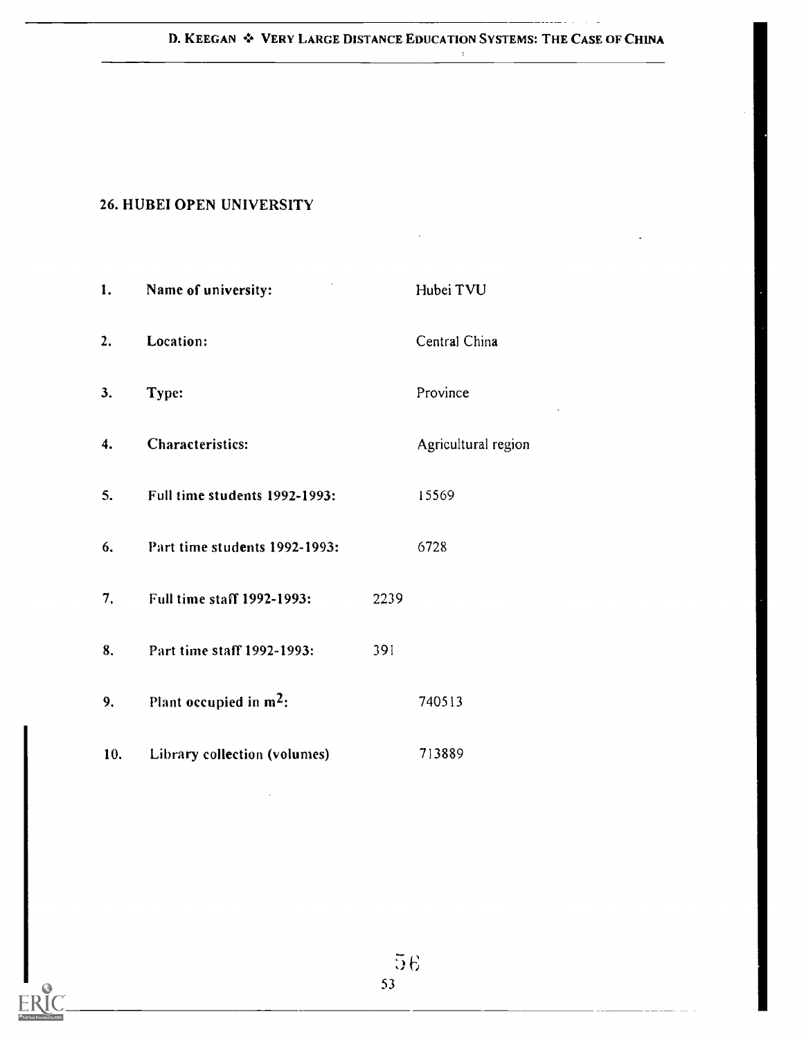## 26. HUBEI OPEN UNIVERSITY

1. Name of university: Hubei TVU
2. Location: Central China
3. Type: Province
4. Characteristics: Agricultural region
5. Full time students 1992-1993: 15569
6. Part time students 1992-1993: 6728
7. Full time staff 1992-1993: 2239
8. Part time staff 1992-1993: 391
9. Plant occupied in $m^2$: 740513
10. Library collection (volumes) 713889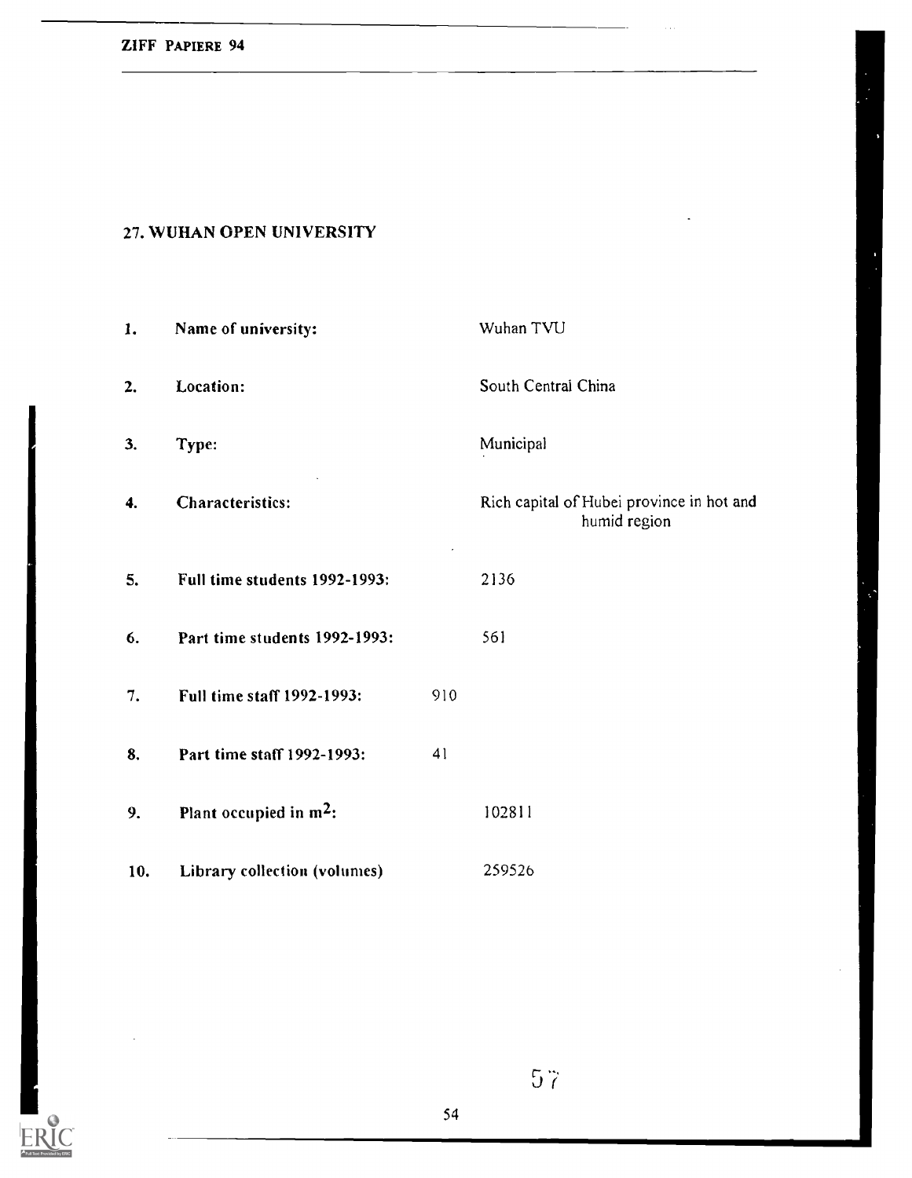## 27. WUHAN OPEN UNIVERSITY

| | | |
|---|---|---|
| 1. | Name of university: | Wuhan TVU |
| 2. | Location: | South Central China |
| 3. | Type: | Municipal |
| 4. | Characteristics: | Rich capital of Hubei province in hot and humid region |
| 5. | Full time students 1992-1993: | 2136 |
| 6. | Part time students 1992-1993: | 561 |
| 7. | Full time staff 1992-1993: | 910 |
| 8. | Part time staff 1992-1993: | 41 |
| 9. | Plant occupied in $m^2$: | 102811 |
| 10. | Library collection (volumes) | 259526 |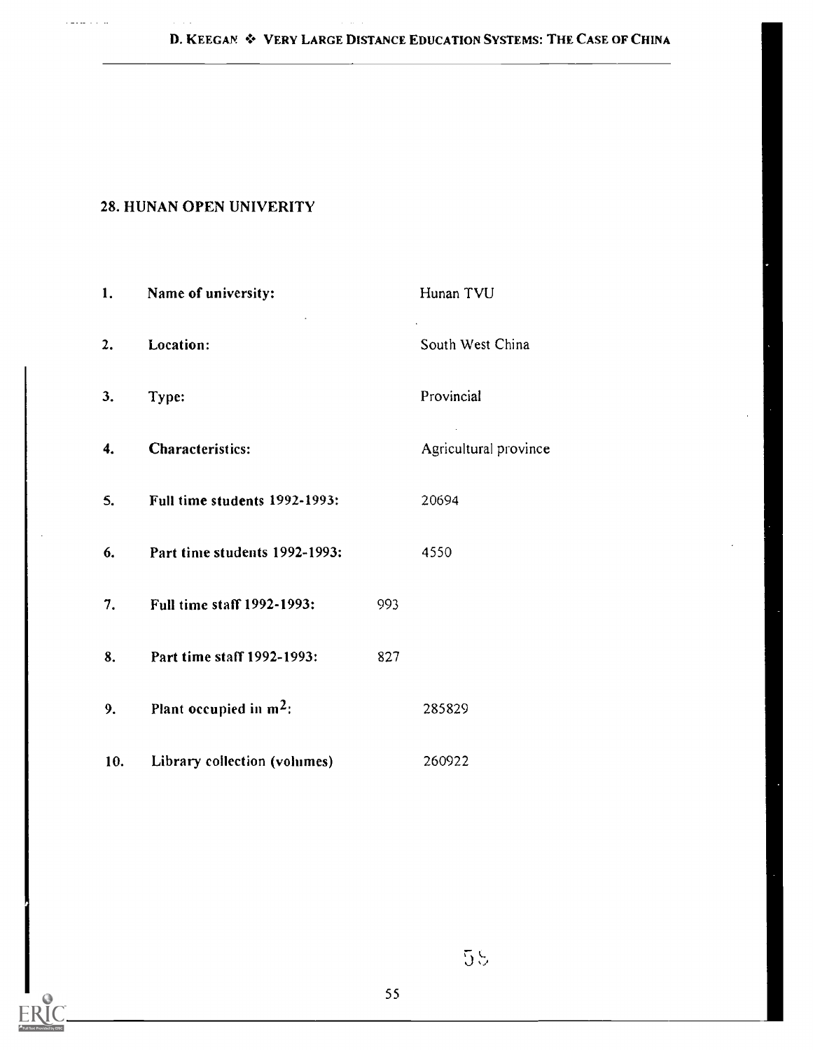## 28. HUNAN OPEN UNIVERITY

| | | |
|---|---|---|
| 1. | **Name of university:** | Hunan TVU |
| 2. | **Location:** | South West China |
| 3. | **Type:** | Provincial |
| 4. | **Characteristics:** | Agricultural province |
| 5. | **Full time students 1992-1993:** | 20694 |
| 6. | **Part time students 1992-1993:** | 4550 |
| 7. | **Full time staff 1992-1993:** | 993 |
| 8. | **Part time staff 1992-1993:** | 827 |
| 9. | **Plant occupied in m$^2$:** | 285829 |
| 10. | **Library collection (volumes)** | 260922 |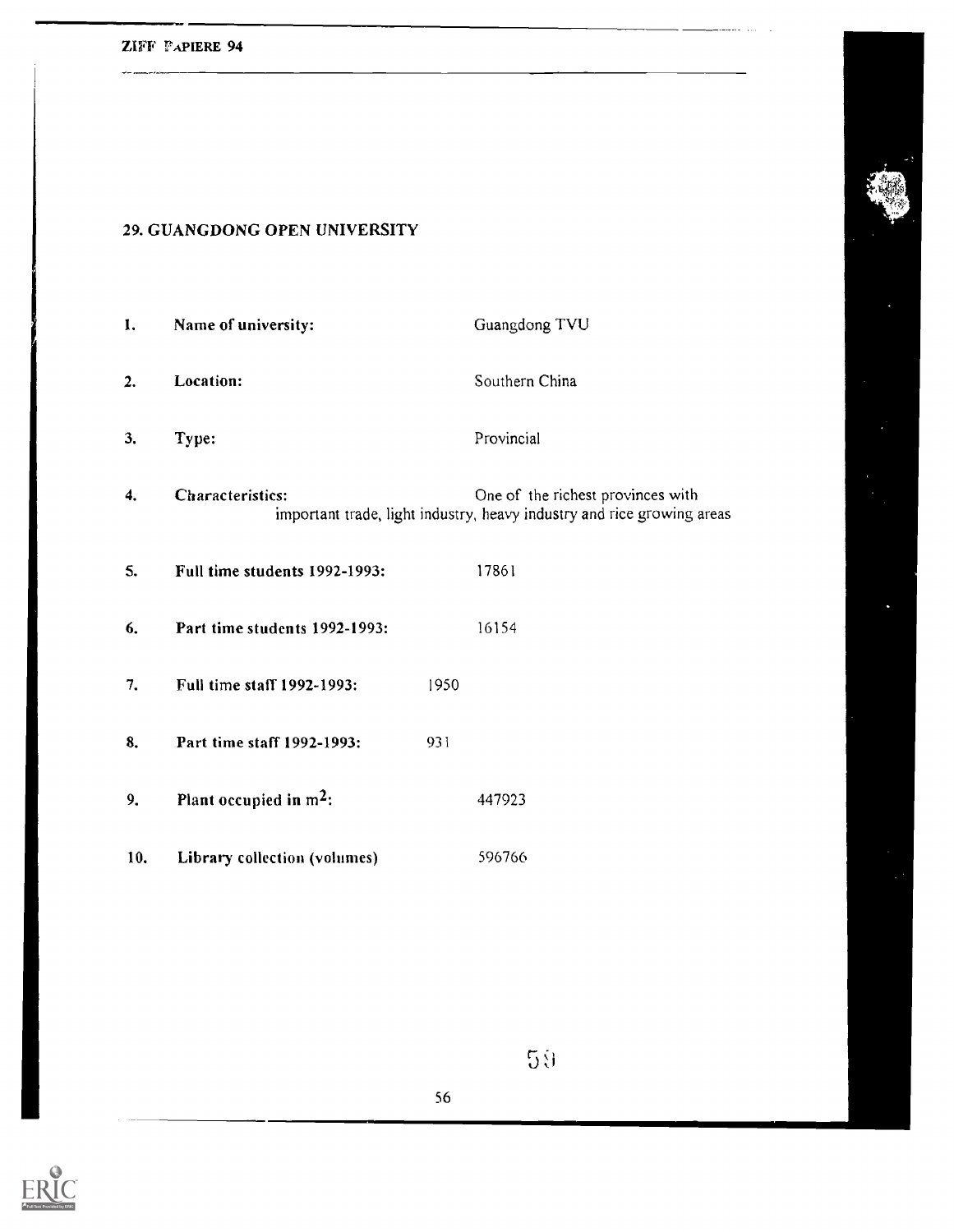## 29. GUANGDONG OPEN UNIVERSITY

| | | |
|---|---|---|
| 1. | **Name of university:** | Guangdong TVU |
| 2. | **Location:** | Southern China |
| 3. | **Type:** | Provincial |
| 4. | **Characteristics:** | One of the richest provinces with important trade, light industry, heavy industry and rice growing areas |
| 5. | **Full time students 1992-1993:** | 17861 |
| 6. | **Part time students 1992-1993:** | 16154 |
| 7. | **Full time staff 1992-1993:** | 1950 |
| 8. | **Part time staff 1992-1993:** | 931 |
| 9. | **Plant occupied in $m^2$:** | 447923 |
| 10. | **Library collection (volumes)** | 596766 |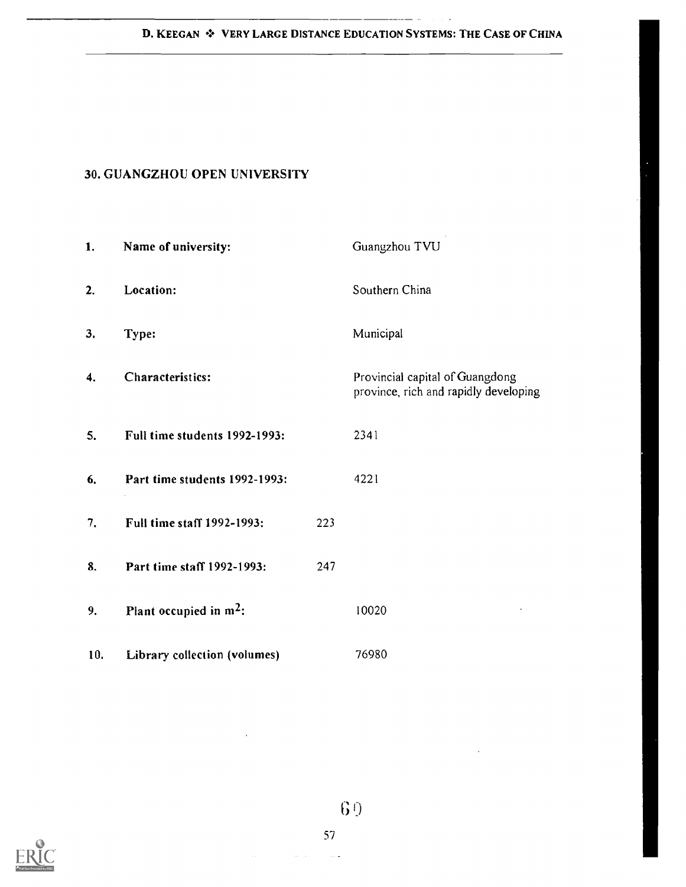## 30. GUANGZHOU OPEN UNIVERSITY

| | | |
|---|---|---|
| 1. | Name of university: | Guangzhou TVU |
| 2. | Location: | Southern China |
| 3. | Type: | Municipal |
| 4. | Characteristics: | Provincial capital of Guangdong province, rich and rapidly developing |
| 5. | Full time students 1992-1993: | 2341 |
| 6. | Part time students 1992-1993: | 4221 |
| 7. | Full time staff 1992-1993: | 223 |
| 8. | Part time staff 1992-1993: | 247 |
| 9. | Plant occupied in $m^2$: | 10020 |
| 10. | Library collection (volumes) | 76980 |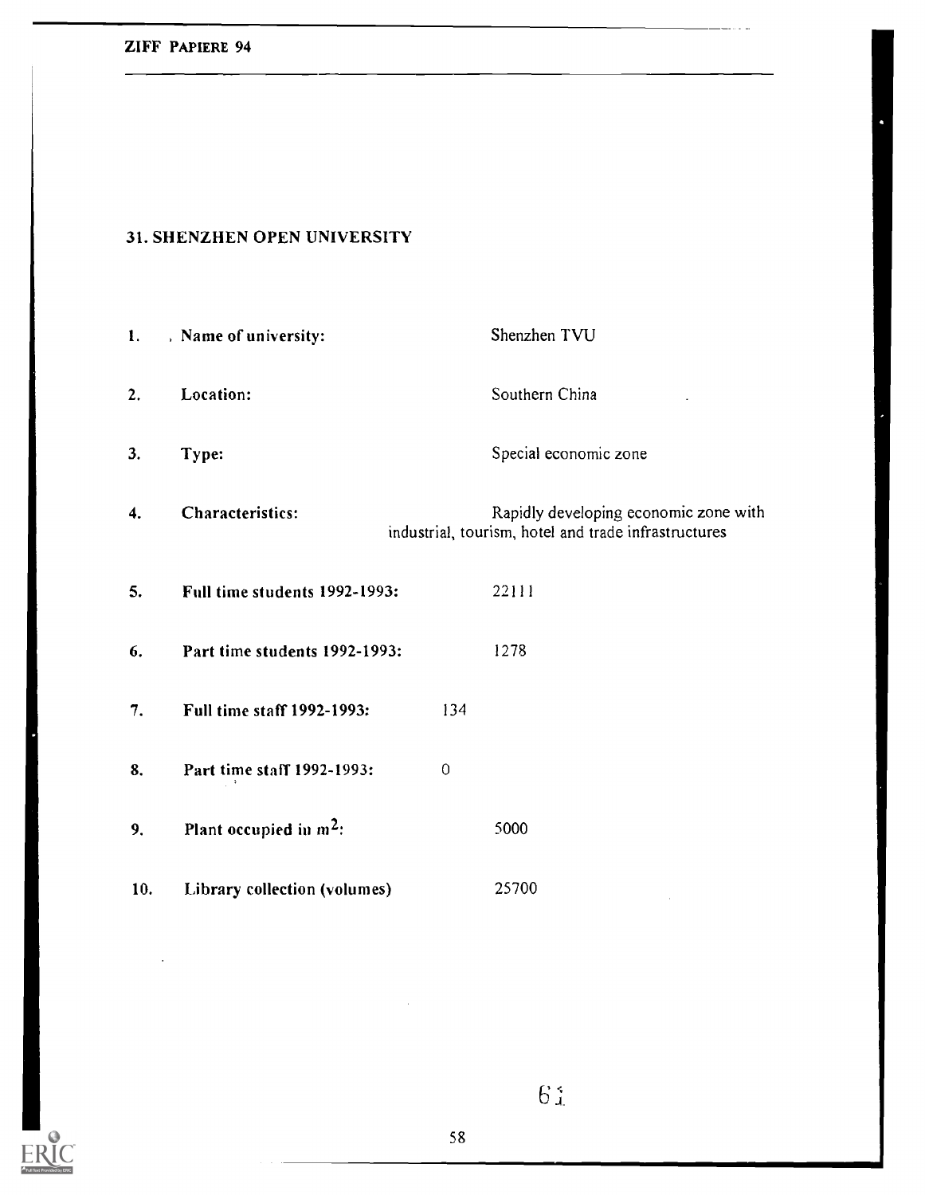## 31. SHENZHEN OPEN UNIVERSITY

1. **Name of university:** Shenzhen TVU
2. **Location:** Southern China
3. **Type:** Special economic zone
4. **Characteristics:** Rapidly developing economic zone with industrial, tourism, hotel and trade infrastructures
5. **Full time students 1992-1993:** 22111
6. **Part time students 1992-1993:** 1278
7. **Full time staff 1992-1993:** 134
8. **Part time staff 1992-1993:** 0
9. **Plant occupied in $m^2$:** 5000
10. **Library collection (volumes)** 25700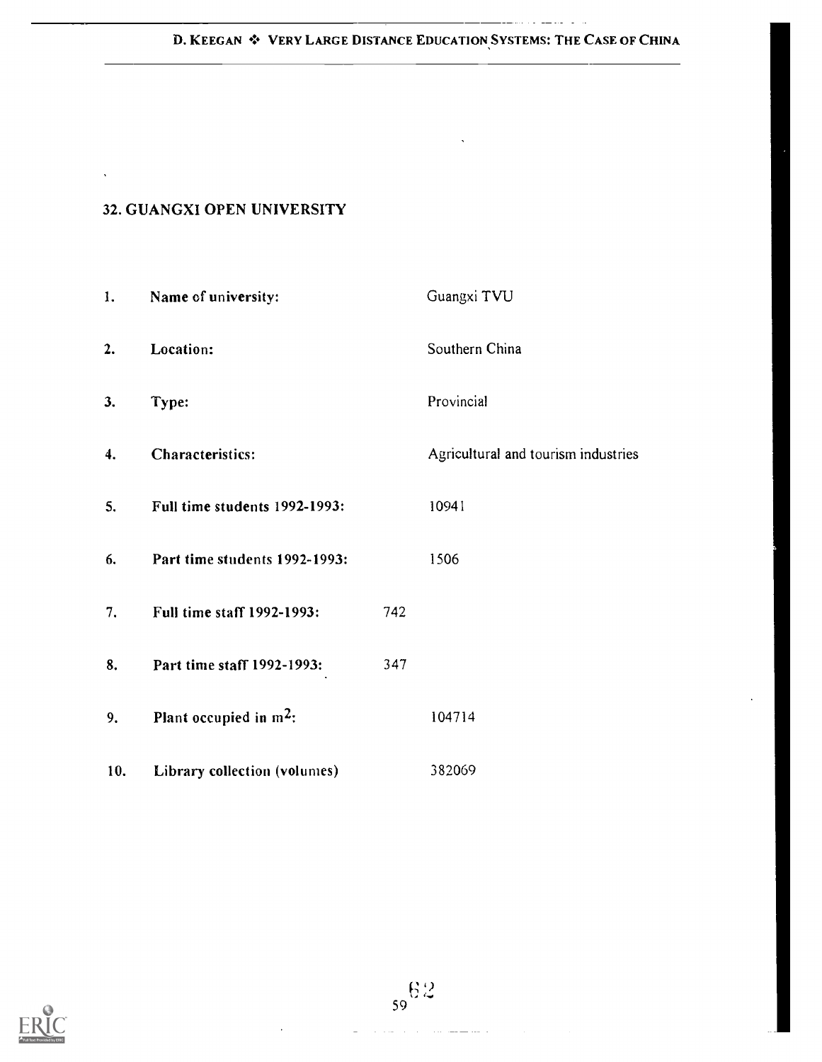## 32. GUANGXI OPEN UNIVERSITY

1. **Name of university:** Guangxi TVU
2. **Location:** Southern China
3. **Type:** Provincial
4. **Characteristics:** Agricultural and tourism industries
5. **Full time students 1992-1993:** 10941
6. **Part time students 1992-1993:** 1506
7. **Full time staff 1992-1993:** 742
8. **Part time staff 1992-1993:** 347
9. **Plant occupied in $m^2$:** 104714
10. **Library collection (volumes)** 382069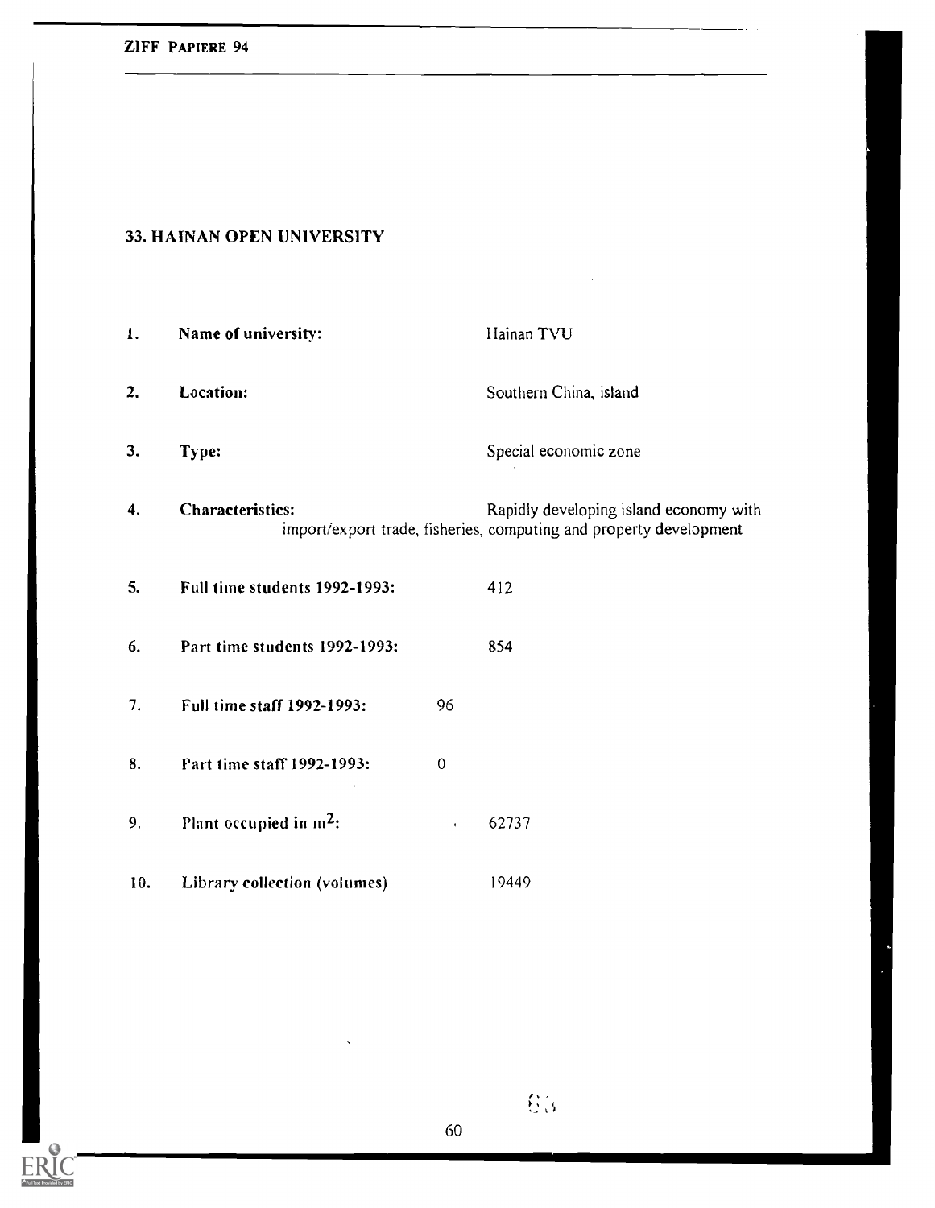## 33. HAINAN OPEN UNIVERSITY

1. **Name of university:** Hainan TVU

2. **Location:** Southern China, island

3. **Type:** Special economic zone

4. **Characteristics:** Rapidly developing island economy with import/export trade, fisheries, computing and property development

5. **Full time students 1992-1993:** 412

6. **Part time students 1992-1993:** 854

7. **Full time staff 1992-1993:** 96

8. **Part time staff 1992-1993:** 0

9. **Plant occupied in $m^2$:** 62737

10. **Library collection (volumes)** 19449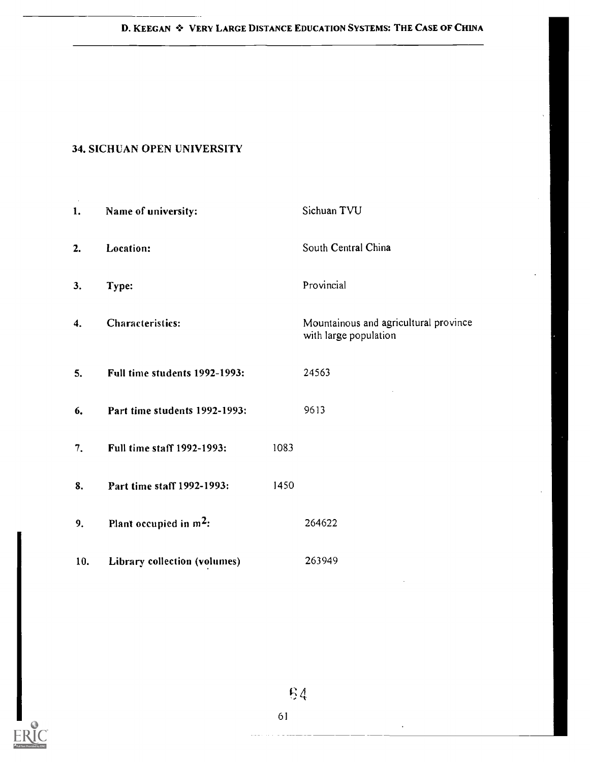## 34. SICHUAN OPEN UNIVERSITY

| | | |
|---|---|---|
| 1. | **Name of university:** | Sichuan TVU |
| 2. | **Location:** | South Central China |
| 3. | **Type:** | Provincial |
| 4. | **Characteristics:** | Mountainous and agricultural province with large population |
| 5. | **Full time students 1992-1993:** | 24563 |
| 6. | **Part time students 1992-1993:** | 9613 |
| 7. | **Full time staff 1992-1993:** | 1083 |
| 8. | **Part time staff 1992-1993:** | 1450 |
| 9. | **Plant occupied in $m^2$:** | 264622 |
| 10. | **Library collection (volumes)** | 263949 |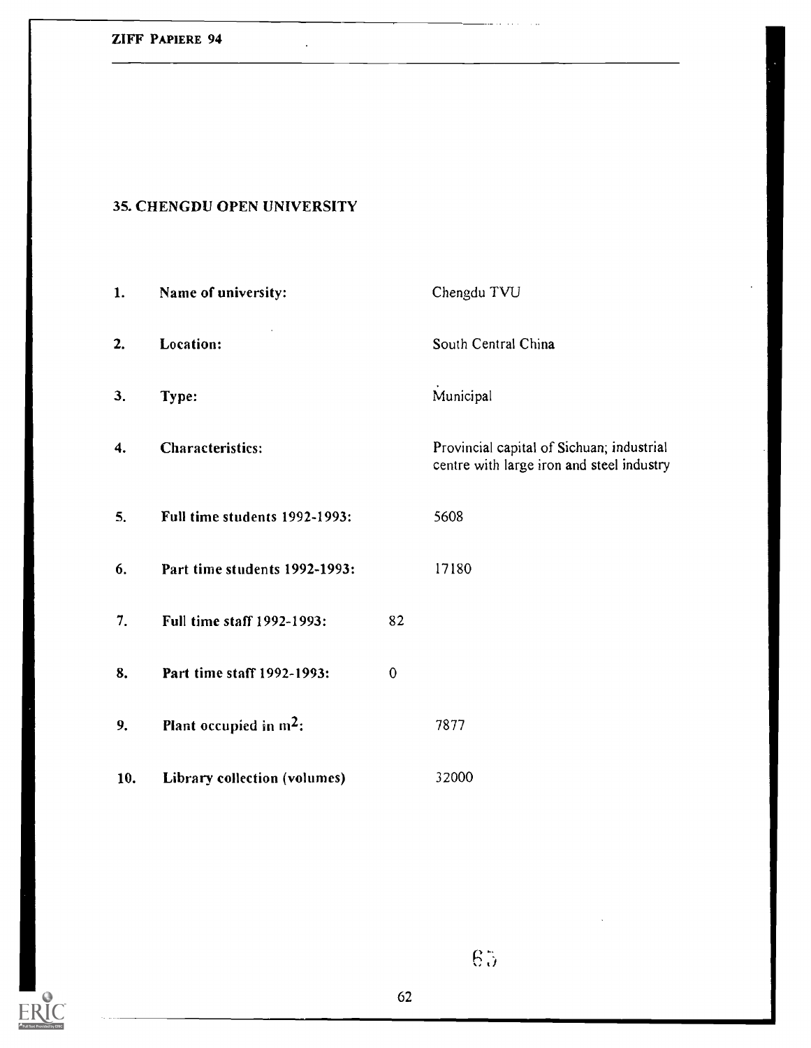## 35. CHENGDU OPEN UNIVERSITY

| | | |
|---|---|---|
| 1. | **Name of university:** | Chengdu TVU |
| 2. | **Location:** | South Central China |
| 3. | **Type:** | Municipal |
| 4. | **Characteristics:** | Provincial capital of Sichuan; industrial centre with large iron and steel industry |
| 5. | **Full time students 1992-1993:** | 5608 |
| 6. | **Part time students 1992-1993:** | 17180 |
| 7. | **Full time staff 1992-1993:** | 82 |
| 8. | **Part time staff 1992-1993:** | 0 |
| 9. | **Plant occupied in $m^2$:** | 7877 |
| 10. | **Library collection (volumes)** | 32000 |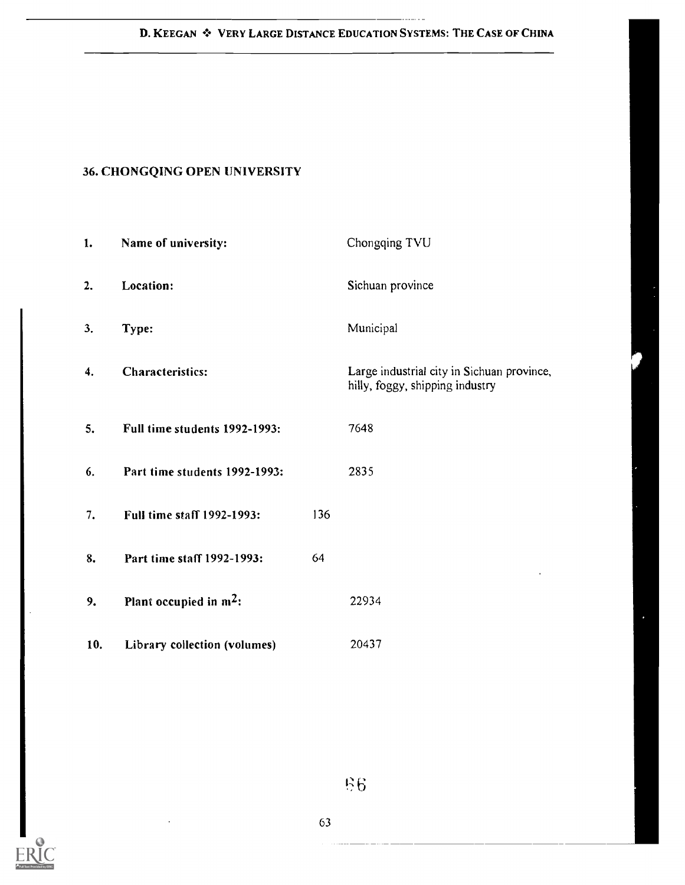## 36. CHONGQING OPEN UNIVERSITY

| | | |
|---|---|---|
| 1. | **Name of university:** | Chongqing TVU |
| 2. | **Location:** | Sichuan province |
| 3. | **Type:** | Municipal |
| 4. | **Characteristics:** | Large industrial city in Sichuan province, hilly, foggy, shipping industry |
| 5. | **Full time students 1992-1993:** | 7648 |
| 6. | **Part time students 1992-1993:** | 2835 |
| 7. | **Full time staff 1992-1993:** | 136 |
| 8. | **Part time staff 1992-1993:** | 64 |
| 9. | **Plant occupied in $m^2$:** | 22934 |
| 10. | **Library collection (volumes)** | 20437 |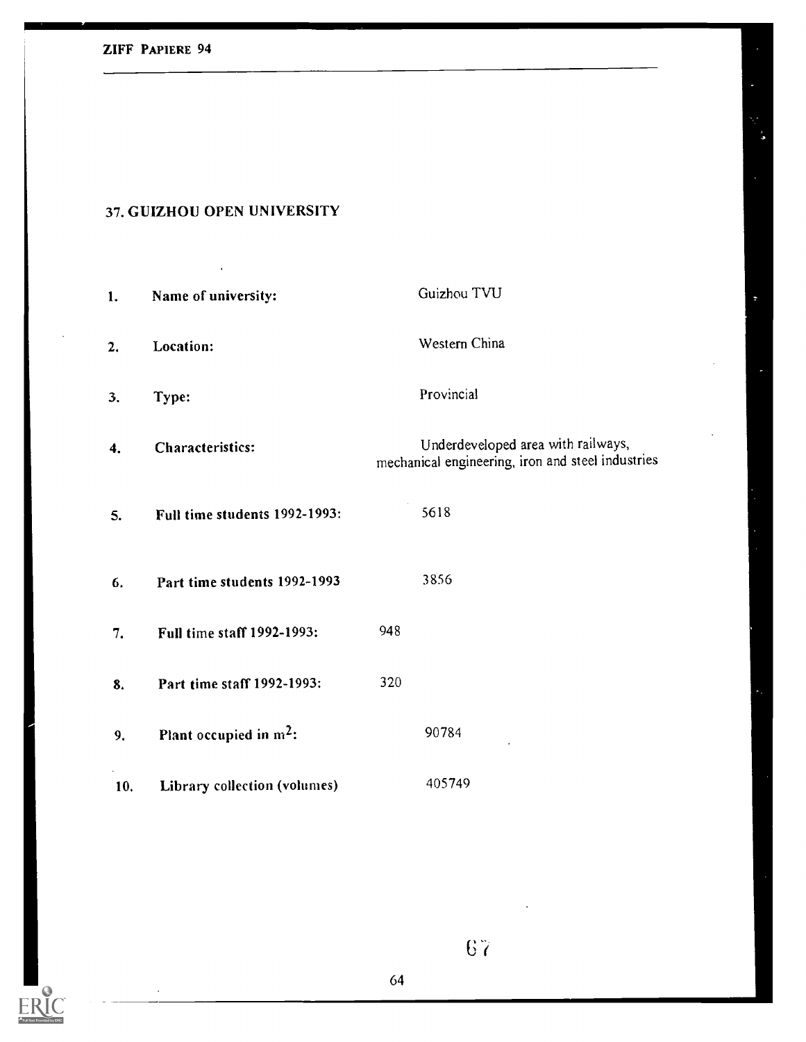## 37. GUIZHOU OPEN UNIVERSITY

| | | |
|---|---|---|
| 1. | Name of university: | Guizhou TVU |
| 2. | Location: | Western China |
| 3. | Type: | Provincial |
| 4. | Characteristics: | Underdeveloped area with railways, mechanical engineering, iron and steel industries |
| 5. | Full time students 1992-1993: | 5618 |
| 6. | Part time students 1992-1993 | 3856 |
| 7. | Full time staff 1992-1993: | 948 |
| 8. | Part time staff 1992-1993: | 320 |
| 9. | Plant occupied in $m^2$: | 90784 |
| 10. | Library collection (volumes) | 405749 |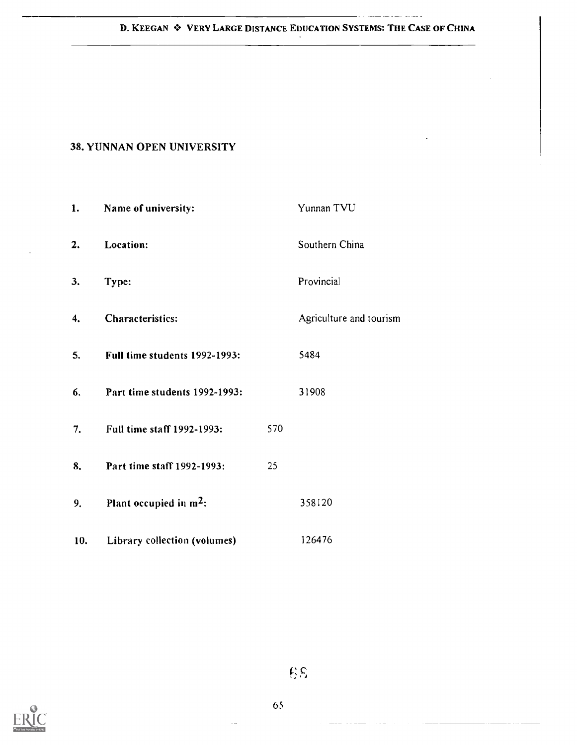## 38. YUNNAN OPEN UNIVERSITY

1. **Name of university:** Yunnan TVU
2. **Location:** Southern China
3. **Type:** Provincial
4. **Characteristics:** Agriculture and tourism
5. **Full time students 1992-1993:** 5484
6. **Part time students 1992-1993:** 31908
7. **Full time staff 1992-1993:** 570
8. **Part time staff 1992-1993:** 25
9. **Plant occupied in $m^2$:** 358120
10. **Library collection (volumes)** 126476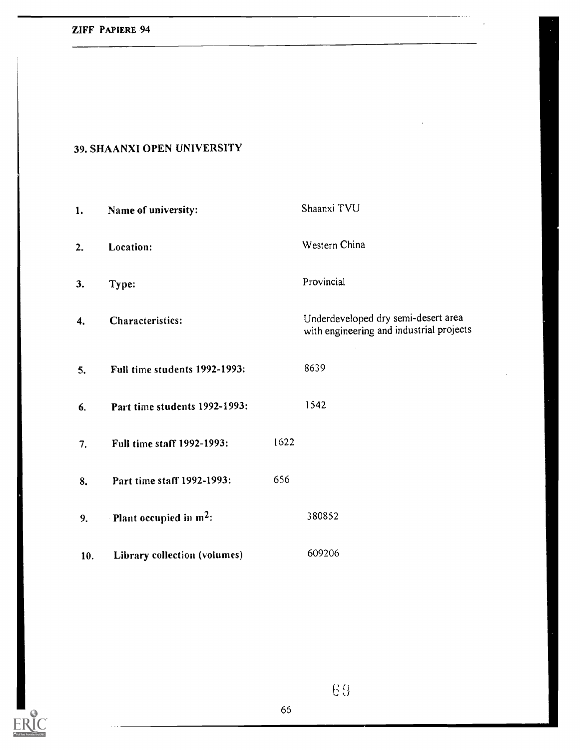## 39. SHAANXI OPEN UNIVERSITY

| | | |
|---|---|---|
| 1. | Name of university: | Shaanxi TVU |
| 2. | Location: | Western China |
| 3. | Type: | Provincial |
| 4. | Characteristics: | Underdeveloped dry semi-desert area with engineering and industrial projects |
| 5. | Full time students 1992-1993: | 8639 |
| 6. | Part time students 1992-1993: | 1542 |
| 7. | Full time staff 1992-1993: | 1622 |
| 8. | Part time staff 1992-1993: | 656 |
| 9. | Plant occupied in $m^2$: | 380852 |
| 10. | Library collection (volumes) | 609206 |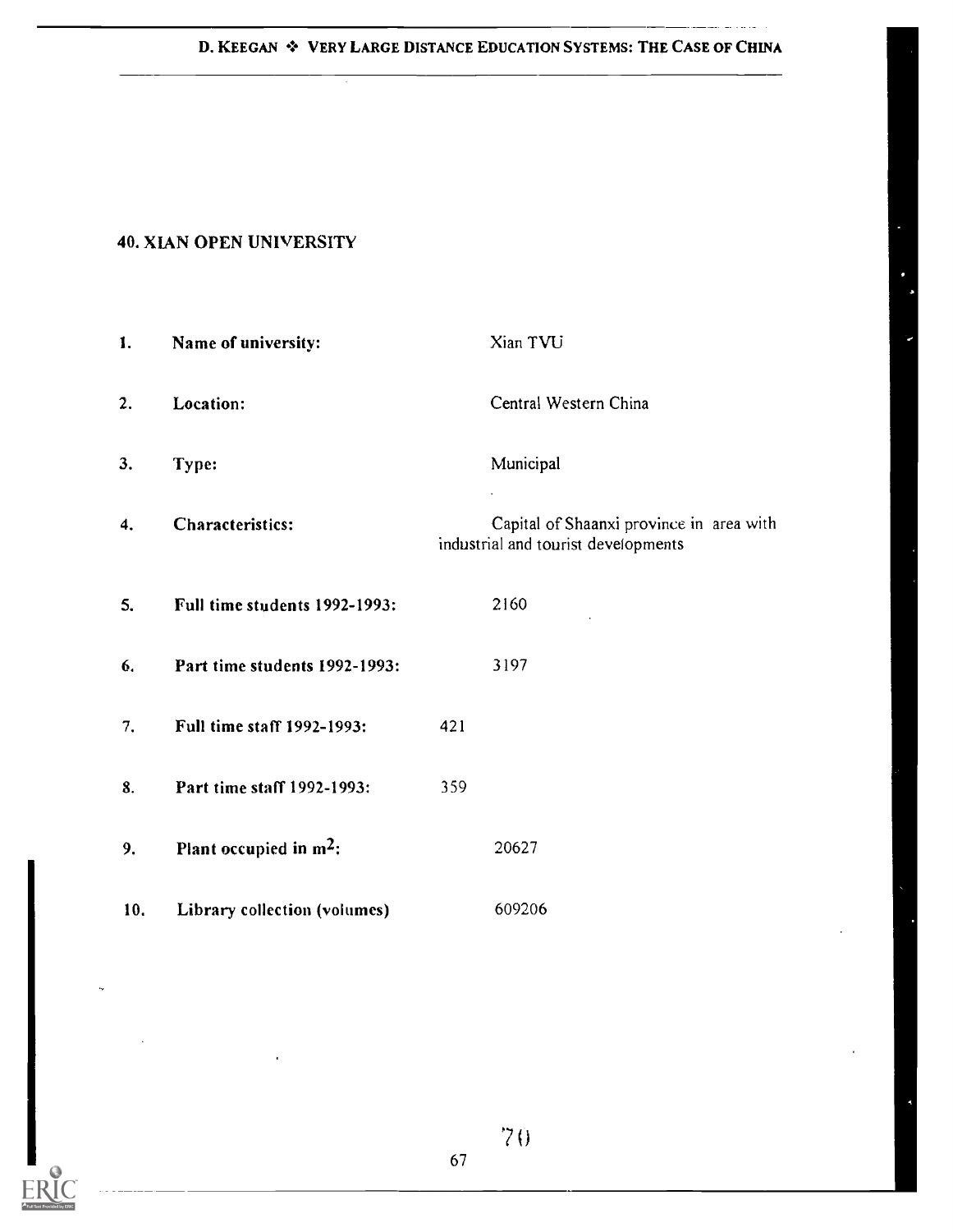## 40. XIAN OPEN UNIVERSITY

| | | |
|---|---|---|
| 1. | **Name of university:** | Xian TVU |
| 2. | **Location:** | Central Western China |
| 3. | **Type:** | Municipal |
| 4. | **Characteristics:** | Capital of Shaanxi province in area with industrial and tourist developments |
| 5. | **Full time students 1992-1993:** | 2160 |
| 6. | **Part time students 1992-1993:** | 3197 |
| 7. | **Full time staff 1992-1993:** | 421 |
| 8. | **Part time staff 1992-1993:** | 359 |
| 9. | **Plant occupied in $m^2$:** | 20627 |
| 10. | **Library collection (volumes)** | 609206 |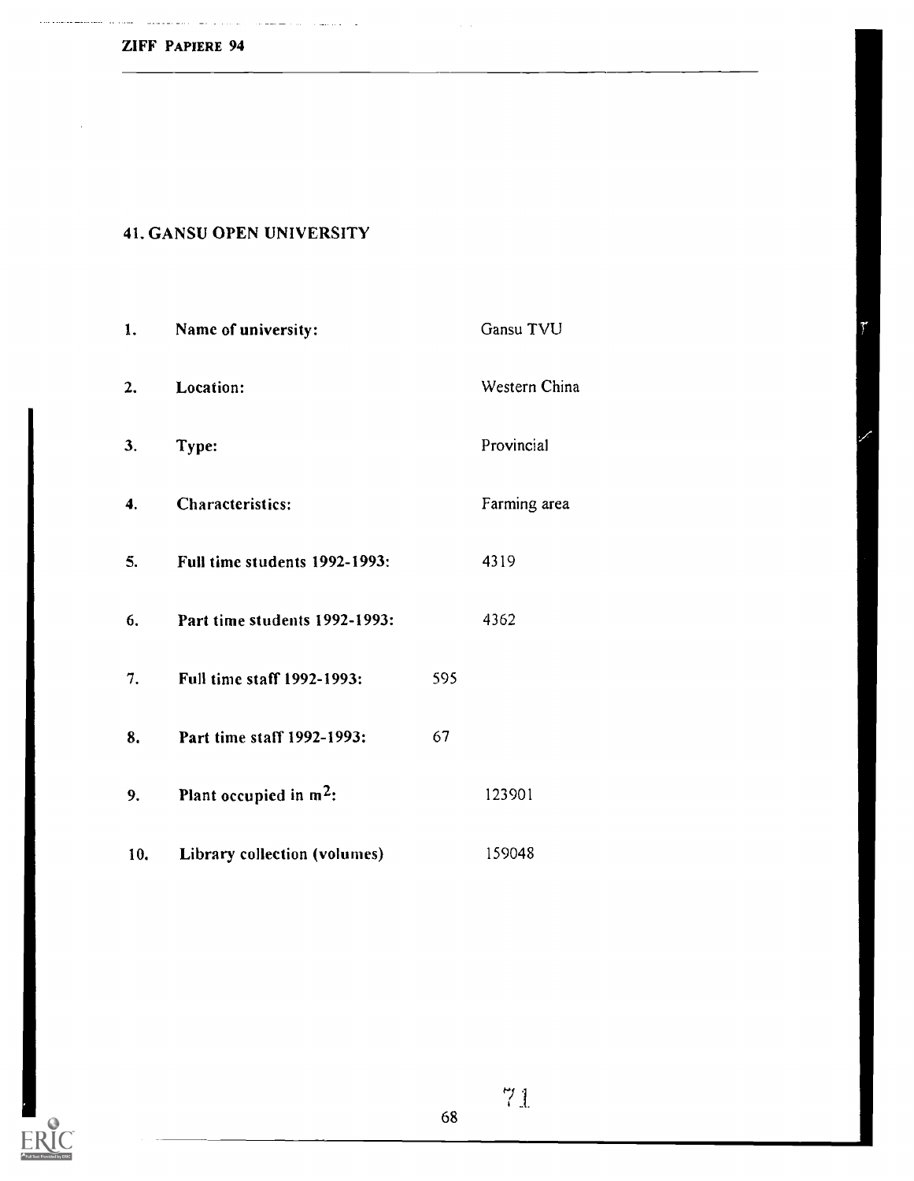## 41. GANSU OPEN UNIVERSITY

1. **Name of university:** Gansu TVU
2. **Location:** Western China
3. **Type:** Provincial
4. **Characteristics:** Farming area
5. **Full time students 1992-1993:** 4319
6. **Part time students 1992-1993:** 4362
7. **Full time staff 1992-1993:** 595
8. **Part time staff 1992-1993:** 67
9. **Plant occupied in $m^2$:** 123901
10. **Library collection (volumes)** 159048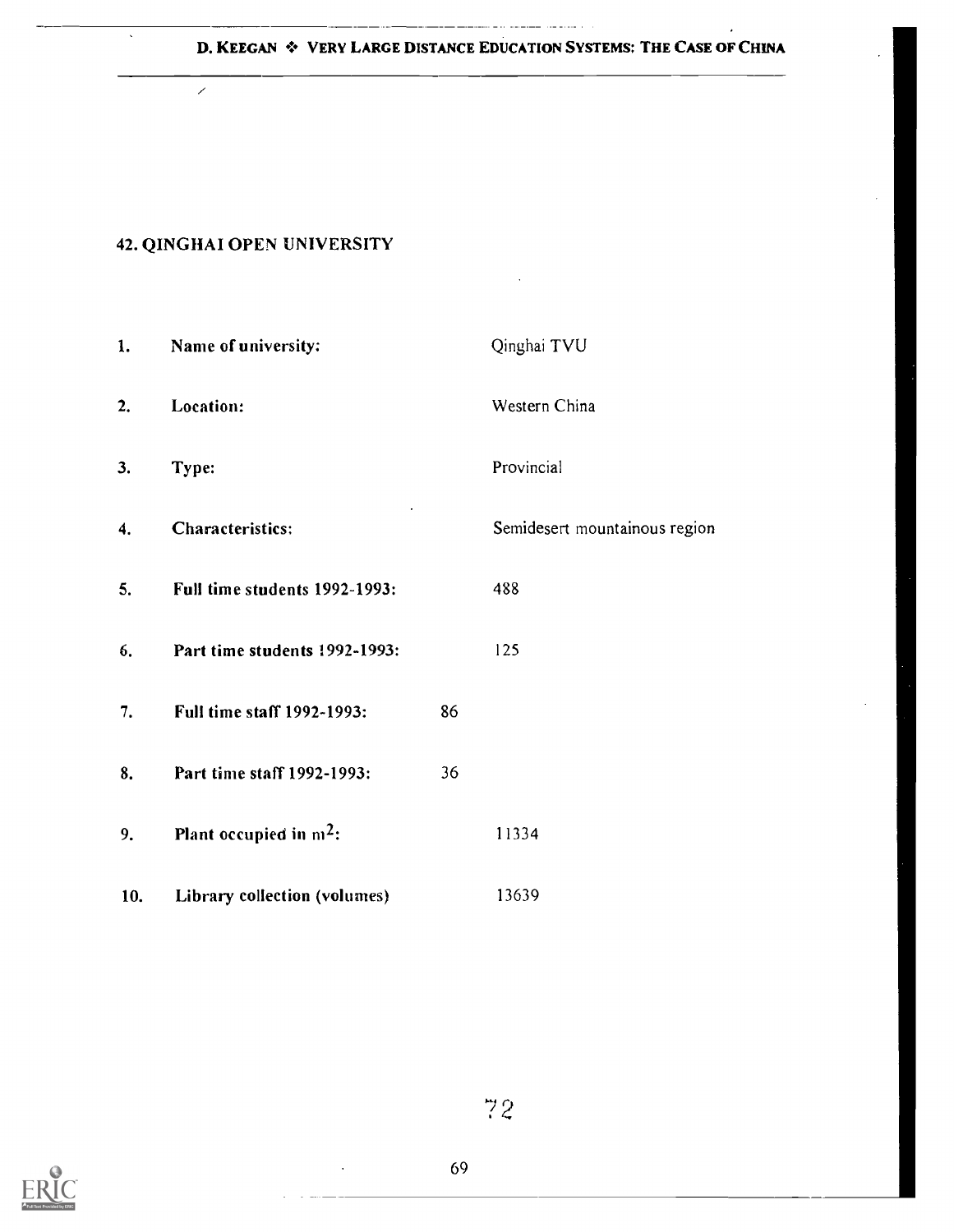## 42. QINGHAI OPEN UNIVERSITY

1. **Name of university:** Qinghai TVU
2. **Location:** Western China
3. **Type:** Provincial
4. **Characteristics:** Semidesert mountainous region
5. **Full time students 1992-1993:** 488
6. **Part time students 1992-1993:** 125
7. **Full time staff 1992-1993:** 86
8. **Part time staff 1992-1993:** 36
9. **Plant occupied in $m^2$:** 11334
10. **Library collection (volumes)** 13639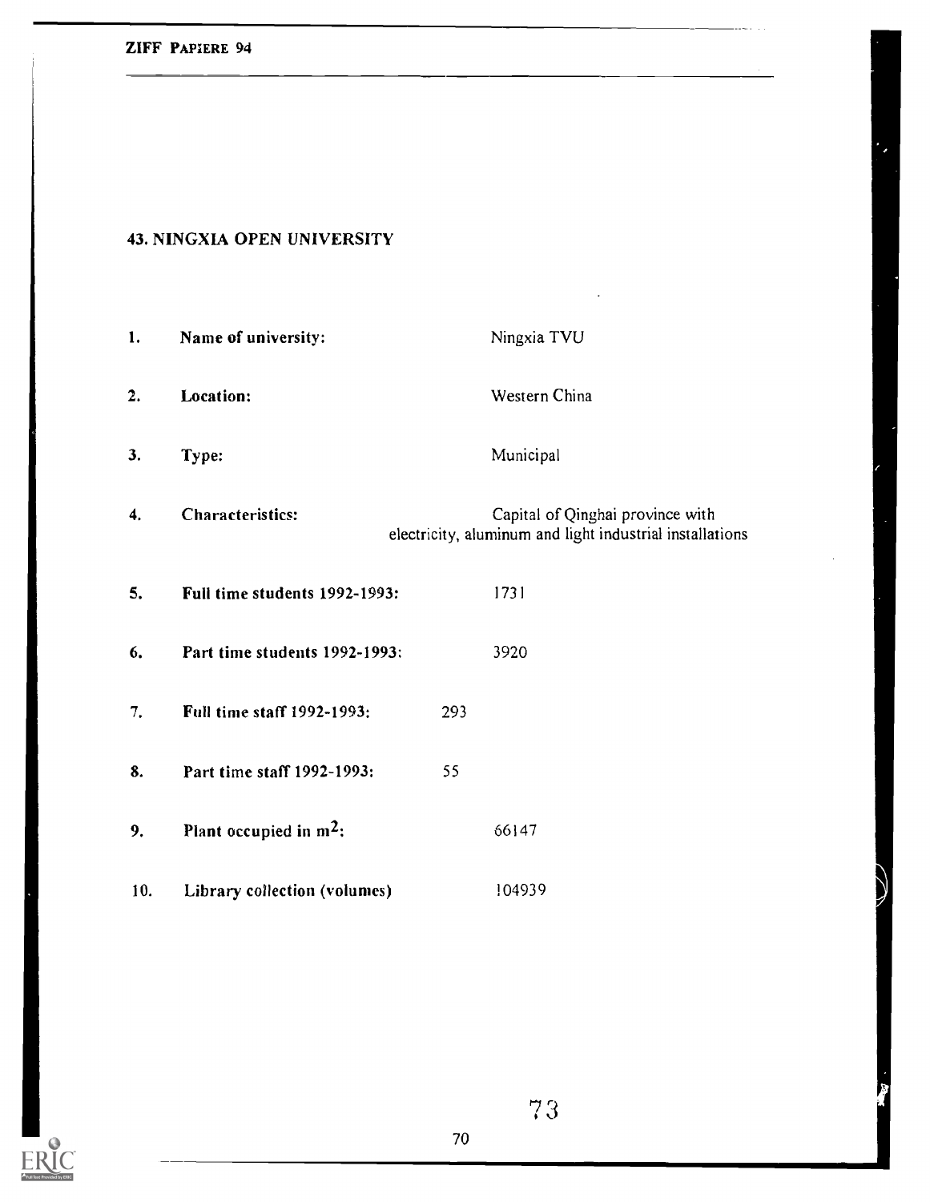## 43. NINGXIA OPEN UNIVERSITY

| | | |
|---|---|---|
| 1. | **Name of university:** | Ningxia TVU |
| 2. | **Location:** | Western China |
| 3. | **Type:** | Municipal |
| 4. | **Characteristics:** | Capital of Qinghai province with electricity, aluminum and light industrial installations |
| 5. | **Full time students 1992-1993:** | 1731 |
| 6. | **Part time students 1992-1993:** | 3920 |
| 7. | **Full time staff 1992-1993:** | 293 |
| 8. | **Part time staff 1992-1993:** | 55 |
| 9. | **Plant occupied in $m^2$:** | 66147 |
| 10. | **Library collection (volumes)** | 104939 |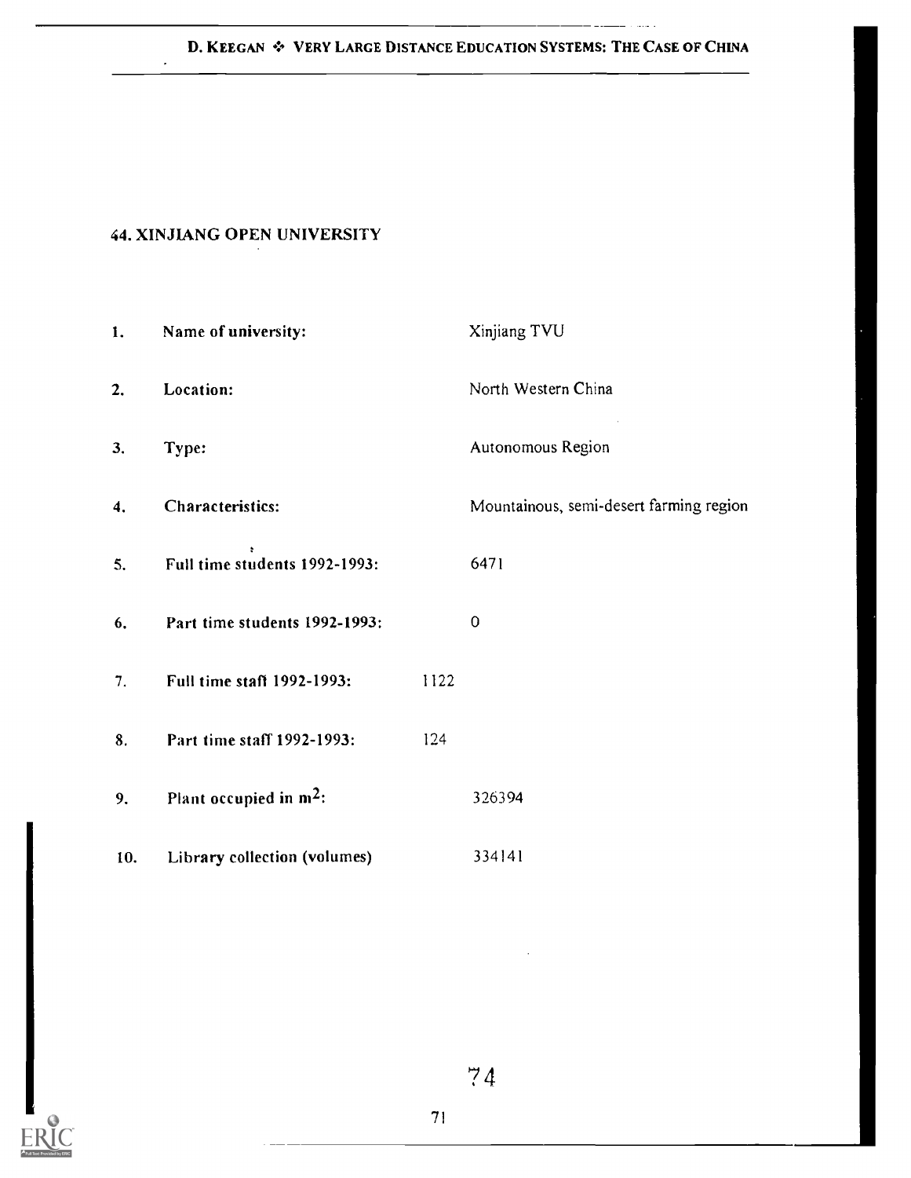## 44. XINJIANG OPEN UNIVERSITY

| | | |
|---|---|---|
| 1. | Name of university: | Xinjiang TVU |
| 2. | Location: | North Western China |
| 3. | Type: | Autonomous Region |
| 4. | Characteristics: | Mountainous, semi-desert farming region |
| 5. | Full time students 1992-1993: | 6471 |
| 6. | Part time students 1992-1993: | 0 |
| 7. | Full time staff 1992-1993: | 1122 |
| 8. | Part time staff 1992-1993: | 124 |
| 9. | Plant occupied in $m^2$: | 326394 |
| 10. | Library collection (volumes) | 334141 |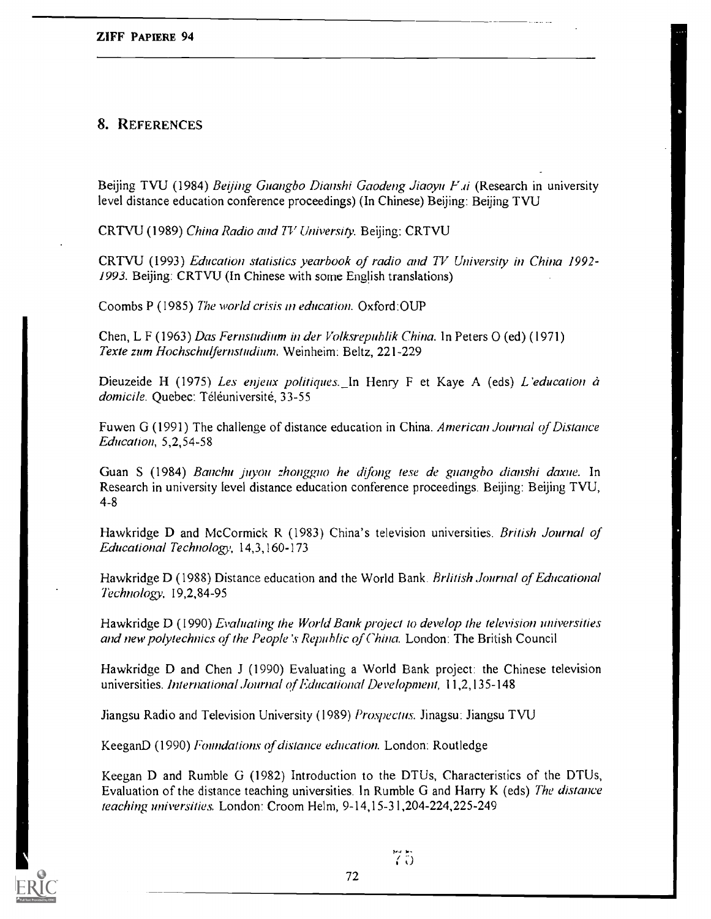## 8. REFERENCES

Beijing TVU (1984) *Beijing Guangbo Dianshi Gaodeng Jiaoyu F.ai* (Research in university level distance education conference proceedings) (In Chinese) Beijing: Beijing TVU

CRTVU (1989) *China Radio and TV University*. Beijing: CRTVU

CRTVU (1993) *Education statistics yearbook of radio and TV University in China 1992-1993*. Beijing: CRTVU (In Chinese with some English translations)

Coombs P (1985) *The world crisis in education*. Oxford:OUP

Chen, L F (1963) *Das Fernstudium in der Volksrepublik China*. In Peters O (ed) (1971) *Texte zum Hochschulfernstudium*. Weinheim: Beltz, 221-229

Dieuzeide H (1975) *Les enjeux politiques*. In Henry F et Kaye A (eds) *L'education à domicile*. Quebec: Téléuniversité, 33-55

Fuwen G (1991) The challenge of distance education in China. *American Journal of Distance Education*, 5,2,54-58

Guan S (1984) *Banchu juyou zhongguo he difong tese de guangbo dianshi daxue*. In Research in university level distance education conference proceedings. Beijing: Beijing TVU, 4-8

Hawkridge D and McCormick R (1983) China's television universities. *British Journal of Educational Technology*, 14,3,160-173

Hawkridge D (1988) Distance education and the World Bank. *Brlitish Journal of Educational Technology*, 19,2,84-95

Hawkridge D (1990) *Evaluating the World Bank project to develop the television universities and new polytechnics of the People's Republic of China*. London: The British Council

Hawkridge D and Chen J (1990) Evaluating a World Bank project: the Chinese television universities. *International Journal of Educational Development*, 11,2,135-148

Jiangsu Radio and Television University (1989) *Prospectus*. Jinagsu: Jiangsu TVU

KeeganD (1990) *Foundations of distance education*. London: Routledge

Keegan D and Rumble G (1982) Introduction to the DTUs, Characteristics of the DTUs, Evaluation of the distance teaching universities. In Rumble G and Harry K (eds) *The distance teaching universities*. London: Croom Helm, 9-14,15-31,204-224,225-249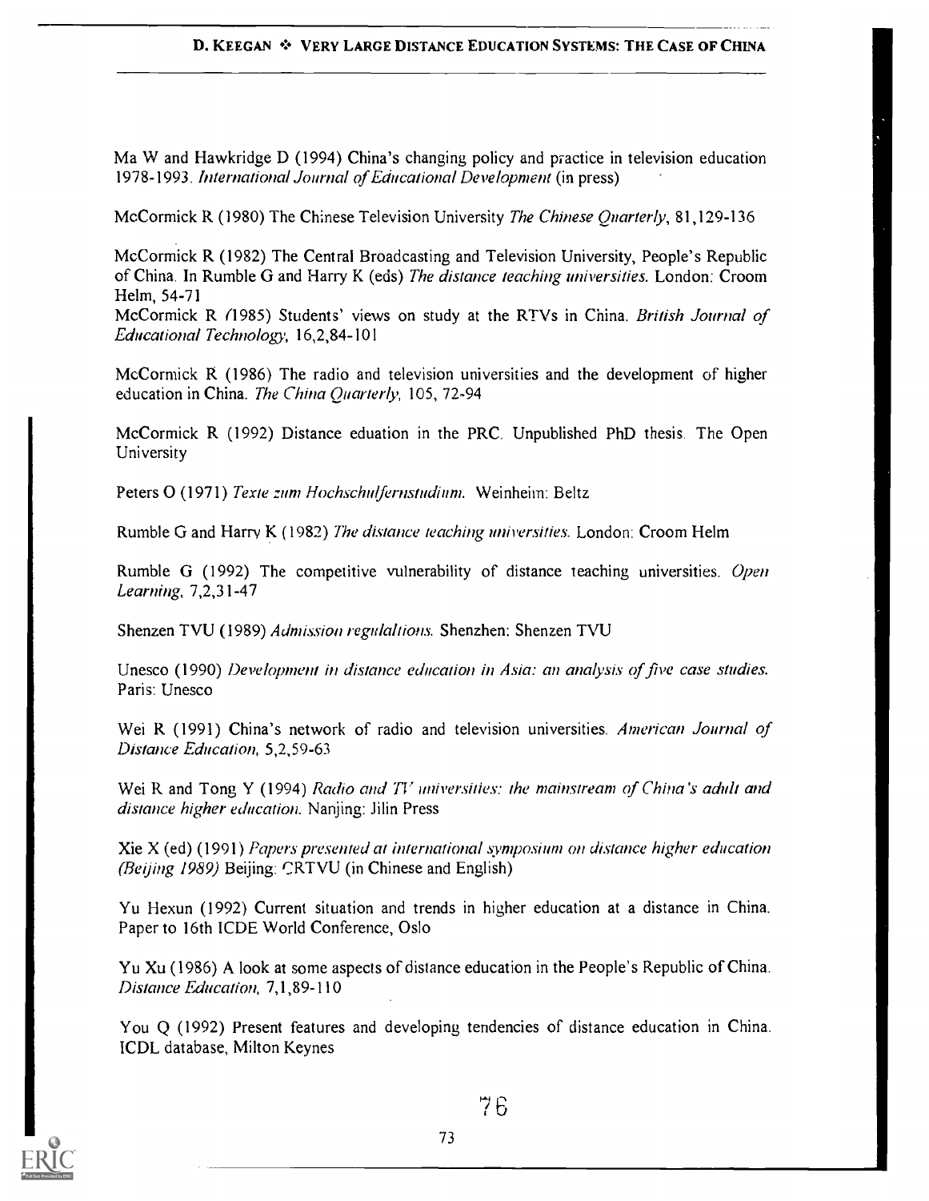Ma W and Hawkridge D (1994) China's changing policy and practice in television education 1978-1993. *International Journal of Educational Development* (in press)

McCormick R (1980) The Chinese Television University *The Chinese Quarterly*, 81,129-136

McCormick R (1982) The Central Broadcasting and Television University, People's Republic of China. In Rumble G and Harry K (eds) *The distance teaching universities*. London: Croom Helm, 54-71

McCormick R (1985) Students' views on study at the RTVs in China. *British Journal of Educational Technology*, 16,2,84-101

McCormick R (1986) The radio and television universities and the development of higher education in China. *The China Quarterly*, 105, 72-94

McCormick R (1992) Distance eduation in the PRC. Unpublished PhD thesis. The Open University

Peters O (1971) *Texte zum Hochschulfernstudium*. Weinheim: Beltz

Rumble G and Harry K (1982) *The distance teaching universities*. London: Croom Helm

Rumble G (1992) The competitive vulnerability of distance teaching universities. *Open Learning*, 7,2,31-47

Shenzen TVU (1989) *Admission regulaltions*. Shenzhen: Shenzen TVU

Unesco (1990) *Development in distance education in Asia: an analysis of five case studies*. Paris: Unesco

Wei R (1991) China's network of radio and television universities. *American Journal of Distance Education*, 5,2,59-63

Wei R and Tong Y (1994) *Radio and TV universities: the mainstream of China's adult and distance higher education*. Nanjing: Jilin Press

Xie X (ed) (1991) *Papers presented at international symposium on distance higher education (Beijing 1989)* Beijing: CRTVU (in Chinese and English)

Yu Hexun (1992) Current situation and trends in higher education at a distance in China. Paper to 16th ICDE World Conference, Oslo

Yu Xu (1986) A look at some aspects of distance education in the People's Republic of China. *Distance Education*, 7,1,89-110

You Q (1992) Present features and developing tendencies of distance education in China. ICDL database, Milton Keynes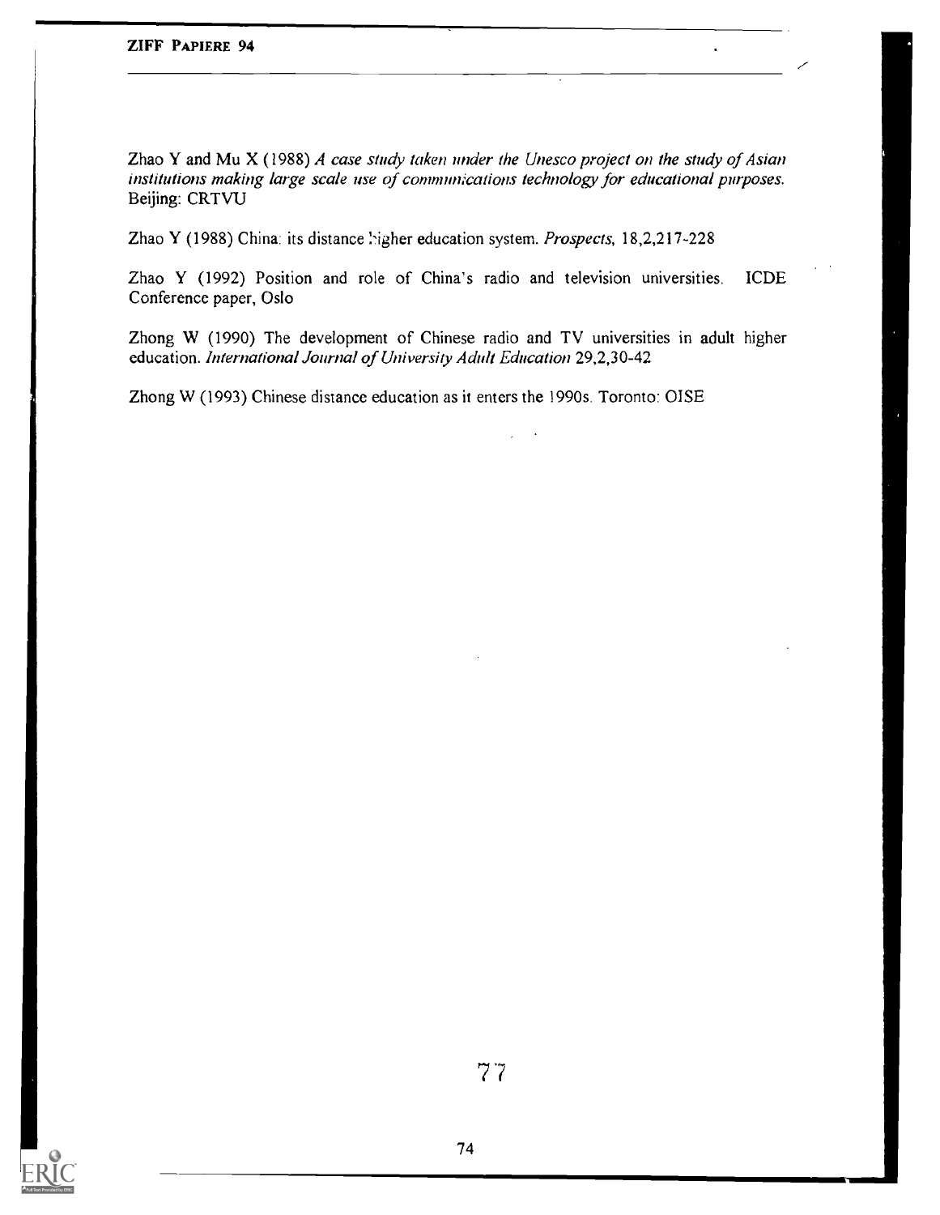Zhao Y and Mu X (1988) *A case study taken under the Unesco project on the study of Asian institutions making large scale use of communications technology for educational purposes.* Beijing: CRTVU

Zhao Y (1988) China: its distance higher education system. *Prospects,* 18,2,217-228

Zhao Y (1992) Position and role of China's radio and television universities. ICDE Conference paper, Oslo

Zhong W (1990) The development of Chinese radio and TV universities in adult higher education. *International Journal of University Adult Education* 29,2,30-42

Zhong W (1993) Chinese distance education as it enters the 1990s. Toronto: OISE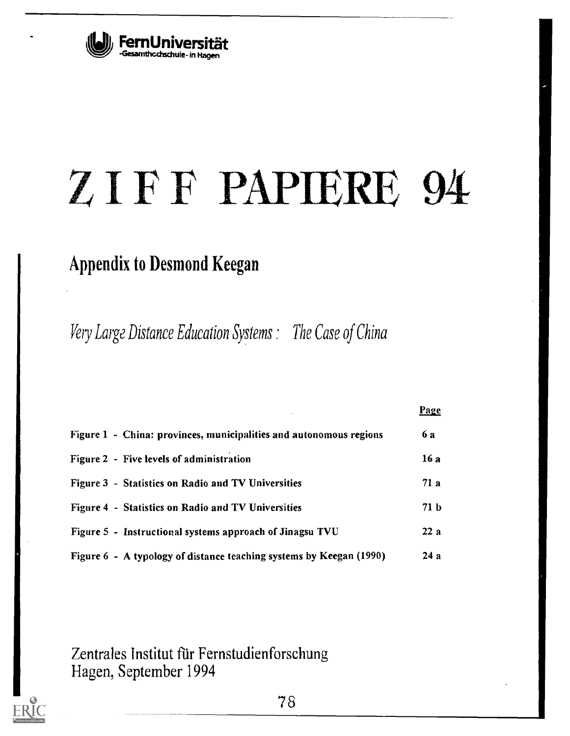FernUniversität
-Gesamthochschule- in Hagen

# ZIFF PAPIERE 94

## Appendix to Desmond Keegan

*Very Large Distance Education Systems: The Case of China*

| | Page |
|---|---|
| **Figure 1 - China: provinces, municipalities and autonomous regions** | **6 a** |
| **Figure 2 - Five levels of administration** | **16 a** |
| **Figure 3 - Statistics on Radio and TV Universities** | **71 a** |
| **Figure 4 - Statistics on Radio and TV Universities** | **71 b** |
| **Figure 5 - Instructional systems approach of Jinagsu TVU** | **22 a** |
| **Figure 6 - A typology of distance teaching systems by Keegan (1990)** | **24 a** |

Zentrales Institut für Fernstudienforschung
Hagen, September 1994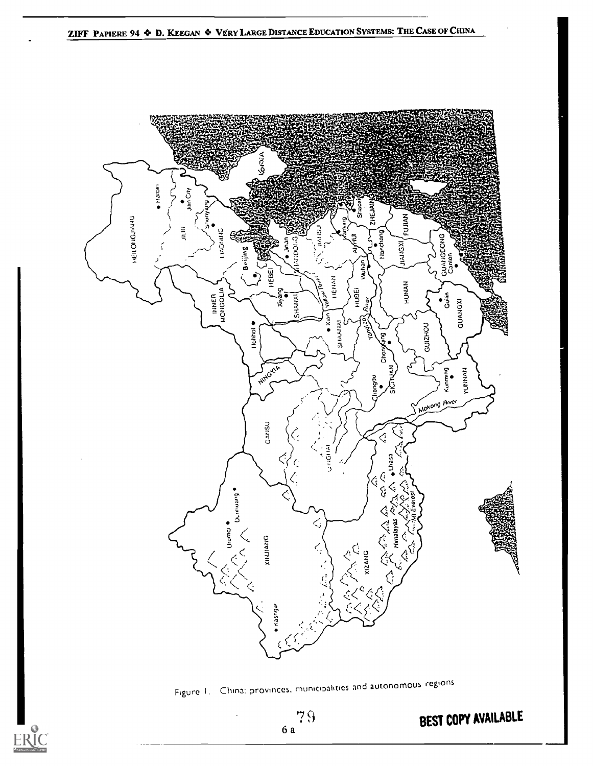Figure 1. China: provinces, municipalities and autonomous regions

BEST COPY AVAILABLE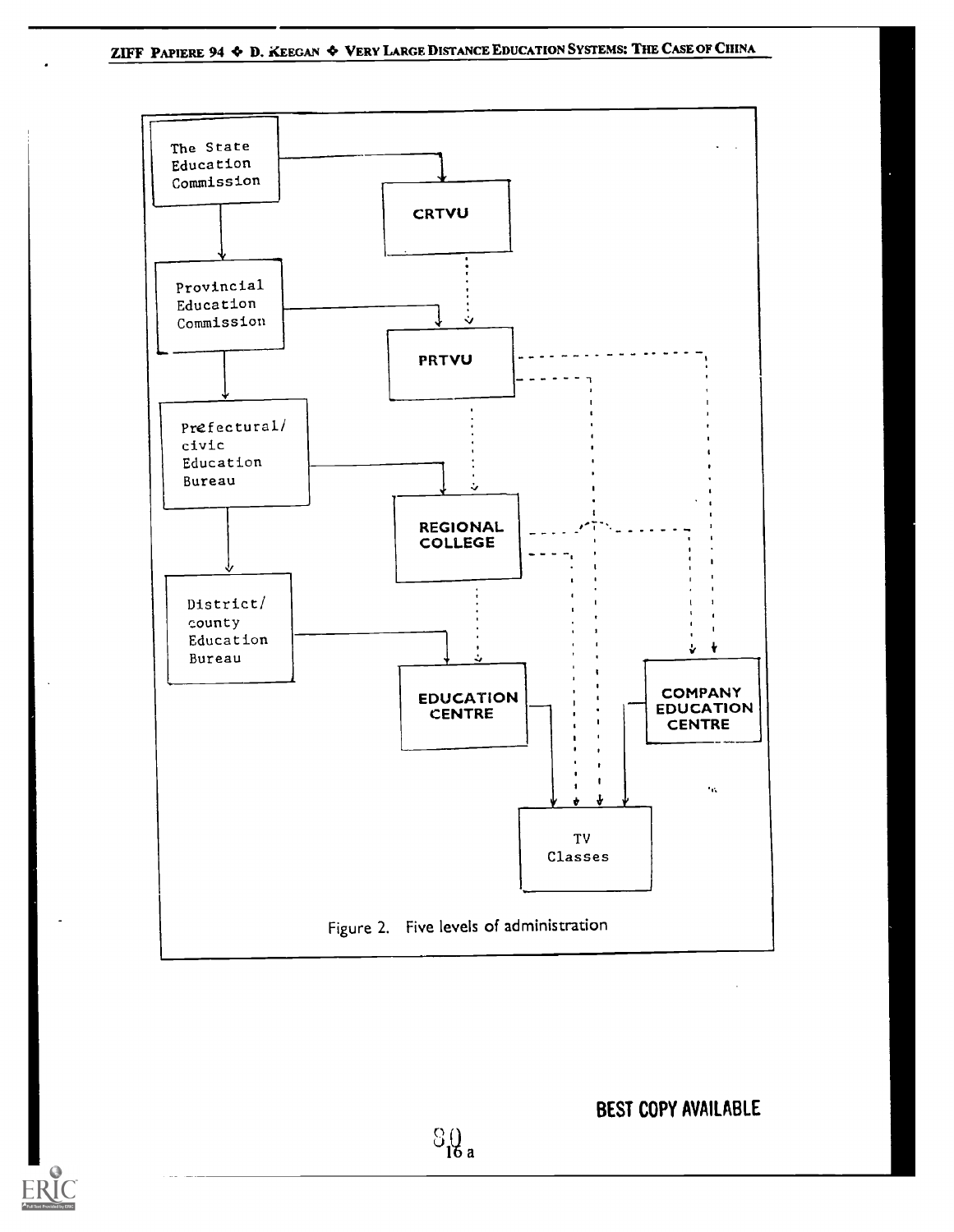The State Education Commission

CRTVU

Provincial Education Commission

PRTVU

Prefectural/ civic Education Bureau

REGIONAL COLLEGE

District/ county Education Bureau

EDUCATION CENTRE

COMPANY EDUCATION CENTRE

TV Classes

Figure 2. Five levels of administration

BEST COPY AVAILABLE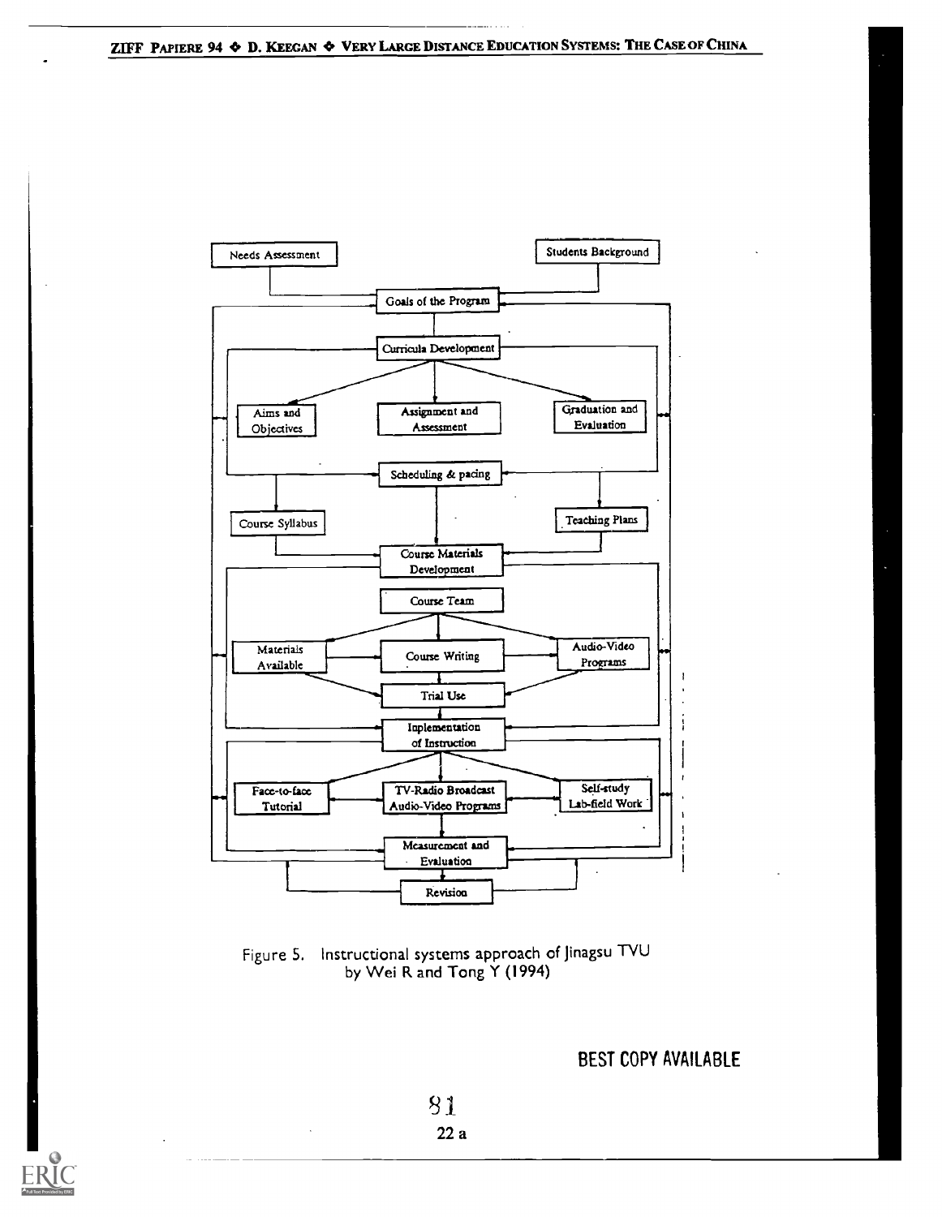Needs Assessment

Students Background

Goals of the Program

Curricula Development

Aims and Objectives

Assignment and Assessment

Graduation and Evaluation

Scheduling & pacing

Course Syllabus

Teaching Plans

Course Materials Development

Course Team

Materials Available

Course Writing

Audio-Video Programs

Trial Use

Inplementation of Instruction

Face-to-face Tutorial

TV-Radio Broadcast Audio-Video Programs

Self-study Lab-field Work

Measurement and Evaluation

Revision

Figure 5. Instructional systems approach of Jinagsu TVU by Wei R and Tong Y (1994)

BEST COPY AVAILABLE

22 a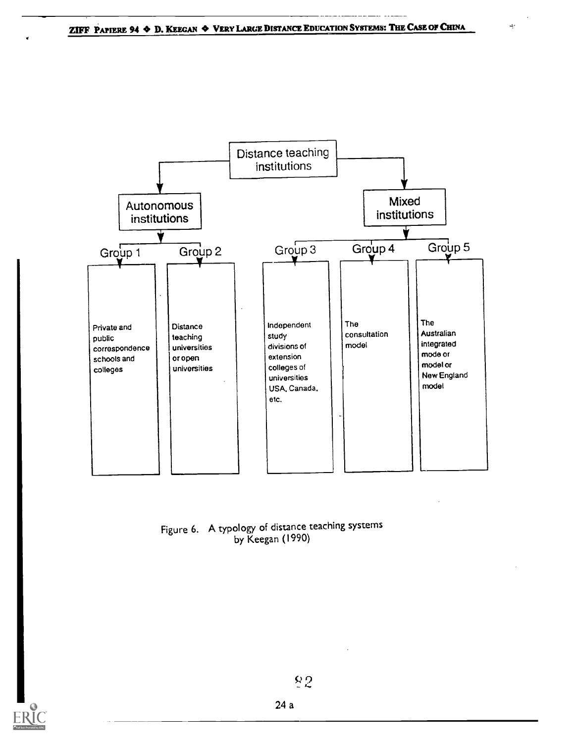Distance teaching institutions

- Autonomous institutions
  - Group 1: Private and public correspondence schools and colleges
  - Group 2: Distance teaching universities or open universities
- Mixed institutions
  - Group 3: Independent study divisions of extension colleges of universities USA, Canada, etc.
  - Group 4: The consultation model
  - Group 5: The Australian integrated mode or model or New England model

Figure 6. A typology of distance teaching systems by Keegan (1990)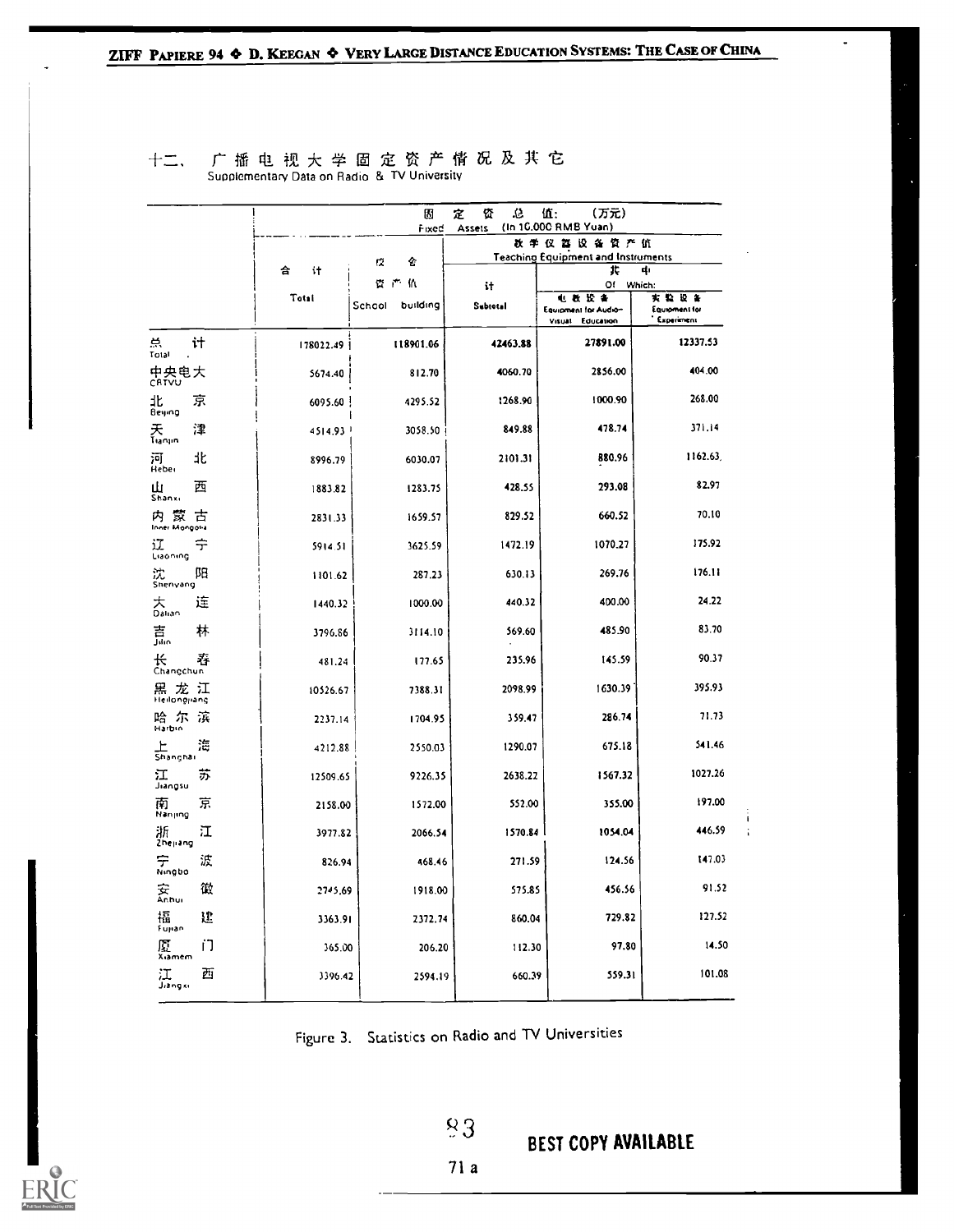## 十二、 广播电视大学固定资产情况及其它

Supplementary Data on Radio & TV University

| | 固定资总值：(万元) Fixed Assets (In 10,000 RMB Yuan) | | | | |
|---|---|---|---|---|---|
| | | | 教学仪器设备资产价 Teaching Equipment and Instruments | | |
| | | | | 其中 Of Which: | |
| | 合计 Total | 校舍资产价 School building | 计 Subtotal | 电教设备 Equipment for Audio-Visual Education | 实验设备 Equipment for Experiment |
| 总计 Total | 178022.49 | 118901.06 | 42463.88 | 27891.00 | 12337.53 |
| 中央电大 CRTVU | 5674.40 | 812.70 | 4060.70 | 2856.00 | 404.00 |
| 北京 Beijing | 6095.60 | 4295.52 | 1268.90 | 1000.90 | 268.00 |
| 天津 Tianjin | 4514.93 | 3058.50 | 849.88 | 478.74 | 371.14 |
| 河北 Hebei | 8996.79 | 6030.07 | 2101.31 | 880.96 | 1162.63 |
| 山西 Shanxi | 1883.82 | 1283.75 | 428.55 | 293.08 | 82.97 |
| 内蒙古 Inner Mongolia | 2831.33 | 1659.57 | 829.52 | 660.52 | 70.10 |
| 辽宁 Liaoning | 5914.51 | 3625.59 | 1472.19 | 1070.27 | 175.92 |
| 沈阳 Shenyang | 1101.62 | 287.23 | 630.13 | 269.76 | 176.11 |
| 大连 Dalian | 1440.32 | 1000.00 | 440.32 | 400.00 | 24.22 |
| 吉林 Jilin | 3796.86 | 3114.10 | 569.60 | 485.90 | 83.70 |
| 长春 Changchun | 481.24 | 177.65 | 235.96 | 145.59 | 90.37 |
| 黑龙江 Heilongjiang | 10526.67 | 7388.31 | 2098.99 | 1630.39 | 395.93 |
| 哈尔滨 Harbin | 2237.14 | 1704.95 | 359.47 | 286.74 | 71.73 |
| 上海 Shanghai | 4212.88 | 2550.03 | 1290.07 | 675.18 | 541.46 |
| 江苏 Jiangsu | 12509.65 | 9226.35 | 2638.22 | 1567.32 | 1027.26 |
| 南京 Nanjing | 2158.00 | 1572.00 | 552.00 | 355.00 | 197.00 |
| 浙江 Zhejiang | 3977.82 | 2066.54 | 1570.84 | 1054.04 | 446.59 |
| 宁波 Ningbo | 826.94 | 468.46 | 271.59 | 124.56 | 147.03 |
| 安徽 Anhui | 2745.69 | 1918.00 | 575.85 | 456.56 | 91.52 |
| 福建 Fujian | 3363.91 | 2372.74 | 860.04 | 729.82 | 127.52 |
| 厦门 Xiamen | 365.00 | 206.20 | 112.30 | 97.80 | 14.50 |
| 江西 Jiangxi | 3396.42 | 2594.19 | 660.39 | 559.31 | 101.08 |

Figure 3. Statistics on Radio and TV Universities

BEST COPY AVAILABLE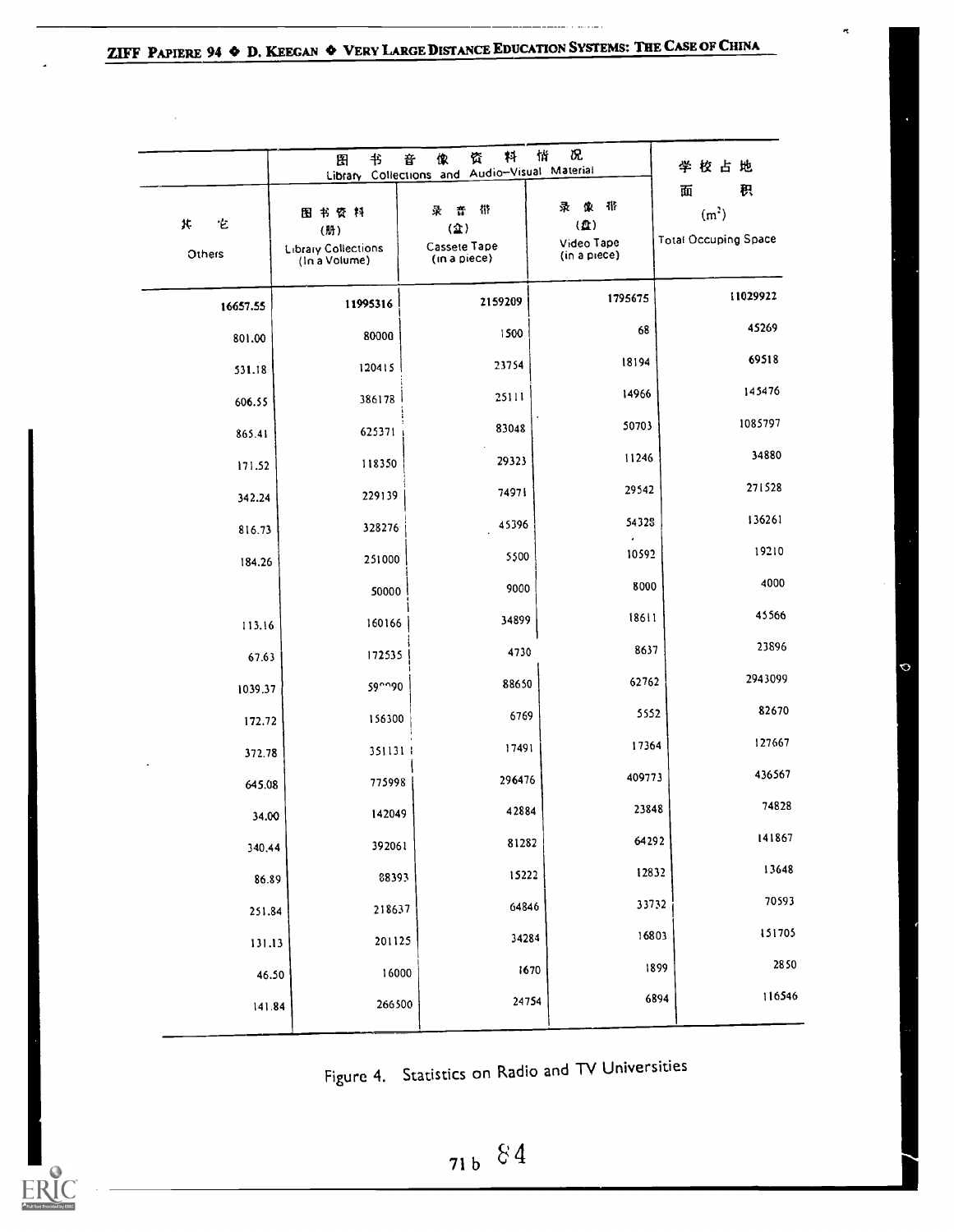| | 图书音像资料情况 Library Collections and Audio-Visual Material | | | 学校占地面积 ($m^2$) |
|---|---|---|---|---|
| 其它 Others | 图书资料 (册) Library Collections (In a Volume) | 录音带 (盒) Cassete Tape (in a piece) | 录像带 (盘) Video Tape (in a piece) | Total Occuping Space |
| 16657.55 | 11995316 | 2159209 | 1795675 | 11029922 |
| 801.00 | 80000 | 1500 | 68 | 45269 |
| 531.18 | 120415 | 23754 | 18194 | 69518 |
| 606.55 | 386178 | 25111 | 14966 | 145476 |
| 865.41 | 625371 | 83048 | 50703 | 1085797 |
| 171.52 | 118350 | 29323 | 11246 | 34880 |
| 342.24 | 229139 | 74971 | 29542 | 271528 |
| 816.73 | 328276 | 45396 | 54328 | 136261 |
| 184.26 | 251000 | 5500 | 10592 | 19210 |
| | 50000 | 9000 | 8000 | 4000 |
| 113.16 | 160166 | 34899 | 18611 | 45566 |
| 67.63 | 172535 | 4730 | 8637 | 23896 |
| 1039.37 | 59^^90 | 88650 | 62762 | 2943099 |
| 172.72 | 156300 | 6769 | 5552 | 82670 |
| 372.78 | 351131 | 17491 | 17364 | 127667 |
| 645.08 | 775998 | 296476 | 409773 | 436567 |
| 34.00 | 142049 | 42884 | 23848 | 74828 |
| 340.44 | 392061 | 81282 | 64292 | 141867 |
| 86.89 | 88393 | 15222 | 12832 | 13648 |
| 251.84 | 218637 | 64846 | 33732 | 70593 |
| 131.13 | 201125 | 34284 | 16803 | 151705 |
| 46.50 | 16000 | 1670 | 1899 | 2850 |
| 141.84 | 266500 | 24754 | 6894 | 116546 |

Figure 4. Statistics on Radio and TV Universities